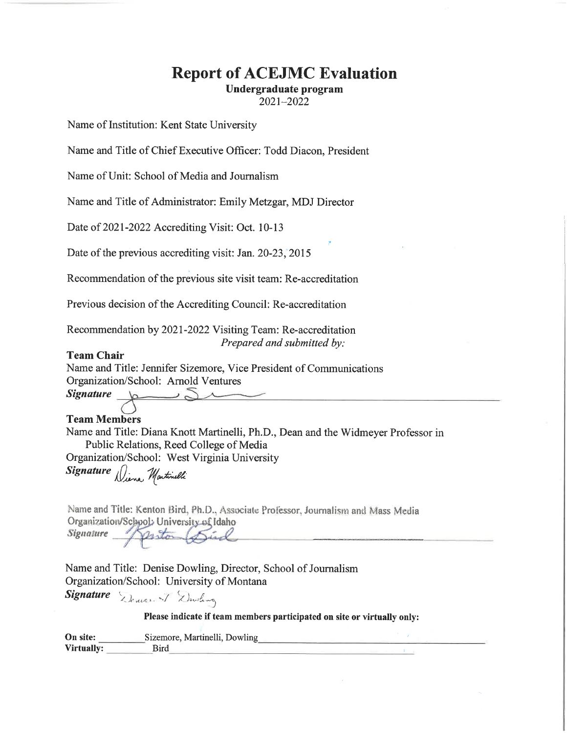# Report of ACEJMC Evaluation

**Undergraduate program**
2021–2022

Name of Institution: Kent State University

Name and Title of Chief Executive Officer: Todd Diacon, President

Name of Unit: School of Media and Journalism

Name and Title of Administrator: Emily Metzgar, MDJ Director

Date of 2021-2022 Accrediting Visit: Oct. 10-13

Date of the previous accrediting visit: Jan. 20-23, 2015

Recommendation of the previous site visit team: Re-accreditation

Previous decision of the Accrediting Council: Re-accreditation

Recommendation by 2021-2022 Visiting Team: Re-accreditation

*Prepared and submitted by:*

**Team Chair**
Name and Title: Jennifer Sizemore, Vice President of Communications
Organization/School: Arnold Ventures
***Signature*** ____________________

**Team Members**
Name and Title: Diana Knott Martinelli, Ph.D., Dean and the Widmeyer Professor in Public Relations, Reed College of Media
Organization/School: West Virginia University
***Signature*** ____________________

Name and Title: Kenton Bird, Ph.D., Associate Professor, Journalism and Mass Media
Organization/School: University of Idaho
***Signature*** ____________________

Name and Title: Denise Dowling, Director, School of Journalism
Organization/School: University of Montana
***Signature*** ____________________

**Please indicate if team members participated on site or virtually only:**

**On site:** Sizemore, Martinelli, Dowling
**Virtually:** Bird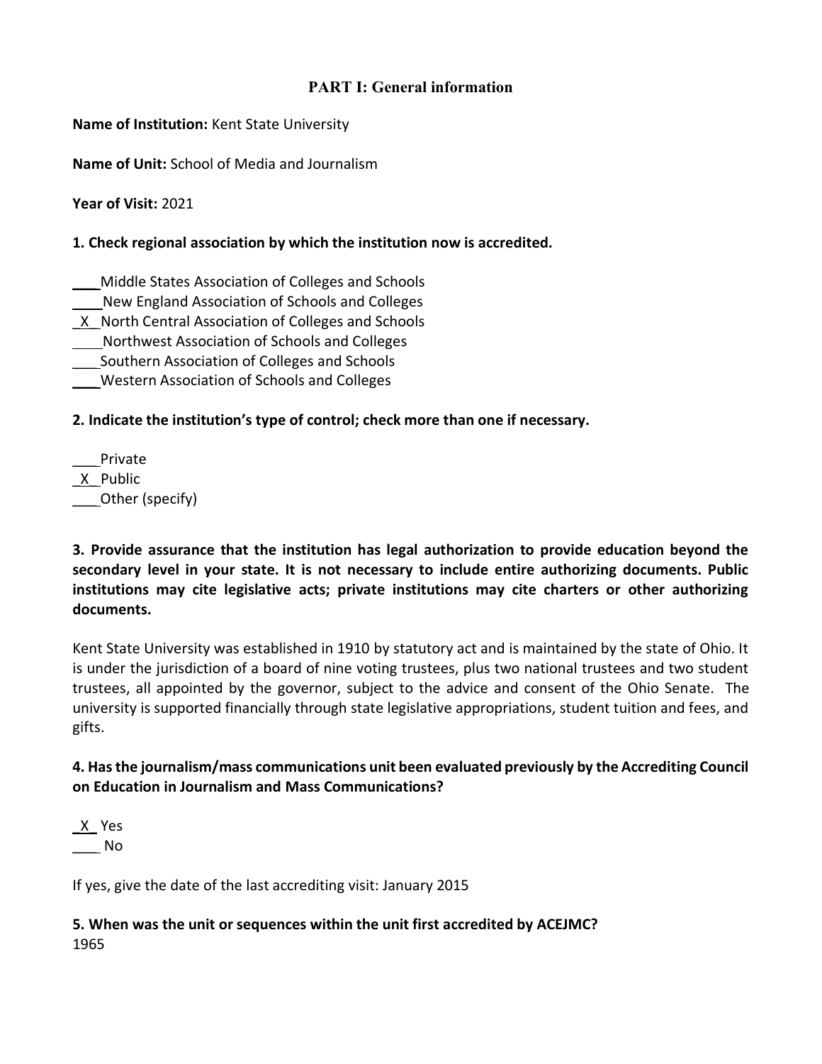## PART I: General information

**Name of Institution:** Kent State University

**Name of Unit:** School of Media and Journalism

**Year of Visit:** 2021

**1. Check regional association by which the institution now is accredited.**

___ Middle States Association of Colleges and Schools
___ New England Association of Schools and Colleges
_X_ North Central Association of Colleges and Schools
___ Northwest Association of Schools and Colleges
___ Southern Association of Colleges and Schools
___ Western Association of Schools and Colleges

**2. Indicate the institution's type of control; check more than one if necessary.**

___ Private
_X_ Public
___ Other (specify)

**3. Provide assurance that the institution has legal authorization to provide education beyond the secondary level in your state. It is not necessary to include entire authorizing documents. Public institutions may cite legislative acts; private institutions may cite charters or other authorizing documents.**

Kent State University was established in 1910 by statutory act and is maintained by the state of Ohio. It is under the jurisdiction of a board of nine voting trustees, plus two national trustees and two student trustees, all appointed by the governor, subject to the advice and consent of the Ohio Senate. The university is supported financially through state legislative appropriations, student tuition and fees, and gifts.

**4. Has the journalism/mass communications unit been evaluated previously by the Accrediting Council on Education in Journalism and Mass Communications?**

_X_ Yes
___ No

If yes, give the date of the last accrediting visit: January 2015

**5. When was the unit or sequences within the unit first accredited by ACEJMC?**
1965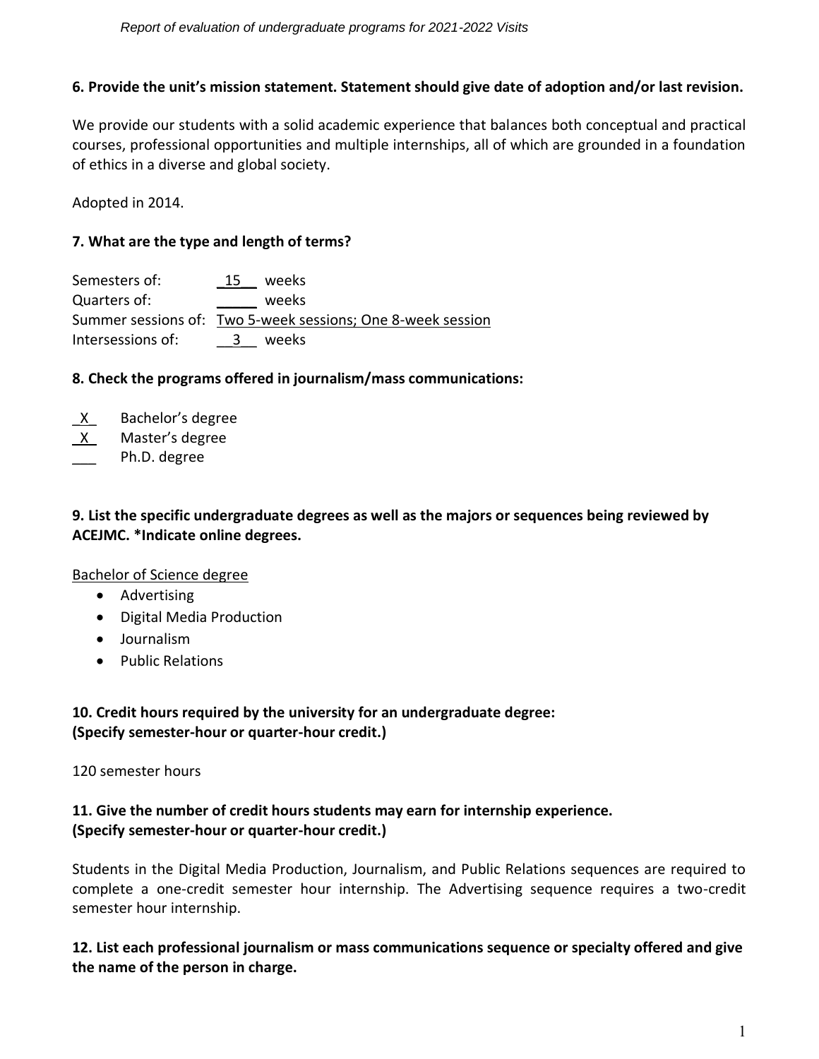**6. Provide the unit's mission statement. Statement should give date of adoption and/or last revision.**

We provide our students with a solid academic experience that balances both conceptual and practical courses, professional opportunities and multiple internships, all of which are grounded in a foundation of ethics in a diverse and global society.

Adopted in 2014.

**7. What are the type and length of terms?**

Semesters of: 15 weeks
Quarters of: _____ weeks
Summer sessions of: Two 5-week sessions; One 8-week session
Intersessions of: 3 weeks

**8. Check the programs offered in journalism/mass communications:**

X Bachelor's degree
X Master's degree
___ Ph.D. degree

**9. List the specific undergraduate degrees as well as the majors or sequences being reviewed by ACEJMC. *Indicate online degrees.**

Bachelor of Science degree

- Advertising
- Digital Media Production
- Journalism
- Public Relations

**10. Credit hours required by the university for an undergraduate degree: (Specify semester-hour or quarter-hour credit.)**

120 semester hours

**11. Give the number of credit hours students may earn for internship experience. (Specify semester-hour or quarter-hour credit.)**

Students in the Digital Media Production, Journalism, and Public Relations sequences are required to complete a one-credit semester hour internship. The Advertising sequence requires a two-credit semester hour internship.

**12. List each professional journalism or mass communications sequence or specialty offered and give the name of the person in charge.**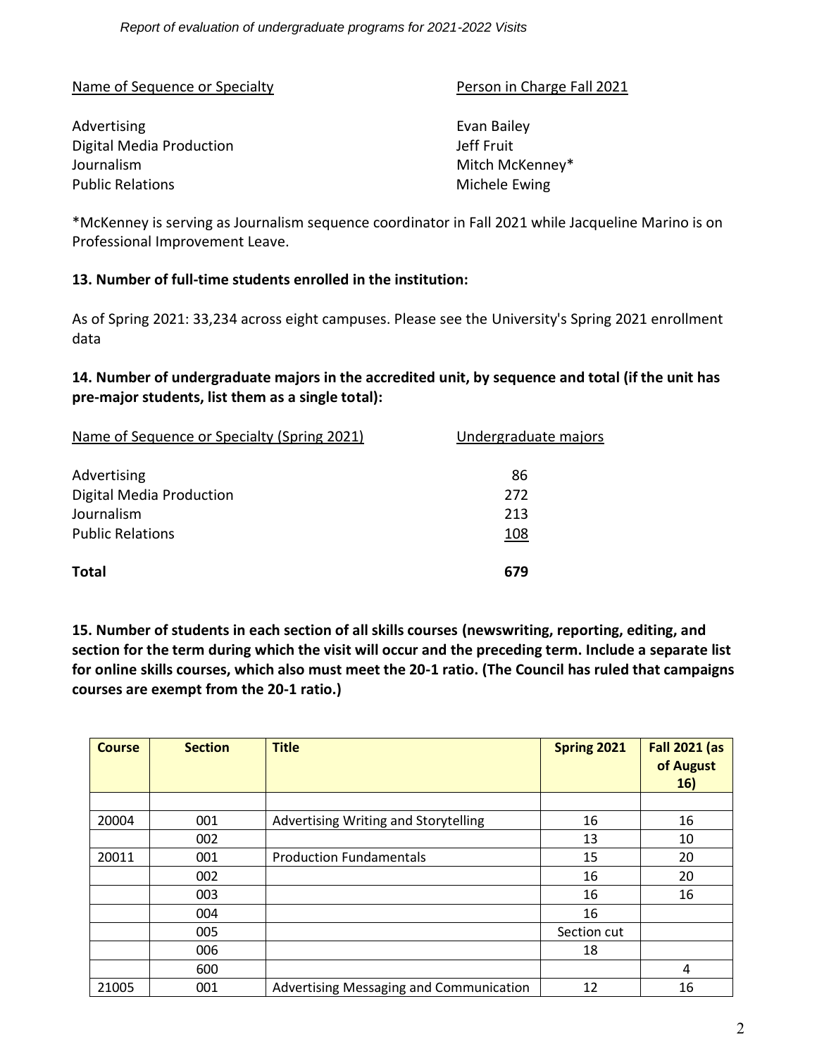| Name of Sequence or Specialty | Person in Charge Fall 2021 |
|---|---|
| Advertising | Evan Bailey |
| Digital Media Production | Jeff Fruit |
| Journalism | Mitch McKenney* |
| Public Relations | Michele Ewing |

*McKenney is serving as Journalism sequence coordinator in Fall 2021 while Jacqueline Marino is on Professional Improvement Leave.

**13. Number of full-time students enrolled in the institution:**

As of Spring 2021: 33,234 across eight campuses. Please see the University's Spring 2021 enrollment data

**14. Number of undergraduate majors in the accredited unit, by sequence and total (if the unit has pre-major students, list them as a single total):**

| Name of Sequence or Specialty (Spring 2021) | Undergraduate majors |
|---|---|
| Advertising | 86 |
| Digital Media Production | 272 |
| Journalism | 213 |
| Public Relations | 108 |
| **Total** | **679** |

**15. Number of students in each section of all skills courses (newswriting, reporting, editing, and section for the term during which the visit will occur and the preceding term. Include a separate list for online skills courses, which also must meet the 20-1 ratio. (The Council has ruled that campaigns courses are exempt from the 20-1 ratio.)**

| Course | Section | Title | Spring 2021 | Fall 2021 (as of August 16) |
|---|---|---|---|---|
| | | | | |
| 20004 | 001 | Advertising Writing and Storytelling | 16 | 16 |
| | 002 | | 13 | 10 |
| 20011 | 001 | Production Fundamentals | 15 | 20 |
| | 002 | | 16 | 20 |
| | 003 | | 16 | 16 |
| | 004 | | 16 | |
| | 005 | | Section cut | |
| | 006 | | 18 | |
| | 600 | | | 4 |
| 21005 | 001 | Advertising Messaging and Communication | 12 | 16 |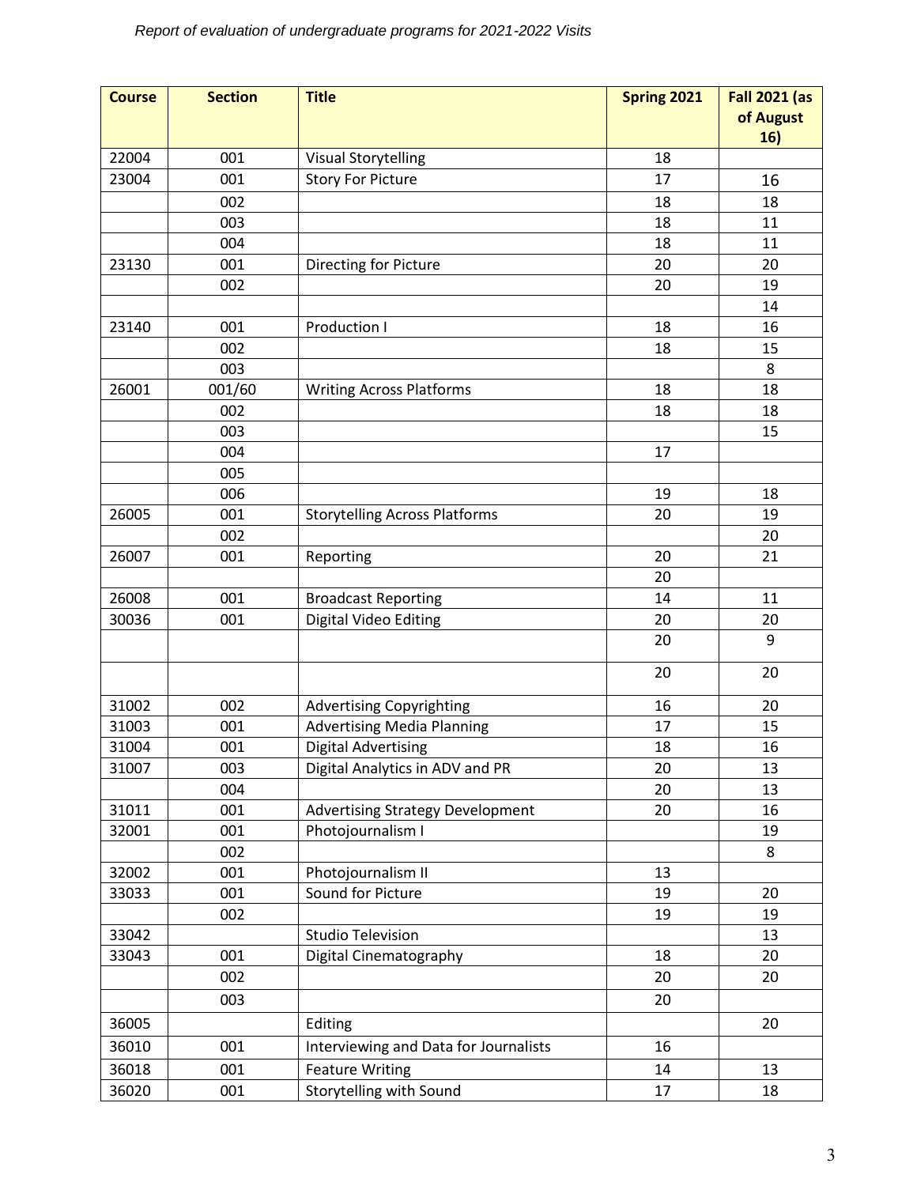| Course | Section | Title | Spring 2021 | Fall 2021 (as of August 16) |
|---|---|---|---|---|
| 22004 | 001 | Visual Storytelling | 18 | |
| 23004 | 001 | Story For Picture | 17 | 16 |
| | 002 | | 18 | 18 |
| | 003 | | 18 | 11 |
| | 004 | | 18 | 11 |
| 23130 | 001 | Directing for Picture | 20 | 20 |
| | 002 | | 20 | 19 |
| | | | | 14 |
| 23140 | 001 | Production I | 18 | 16 |
| | 002 | | 18 | 15 |
| | 003 | | | 8 |
| 26001 | 001/60 | Writing Across Platforms | 18 | 18 |
| | 002 | | 18 | 18 |
| | 003 | | | 15 |
| | 004 | | 17 | |
| | 005 | | | |
| | 006 | | 19 | 18 |
| 26005 | 001 | Storytelling Across Platforms | 20 | 19 |
| | 002 | | | 20 |
| 26007 | 001 | Reporting | 20 | 21 |
| | | | 20 | |
| 26008 | 001 | Broadcast Reporting | 14 | 11 |
| 30036 | 001 | Digital Video Editing | 20 | 20 |
| | | | 20 | 9 |
| | | | 20 | 20 |
| 31002 | 002 | Advertising Copyrighting | 16 | 20 |
| 31003 | 001 | Advertising Media Planning | 17 | 15 |
| 31004 | 001 | Digital Advertising | 18 | 16 |
| 31007 | 003 | Digital Analytics in ADV and PR | 20 | 13 |
| | 004 | | 20 | 13 |
| 31011 | 001 | Advertising Strategy Development | 20 | 16 |
| 32001 | 001 | Photojournalism I | | 19 |
| | 002 | | | 8 |
| 32002 | 001 | Photojournalism II | 13 | |
| 33033 | 001 | Sound for Picture | 19 | 20 |
| | 002 | | 19 | 19 |
| 33042 | | Studio Television | | 13 |
| 33043 | 001 | Digital Cinematography | 18 | 20 |
| | 002 | | 20 | 20 |
| | 003 | | 20 | |
| 36005 | | Editing | | 20 |
| 36010 | 001 | Interviewing and Data for Journalists | 16 | |
| 36018 | 001 | Feature Writing | 14 | 13 |
| 36020 | 001 | Storytelling with Sound | 17 | 18 |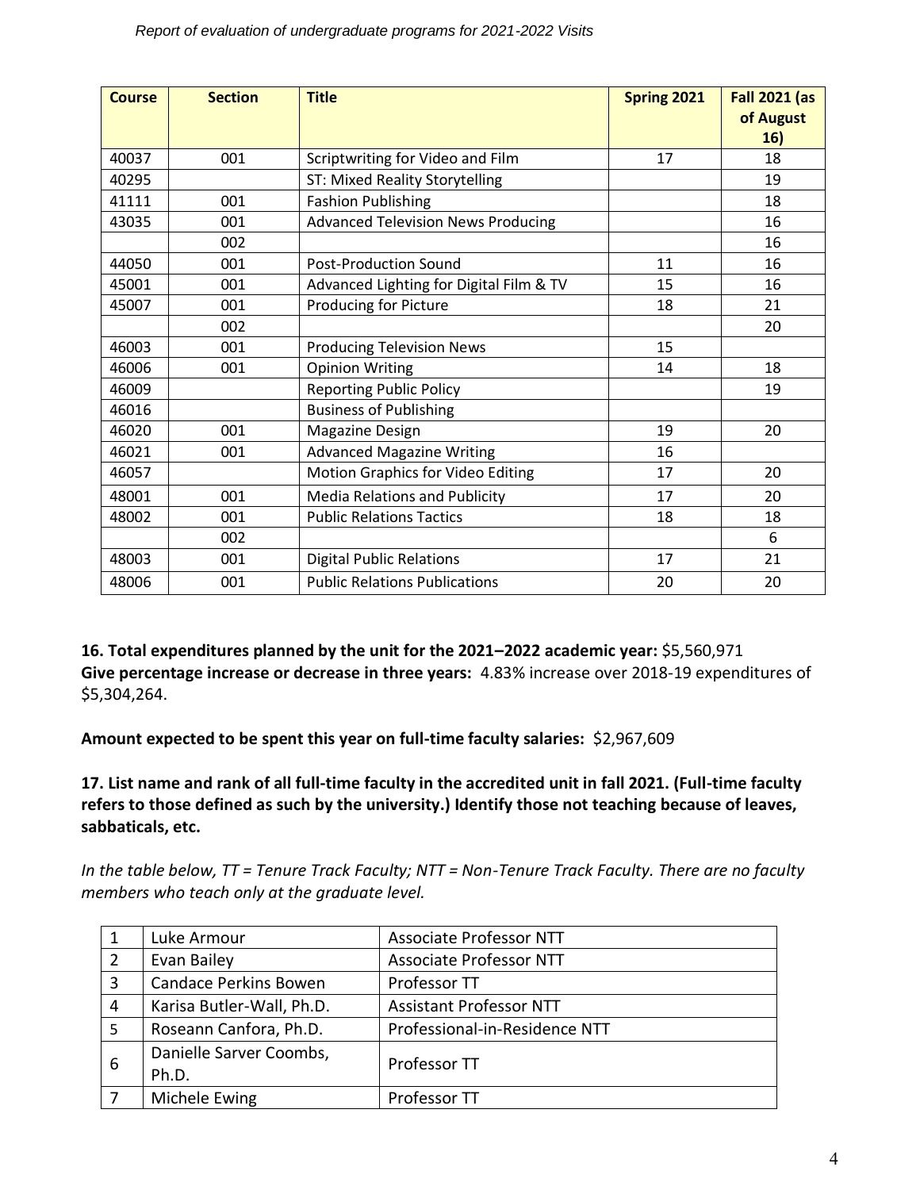| Course | Section | Title | Spring 2021 | Fall 2021 (as of August 16) |
|---|---|---|---|---|
| 40037 | 001 | Scriptwriting for Video and Film | 17 | 18 |
| 40295 | | ST: Mixed Reality Storytelling | | 19 |
| 41111 | 001 | Fashion Publishing | | 18 |
| 43035 | 001 | Advanced Television News Producing | | 16 |
| | 002 | | | 16 |
| 44050 | 001 | Post-Production Sound | 11 | 16 |
| 45001 | 001 | Advanced Lighting for Digital Film & TV | 15 | 16 |
| 45007 | 001 | Producing for Picture | 18 | 21 |
| | 002 | | | 20 |
| 46003 | 001 | Producing Television News | 15 | |
| 46006 | 001 | Opinion Writing | 14 | 18 |
| 46009 | | Reporting Public Policy | | 19 |
| 46016 | | Business of Publishing | | |
| 46020 | 001 | Magazine Design | 19 | 20 |
| 46021 | 001 | Advanced Magazine Writing | 16 | |
| 46057 | | Motion Graphics for Video Editing | 17 | 20 |
| 48001 | 001 | Media Relations and Publicity | 17 | 20 |
| 48002 | 001 | Public Relations Tactics | 18 | 18 |
| | 002 | | | 6 |
| 48003 | 001 | Digital Public Relations | 17 | 21 |
| 48006 | 001 | Public Relations Publications | 20 | 20 |

**16. Total expenditures planned by the unit for the 2021–2022 academic year:** $5,560,971
**Give percentage increase or decrease in three years:** 4.83% increase over 2018-19 expenditures of $5,304,264.

**Amount expected to be spent this year on full-time faculty salaries:** $2,967,609

**17. List name and rank of all full-time faculty in the accredited unit in fall 2021. (Full-time faculty refers to those defined as such by the university.) Identify those not teaching because of leaves, sabbaticals, etc.**

*In the table below, TT = Tenure Track Faculty; NTT = Non-Tenure Track Faculty. There are no faculty members who teach only at the graduate level.*

| | | |
|---|---|---|
| 1 | Luke Armour | Associate Professor NTT |
| 2 | Evan Bailey | Associate Professor NTT |
| 3 | Candace Perkins Bowen | Professor TT |
| 4 | Karisa Butler-Wall, Ph.D. | Assistant Professor NTT |
| 5 | Roseann Canfora, Ph.D. | Professional-in-Residence NTT |
| 6 | Danielle Sarver Coombs, Ph.D. | Professor TT |
| 7 | Michele Ewing | Professor TT |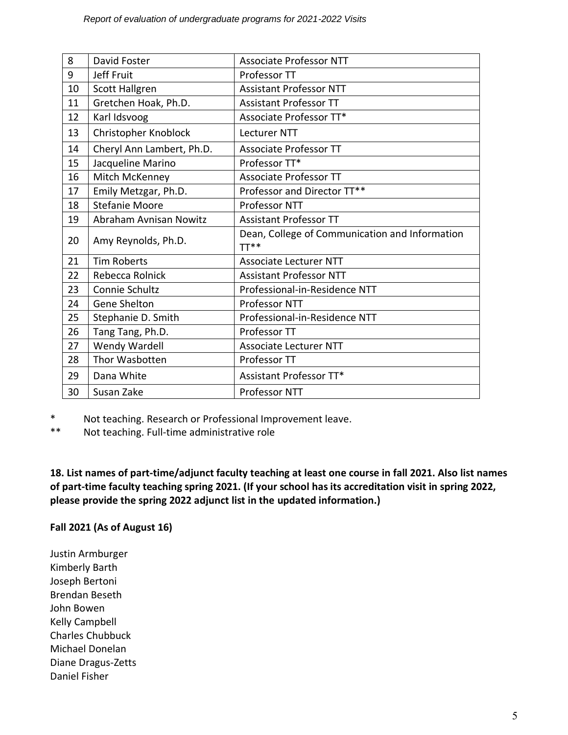| | | |
|---|---|---|
| 8 | David Foster | Associate Professor NTT |
| 9 | Jeff Fruit | Professor TT |
| 10 | Scott Hallgren | Assistant Professor NTT |
| 11 | Gretchen Hoak, Ph.D. | Assistant Professor TT |
| 12 | Karl Idsvoog | Associate Professor TT* |
| 13 | Christopher Knoblock | Lecturer NTT |
| 14 | Cheryl Ann Lambert, Ph.D. | Associate Professor TT |
| 15 | Jacqueline Marino | Professor TT* |
| 16 | Mitch McKenney | Associate Professor TT |
| 17 | Emily Metzgar, Ph.D. | Professor and Director TT** |
| 18 | Stefanie Moore | Professor NTT |
| 19 | Abraham Avnisan Nowitz | Assistant Professor TT |
| 20 | Amy Reynolds, Ph.D. | Dean, College of Communication and Information TT** |
| 21 | Tim Roberts | Associate Lecturer NTT |
| 22 | Rebecca Rolnick | Assistant Professor NTT |
| 23 | Connie Schultz | Professional-in-Residence NTT |
| 24 | Gene Shelton | Professor NTT |
| 25 | Stephanie D. Smith | Professional-in-Residence NTT |
| 26 | Tang Tang, Ph.D. | Professor TT |
| 27 | Wendy Wardell | Associate Lecturer NTT |
| 28 | Thor Wasbotten | Professor TT |
| 29 | Dana White | Assistant Professor TT* |
| 30 | Susan Zake | Professor NTT |

\* Not teaching. Research or Professional Improvement leave.

\*\* Not teaching. Full-time administrative role

**18. List names of part-time/adjunct faculty teaching at least one course in fall 2021. Also list names of part-time faculty teaching spring 2021. (If your school has its accreditation visit in spring 2022, please provide the spring 2022 adjunct list in the updated information.)**

**Fall 2021 (As of August 16)**

Justin Armburger
Kimberly Barth
Joseph Bertoni
Brendan Beseth
John Bowen
Kelly Campbell
Charles Chubbuck
Michael Donelan
Diane Dragus-Zetts
Daniel Fisher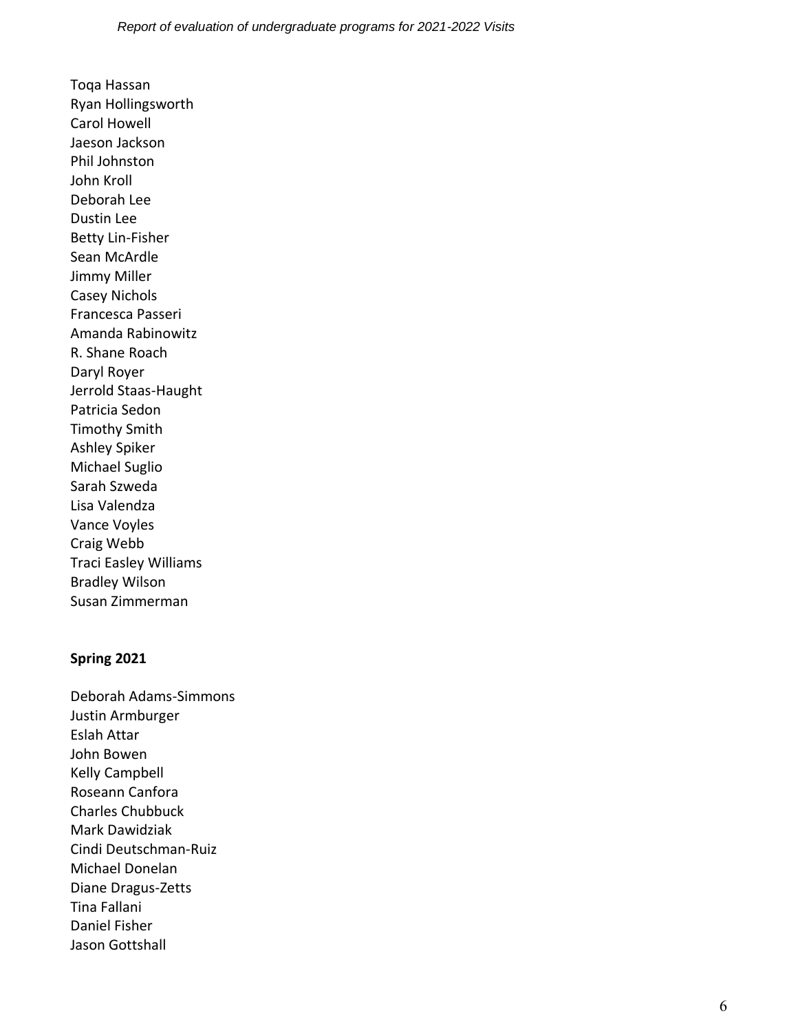Toqa Hassan
Ryan Hollingsworth
Carol Howell
Jaeson Jackson
Phil Johnston
John Kroll
Deborah Lee
Dustin Lee
Betty Lin-Fisher
Sean McArdle
Jimmy Miller
Casey Nichols
Francesca Passeri
Amanda Rabinowitz
R. Shane Roach
Daryl Royer
Jerrold Staas-Haught
Patricia Sedon
Timothy Smith
Ashley Spiker
Michael Suglio
Sarah Szweda
Lisa Valendza
Vance Voyles
Craig Webb
Traci Easley Williams
Bradley Wilson
Susan Zimmerman

**Spring 2021**

Deborah Adams-Simmons
Justin Armburger
Eslah Attar
John Bowen
Kelly Campbell
Roseann Canfora
Charles Chubbuck
Mark Dawidziak
Cindi Deutschman-Ruiz
Michael Donelan
Diane Dragus-Zetts
Tina Fallani
Daniel Fisher
Jason Gottshall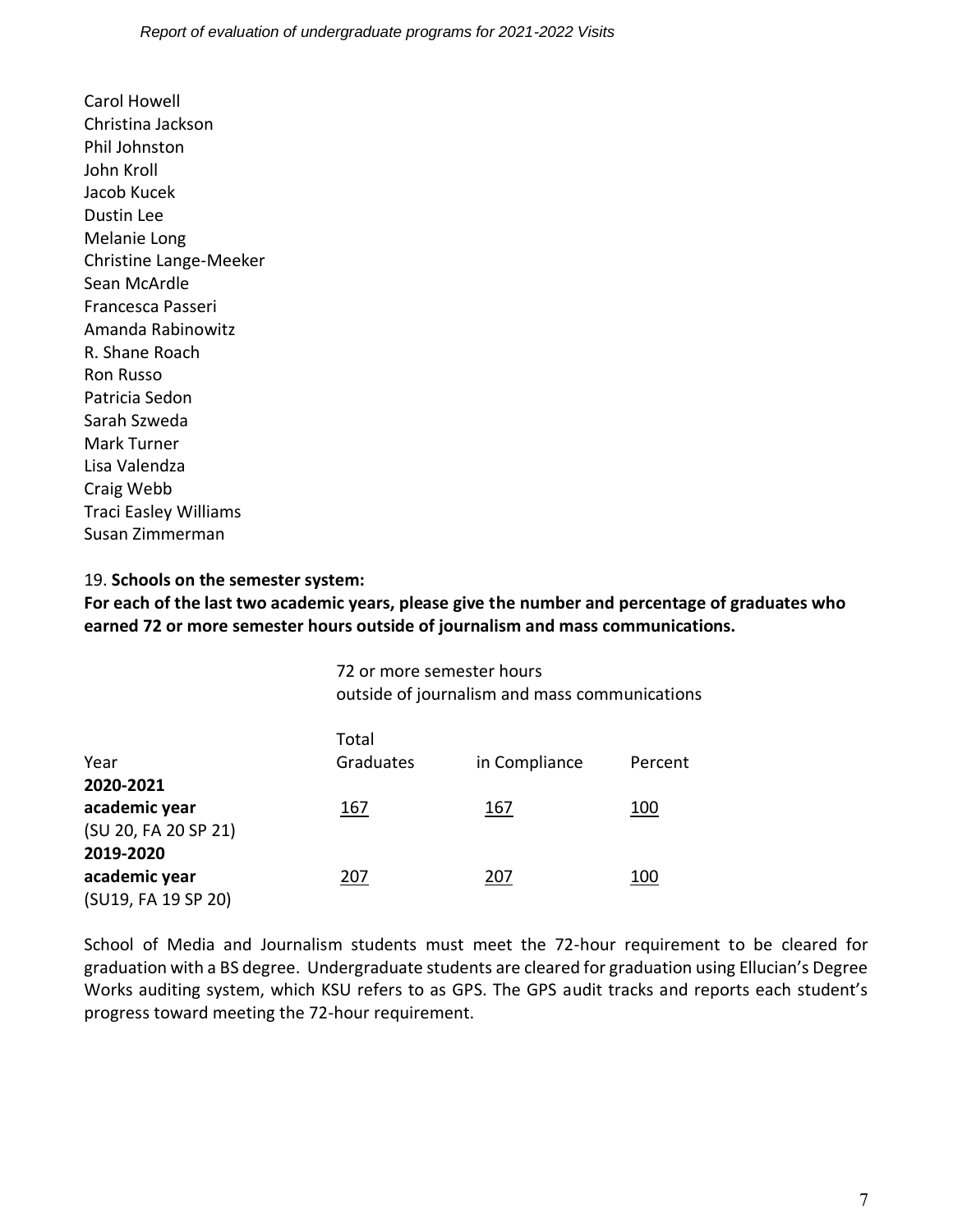Carol Howell
Christina Jackson
Phil Johnston
John Kroll
Jacob Kucek
Dustin Lee
Melanie Long
Christine Lange-Meeker
Sean McArdle
Francesca Passeri
Amanda Rabinowitz
R. Shane Roach
Ron Russo
Patricia Sedon
Sarah Szweda
Mark Turner
Lisa Valendza
Craig Webb
Traci Easley Williams
Susan Zimmerman

19. **Schools on the semester system:**
**For each of the last two academic years, please give the number and percentage of graduates who earned 72 or more semester hours outside of journalism and mass communications.**

| | 72 or more semester hours outside of journalism and mass communications | | |
|---|---|---|---|
| Year | Total Graduates | in Compliance | Percent |
| **2020-2021 academic year** (SU 20, FA 20 SP 21) | 167 | 167 | 100 |
| **2019-2020 academic year** (SU19, FA 19 SP 20) | 207 | 207 | 100 |

School of Media and Journalism students must meet the 72-hour requirement to be cleared for graduation with a BS degree. Undergraduate students are cleared for graduation using Ellucian's Degree Works auditing system, which KSU refers to as GPS. The GPS audit tracks and reports each student's progress toward meeting the 72-hour requirement.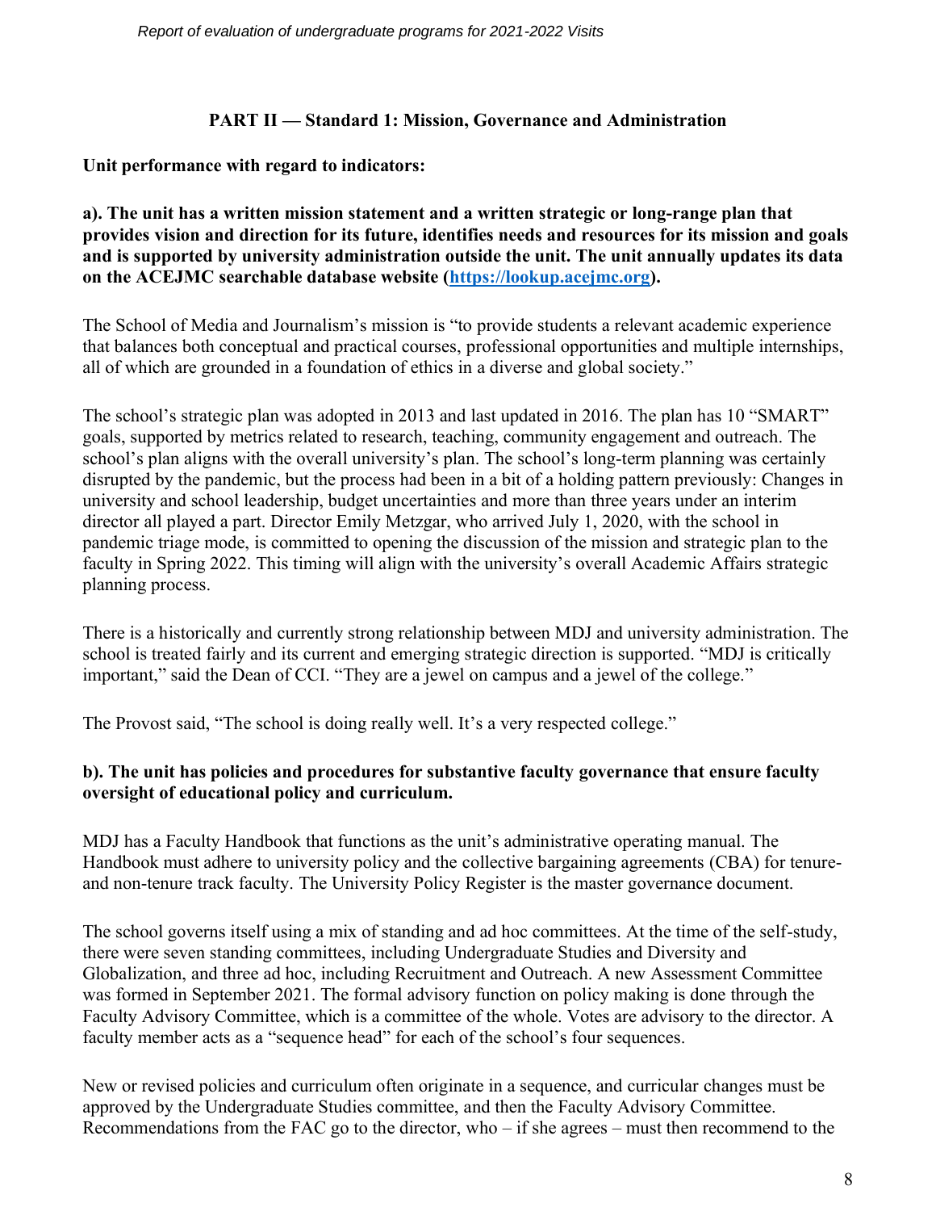## PART II — Standard 1: Mission, Governance and Administration

**Unit performance with regard to indicators:**

**a). The unit has a written mission statement and a written strategic or long-range plan that provides vision and direction for its future, identifies needs and resources for its mission and goals and is supported by university administration outside the unit. The unit annually updates its data on the ACEJMC searchable database website ([https://lookup.acejmc.org](https://lookup.acejmc.org)).**

The School of Media and Journalism's mission is "to provide students a relevant academic experience that balances both conceptual and practical courses, professional opportunities and multiple internships, all of which are grounded in a foundation of ethics in a diverse and global society."

The school's strategic plan was adopted in 2013 and last updated in 2016. The plan has 10 "SMART" goals, supported by metrics related to research, teaching, community engagement and outreach. The school's plan aligns with the overall university's plan. The school's long-term planning was certainly disrupted by the pandemic, but the process had been in a bit of a holding pattern previously: Changes in university and school leadership, budget uncertainties and more than three years under an interim director all played a part. Director Emily Metzgar, who arrived July 1, 2020, with the school in pandemic triage mode, is committed to opening the discussion of the mission and strategic plan to the faculty in Spring 2022. This timing will align with the university's overall Academic Affairs strategic planning process.

There is a historically and currently strong relationship between MDJ and university administration. The school is treated fairly and its current and emerging strategic direction is supported. "MDJ is critically important," said the Dean of CCI. "They are a jewel on campus and a jewel of the college."

The Provost said, "The school is doing really well. It's a very respected college."

**b). The unit has policies and procedures for substantive faculty governance that ensure faculty oversight of educational policy and curriculum.**

MDJ has a Faculty Handbook that functions as the unit's administrative operating manual. The Handbook must adhere to university policy and the collective bargaining agreements (CBA) for tenure- and non-tenure track faculty. The University Policy Register is the master governance document.

The school governs itself using a mix of standing and ad hoc committees. At the time of the self-study, there were seven standing committees, including Undergraduate Studies and Diversity and Globalization, and three ad hoc, including Recruitment and Outreach. A new Assessment Committee was formed in September 2021. The formal advisory function on policy making is done through the Faculty Advisory Committee, which is a committee of the whole. Votes are advisory to the director. A faculty member acts as a "sequence head" for each of the school's four sequences.

New or revised policies and curriculum often originate in a sequence, and curricular changes must be approved by the Undergraduate Studies committee, and then the Faculty Advisory Committee. Recommendations from the FAC go to the director, who – if she agrees – must then recommend to the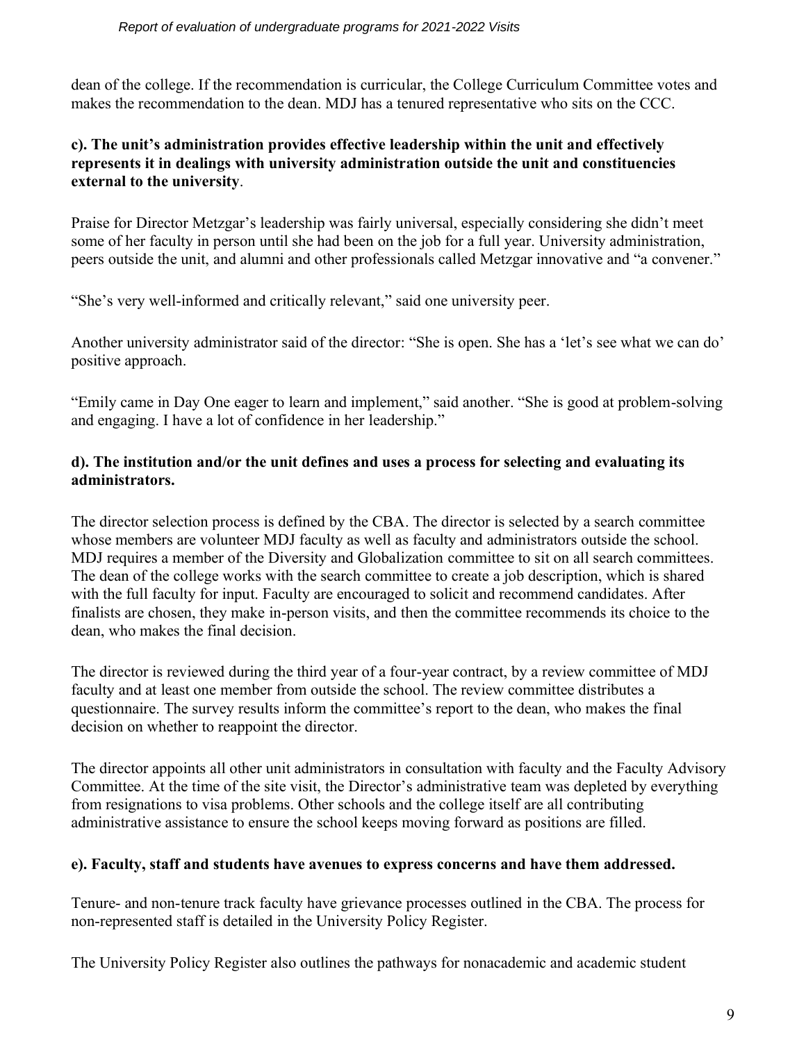dean of the college. If the recommendation is curricular, the College Curriculum Committee votes and makes the recommendation to the dean. MDJ has a tenured representative who sits on the CCC.

**c). The unit's administration provides effective leadership within the unit and effectively represents it in dealings with university administration outside the unit and constituencies external to the university**.

Praise for Director Metzgar's leadership was fairly universal, especially considering she didn't meet some of her faculty in person until she had been on the job for a full year. University administration, peers outside the unit, and alumni and other professionals called Metzgar innovative and "a convener."

"She's very well-informed and critically relevant," said one university peer.

Another university administrator said of the director: "She is open. She has a 'let's see what we can do' positive approach.

"Emily came in Day One eager to learn and implement," said another. "She is good at problem-solving and engaging. I have a lot of confidence in her leadership."

**d). The institution and/or the unit defines and uses a process for selecting and evaluating its administrators.**

The director selection process is defined by the CBA. The director is selected by a search committee whose members are volunteer MDJ faculty as well as faculty and administrators outside the school. MDJ requires a member of the Diversity and Globalization committee to sit on all search committees. The dean of the college works with the search committee to create a job description, which is shared with the full faculty for input. Faculty are encouraged to solicit and recommend candidates. After finalists are chosen, they make in-person visits, and then the committee recommends its choice to the dean, who makes the final decision.

The director is reviewed during the third year of a four-year contract, by a review committee of MDJ faculty and at least one member from outside the school. The review committee distributes a questionnaire. The survey results inform the committee's report to the dean, who makes the final decision on whether to reappoint the director.

The director appoints all other unit administrators in consultation with faculty and the Faculty Advisory Committee. At the time of the site visit, the Director's administrative team was depleted by everything from resignations to visa problems. Other schools and the college itself are all contributing administrative assistance to ensure the school keeps moving forward as positions are filled.

**e). Faculty, staff and students have avenues to express concerns and have them addressed.**

Tenure- and non-tenure track faculty have grievance processes outlined in the CBA. The process for non-represented staff is detailed in the University Policy Register.

The University Policy Register also outlines the pathways for nonacademic and academic student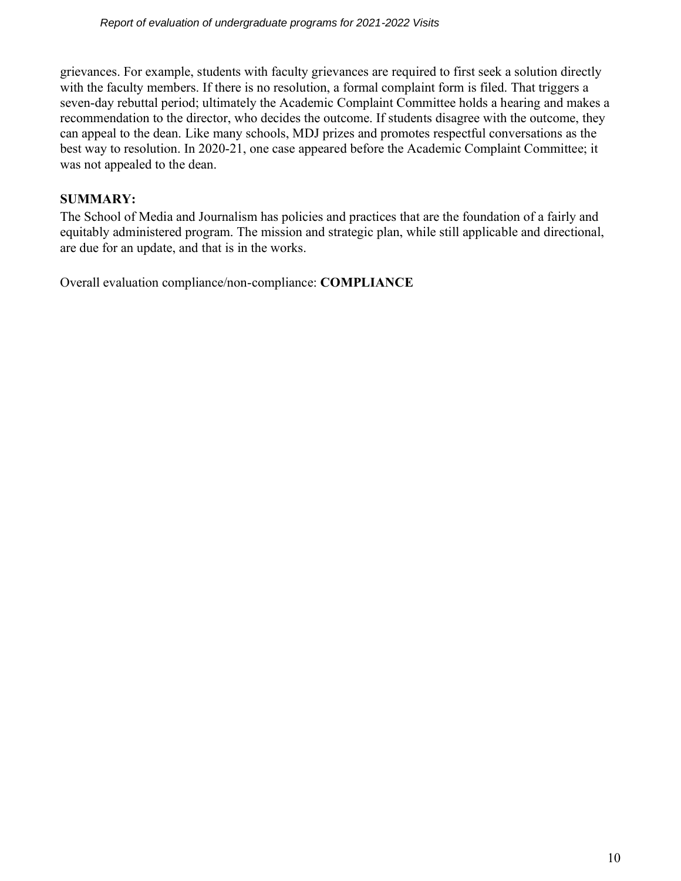grievances. For example, students with faculty grievances are required to first seek a solution directly with the faculty members. If there is no resolution, a formal complaint form is filed. That triggers a seven-day rebuttal period; ultimately the Academic Complaint Committee holds a hearing and makes a recommendation to the director, who decides the outcome. If students disagree with the outcome, they can appeal to the dean. Like many schools, MDJ prizes and promotes respectful conversations as the best way to resolution. In 2020-21, one case appeared before the Academic Complaint Committee; it was not appealed to the dean.

**SUMMARY:**

The School of Media and Journalism has policies and practices that are the foundation of a fairly and equitably administered program. The mission and strategic plan, while still applicable and directional, are due for an update, and that is in the works.

Overall evaluation compliance/non-compliance: **COMPLIANCE**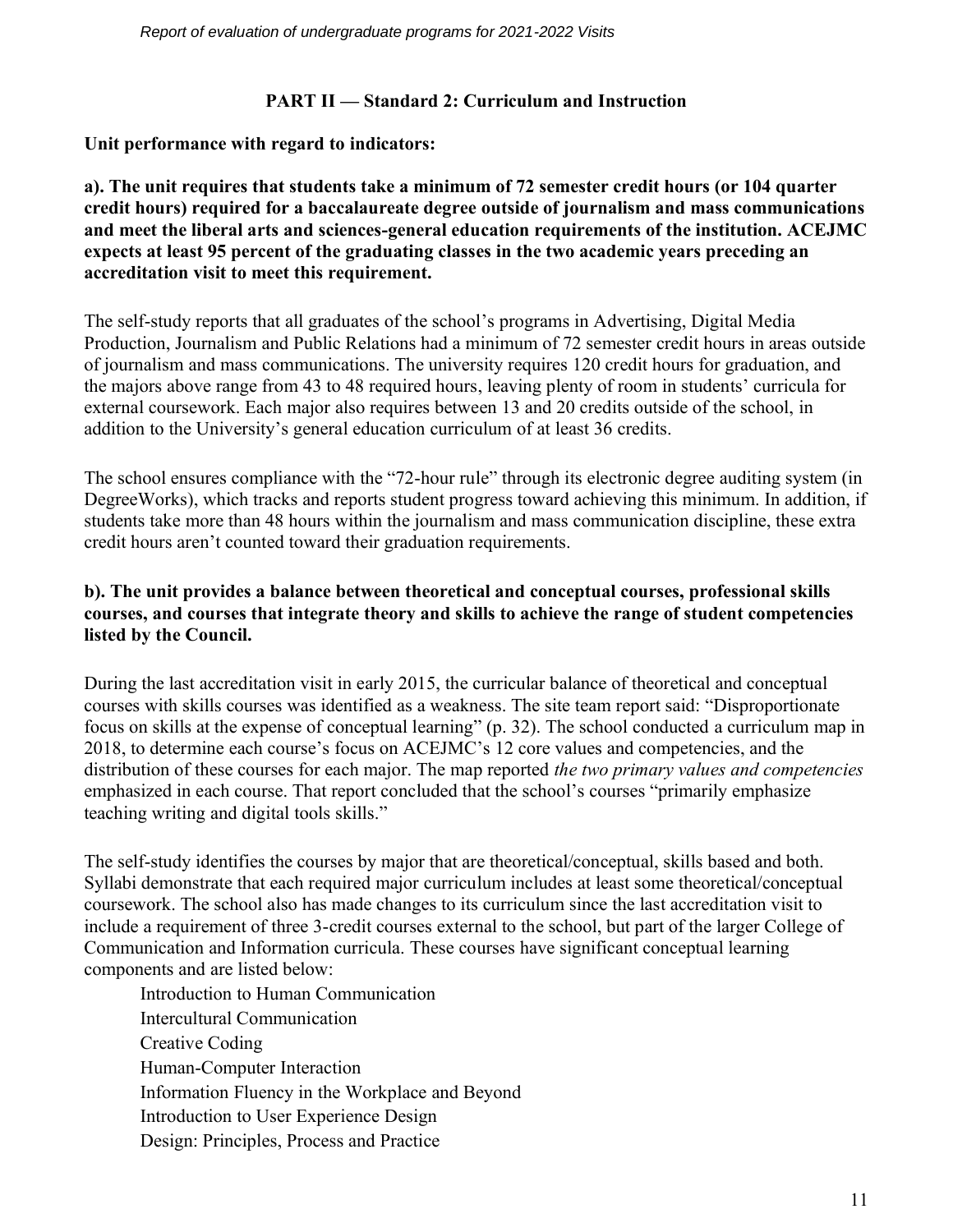## PART II — Standard 2: Curriculum and Instruction

**Unit performance with regard to indicators:**

**a). The unit requires that students take a minimum of 72 semester credit hours (or 104 quarter credit hours) required for a baccalaureate degree outside of journalism and mass communications and meet the liberal arts and sciences-general education requirements of the institution. ACEJMC expects at least 95 percent of the graduating classes in the two academic years preceding an accreditation visit to meet this requirement.**

The self-study reports that all graduates of the school's programs in Advertising, Digital Media Production, Journalism and Public Relations had a minimum of 72 semester credit hours in areas outside of journalism and mass communications. The university requires 120 credit hours for graduation, and the majors above range from 43 to 48 required hours, leaving plenty of room in students' curricula for external coursework. Each major also requires between 13 and 20 credits outside of the school, in addition to the University's general education curriculum of at least 36 credits.

The school ensures compliance with the "72-hour rule" through its electronic degree auditing system (in DegreeWorks), which tracks and reports student progress toward achieving this minimum. In addition, if students take more than 48 hours within the journalism and mass communication discipline, these extra credit hours aren't counted toward their graduation requirements.

**b). The unit provides a balance between theoretical and conceptual courses, professional skills courses, and courses that integrate theory and skills to achieve the range of student competencies listed by the Council.**

During the last accreditation visit in early 2015, the curricular balance of theoretical and conceptual courses with skills courses was identified as a weakness. The site team report said: "Disproportionate focus on skills at the expense of conceptual learning" (p. 32). The school conducted a curriculum map in 2018, to determine each course's focus on ACEJMC's 12 core values and competencies, and the distribution of these courses for each major. The map reported *the two primary values and competencies* emphasized in each course. That report concluded that the school's courses "primarily emphasize teaching writing and digital tools skills."

The self-study identifies the courses by major that are theoretical/conceptual, skills based and both. Syllabi demonstrate that each required major curriculum includes at least some theoretical/conceptual coursework. The school also has made changes to its curriculum since the last accreditation visit to include a requirement of three 3-credit courses external to the school, but part of the larger College of Communication and Information curricula. These courses have significant conceptual learning components and are listed below:

Introduction to Human Communication
Intercultural Communication
Creative Coding
Human-Computer Interaction
Information Fluency in the Workplace and Beyond
Introduction to User Experience Design
Design: Principles, Process and Practice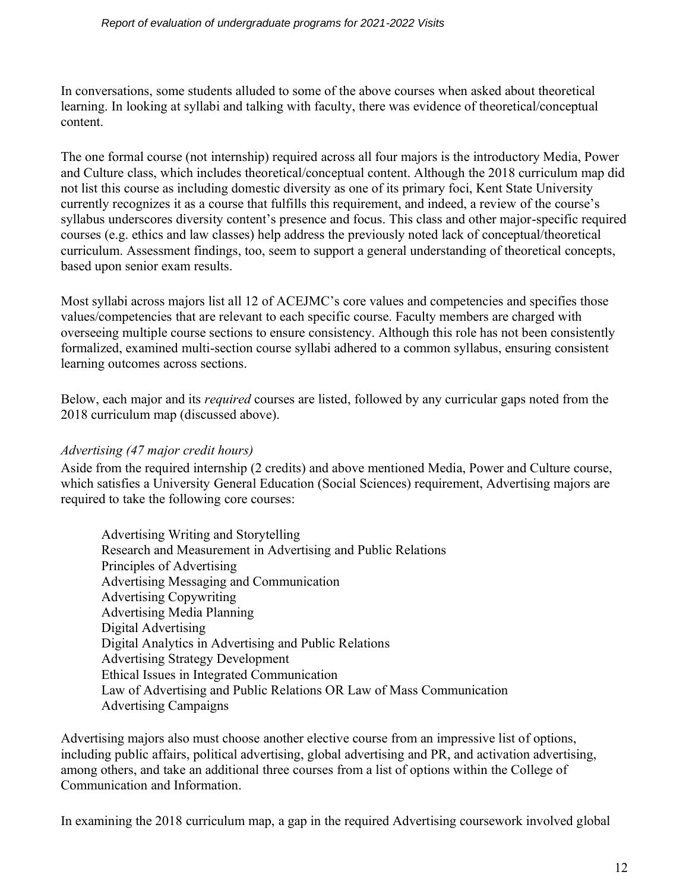In conversations, some students alluded to some of the above courses when asked about theoretical learning. In looking at syllabi and talking with faculty, there was evidence of theoretical/conceptual content.

The one formal course (not internship) required across all four majors is the introductory Media, Power and Culture class, which includes theoretical/conceptual content. Although the 2018 curriculum map did not list this course as including domestic diversity as one of its primary foci, Kent State University currently recognizes it as a course that fulfills this requirement, and indeed, a review of the course's syllabus underscores diversity content's presence and focus. This class and other major-specific required courses (e.g. ethics and law classes) help address the previously noted lack of conceptual/theoretical curriculum. Assessment findings, too, seem to support a general understanding of theoretical concepts, based upon senior exam results.

Most syllabi across majors list all 12 of ACEJMC's core values and competencies and specifies those values/competencies that are relevant to each specific course. Faculty members are charged with overseeing multiple course sections to ensure consistency. Although this role has not been consistently formalized, examined multi-section course syllabi adhered to a common syllabus, ensuring consistent learning outcomes across sections.

Below, each major and its *required* courses are listed, followed by any curricular gaps noted from the 2018 curriculum map (discussed above).

*Advertising (47 major credit hours)*

Aside from the required internship (2 credits) and above mentioned Media, Power and Culture course, which satisfies a University General Education (Social Sciences) requirement, Advertising majors are required to take the following core courses:

- Advertising Writing and Storytelling
- Research and Measurement in Advertising and Public Relations
- Principles of Advertising
- Advertising Messaging and Communication
- Advertising Copywriting
- Advertising Media Planning
- Digital Advertising
- Digital Analytics in Advertising and Public Relations
- Advertising Strategy Development
- Ethical Issues in Integrated Communication
- Law of Advertising and Public Relations OR Law of Mass Communication
- Advertising Campaigns

Advertising majors also must choose another elective course from an impressive list of options, including public affairs, political advertising, global advertising and PR, and activation advertising, among others, and take an additional three courses from a list of options within the College of Communication and Information.

In examining the 2018 curriculum map, a gap in the required Advertising coursework involved global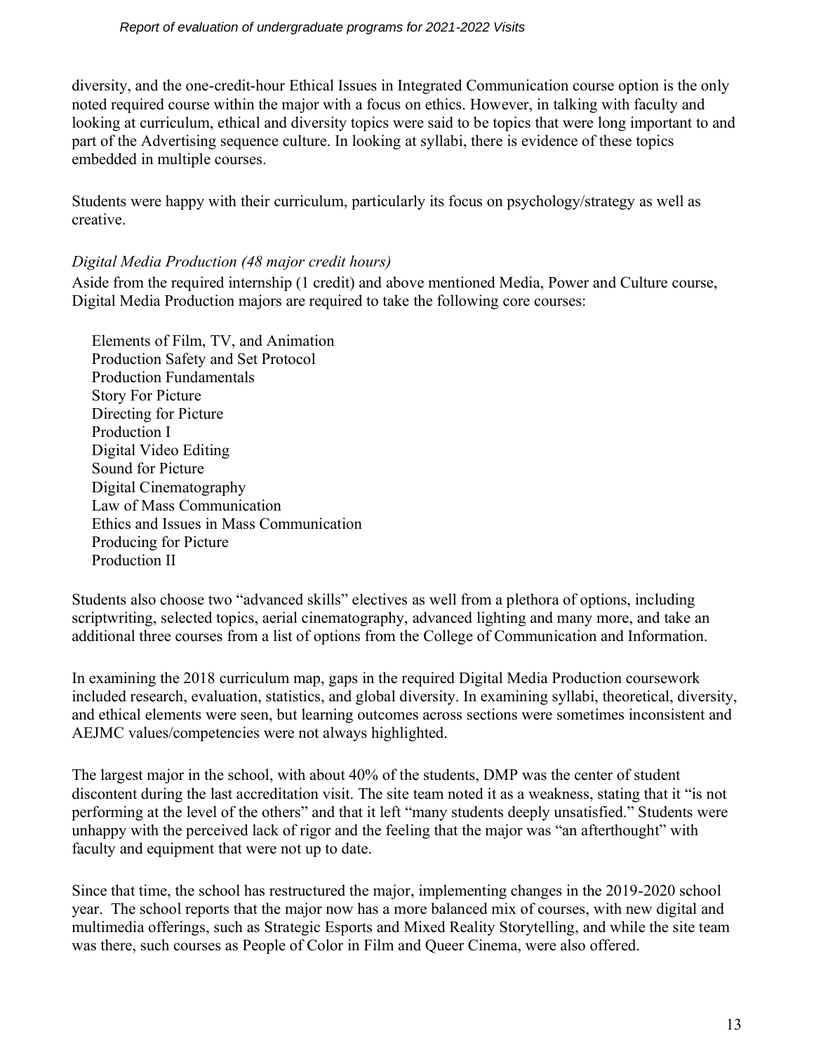diversity, and the one-credit-hour Ethical Issues in Integrated Communication course option is the only noted required course within the major with a focus on ethics. However, in talking with faculty and looking at curriculum, ethical and diversity topics were said to be topics that were long important to and part of the Advertising sequence culture. In looking at syllabi, there is evidence of these topics embedded in multiple courses.

Students were happy with their curriculum, particularly its focus on psychology/strategy as well as creative.

*Digital Media Production (48 major credit hours)*

Aside from the required internship (1 credit) and above mentioned Media, Power and Culture course, Digital Media Production majors are required to take the following core courses:

- Elements of Film, TV, and Animation
- Production Safety and Set Protocol
- Production Fundamentals
- Story For Picture
- Directing for Picture
- Production I
- Digital Video Editing
- Sound for Picture
- Digital Cinematography
- Law of Mass Communication
- Ethics and Issues in Mass Communication
- Producing for Picture
- Production II

Students also choose two "advanced skills" electives as well from a plethora of options, including scriptwriting, selected topics, aerial cinematography, advanced lighting and many more, and take an additional three courses from a list of options from the College of Communication and Information.

In examining the 2018 curriculum map, gaps in the required Digital Media Production coursework included research, evaluation, statistics, and global diversity. In examining syllabi, theoretical, diversity, and ethical elements were seen, but learning outcomes across sections were sometimes inconsistent and AEJMC values/competencies were not always highlighted.

The largest major in the school, with about 40% of the students, DMP was the center of student discontent during the last accreditation visit. The site team noted it as a weakness, stating that it "is not performing at the level of the others" and that it left "many students deeply unsatisfied." Students were unhappy with the perceived lack of rigor and the feeling that the major was "an afterthought" with faculty and equipment that were not up to date.

Since that time, the school has restructured the major, implementing changes in the 2019-2020 school year. The school reports that the major now has a more balanced mix of courses, with new digital and multimedia offerings, such as Strategic Esports and Mixed Reality Storytelling, and while the site team was there, such courses as People of Color in Film and Queer Cinema, were also offered.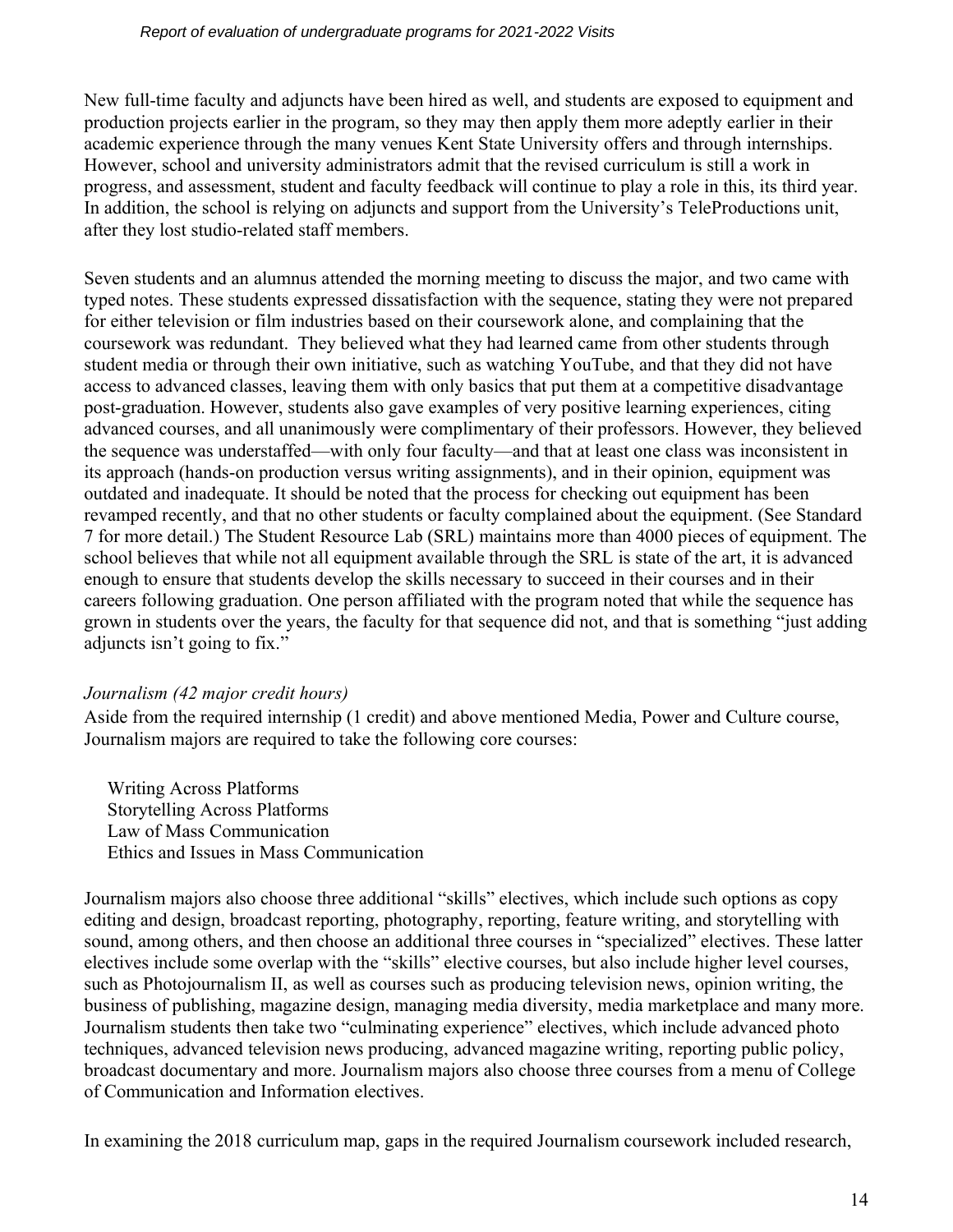New full-time faculty and adjuncts have been hired as well, and students are exposed to equipment and production projects earlier in the program, so they may then apply them more adeptly earlier in their academic experience through the many venues Kent State University offers and through internships. However, school and university administrators admit that the revised curriculum is still a work in progress, and assessment, student and faculty feedback will continue to play a role in this, its third year. In addition, the school is relying on adjuncts and support from the University's TeleProductions unit, after they lost studio-related staff members.

Seven students and an alumnus attended the morning meeting to discuss the major, and two came with typed notes. These students expressed dissatisfaction with the sequence, stating they were not prepared for either television or film industries based on their coursework alone, and complaining that the coursework was redundant. They believed what they had learned came from other students through student media or through their own initiative, such as watching YouTube, and that they did not have access to advanced classes, leaving them with only basics that put them at a competitive disadvantage post-graduation. However, students also gave examples of very positive learning experiences, citing advanced courses, and all unanimously were complimentary of their professors. However, they believed the sequence was understaffed—with only four faculty—and that at least one class was inconsistent in its approach (hands-on production versus writing assignments), and in their opinion, equipment was outdated and inadequate. It should be noted that the process for checking out equipment has been revamped recently, and that no other students or faculty complained about the equipment. (See Standard 7 for more detail.) The Student Resource Lab (SRL) maintains more than 4000 pieces of equipment. The school believes that while not all equipment available through the SRL is state of the art, it is advanced enough to ensure that students develop the skills necessary to succeed in their courses and in their careers following graduation. One person affiliated with the program noted that while the sequence has grown in students over the years, the faculty for that sequence did not, and that is something "just adding adjuncts isn't going to fix."

*Journalism (42 major credit hours)*

Aside from the required internship (1 credit) and above mentioned Media, Power and Culture course, Journalism majors are required to take the following core courses:

- Writing Across Platforms
- Storytelling Across Platforms
- Law of Mass Communication
- Ethics and Issues in Mass Communication

Journalism majors also choose three additional "skills" electives, which include such options as copy editing and design, broadcast reporting, photography, reporting, feature writing, and storytelling with sound, among others, and then choose an additional three courses in "specialized" electives. These latter electives include some overlap with the "skills" elective courses, but also include higher level courses, such as Photojournalism II, as well as courses such as producing television news, opinion writing, the business of publishing, magazine design, managing media diversity, media marketplace and many more. Journalism students then take two "culminating experience" electives, which include advanced photo techniques, advanced television news producing, advanced magazine writing, reporting public policy, broadcast documentary and more. Journalism majors also choose three courses from a menu of College of Communication and Information electives.

In examining the 2018 curriculum map, gaps in the required Journalism coursework included research,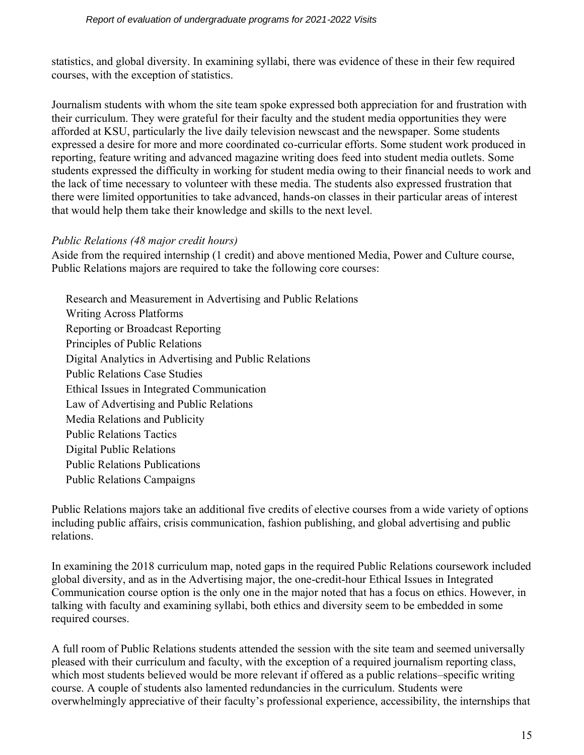statistics, and global diversity. In examining syllabi, there was evidence of these in their few required courses, with the exception of statistics.

Journalism students with whom the site team spoke expressed both appreciation for and frustration with their curriculum. They were grateful for their faculty and the student media opportunities they were afforded at KSU, particularly the live daily television newscast and the newspaper. Some students expressed a desire for more and more coordinated co-curricular efforts. Some student work produced in reporting, feature writing and advanced magazine writing does feed into student media outlets. Some students expressed the difficulty in working for student media owing to their financial needs to work and the lack of time necessary to volunteer with these media. The students also expressed frustration that there were limited opportunities to take advanced, hands-on classes in their particular areas of interest that would help them take their knowledge and skills to the next level.

*Public Relations (48 major credit hours)*

Aside from the required internship (1 credit) and above mentioned Media, Power and Culture course, Public Relations majors are required to take the following core courses:

- Research and Measurement in Advertising and Public Relations
- Writing Across Platforms
- Reporting or Broadcast Reporting
- Principles of Public Relations
- Digital Analytics in Advertising and Public Relations
- Public Relations Case Studies
- Ethical Issues in Integrated Communication
- Law of Advertising and Public Relations
- Media Relations and Publicity
- Public Relations Tactics
- Digital Public Relations
- Public Relations Publications
- Public Relations Campaigns

Public Relations majors take an additional five credits of elective courses from a wide variety of options including public affairs, crisis communication, fashion publishing, and global advertising and public relations.

In examining the 2018 curriculum map, noted gaps in the required Public Relations coursework included global diversity, and as in the Advertising major, the one-credit-hour Ethical Issues in Integrated Communication course option is the only one in the major noted that has a focus on ethics. However, in talking with faculty and examining syllabi, both ethics and diversity seem to be embedded in some required courses.

A full room of Public Relations students attended the session with the site team and seemed universally pleased with their curriculum and faculty, with the exception of a required journalism reporting class, which most students believed would be more relevant if offered as a public relations–specific writing course. A couple of students also lamented redundancies in the curriculum. Students were overwhelmingly appreciative of their faculty's professional experience, accessibility, the internships that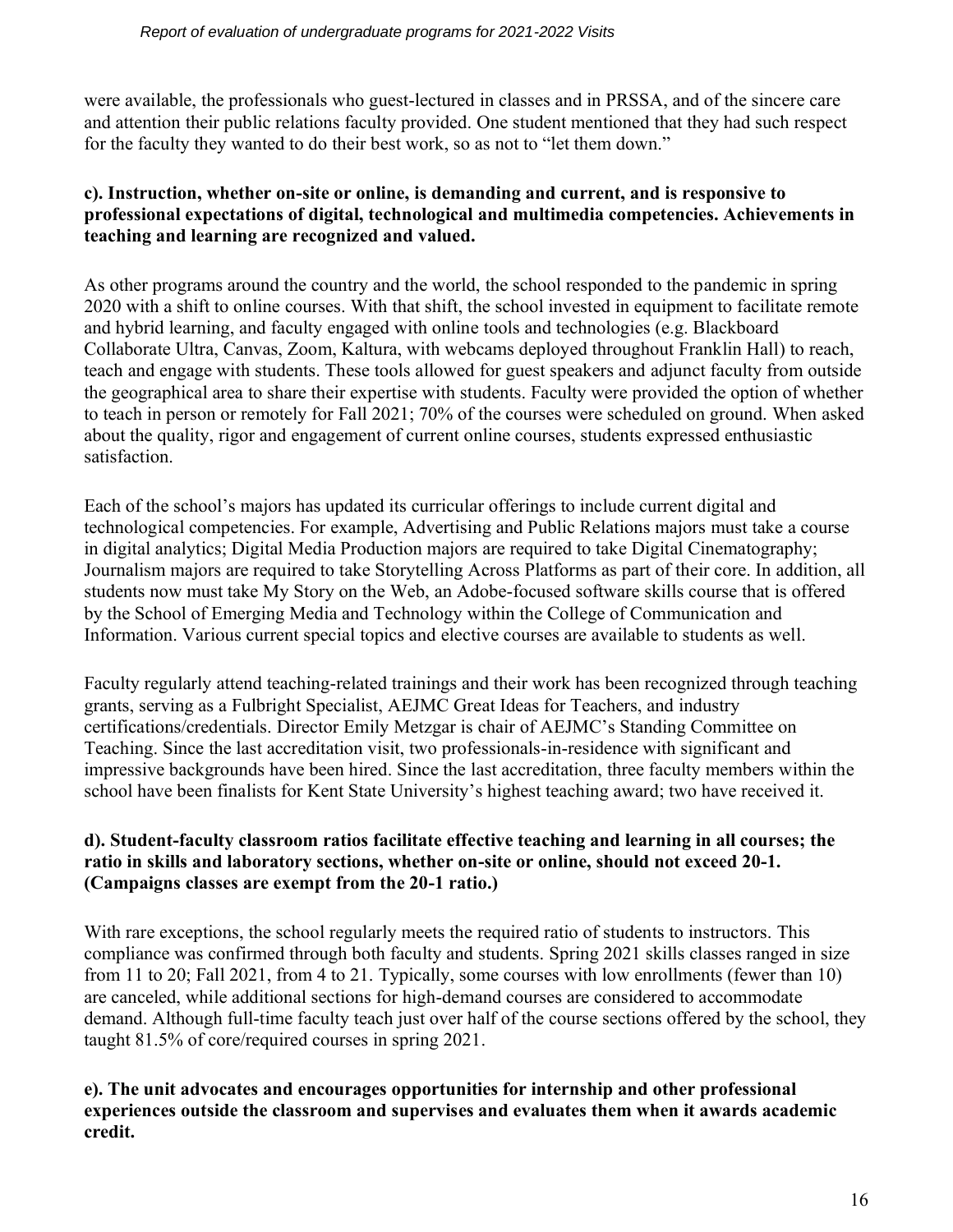were available, the professionals who guest-lectured in classes and in PRSSA, and of the sincere care and attention their public relations faculty provided. One student mentioned that they had such respect for the faculty they wanted to do their best work, so as not to "let them down."

**c). Instruction, whether on-site or online, is demanding and current, and is responsive to professional expectations of digital, technological and multimedia competencies. Achievements in teaching and learning are recognized and valued.**

As other programs around the country and the world, the school responded to the pandemic in spring 2020 with a shift to online courses. With that shift, the school invested in equipment to facilitate remote and hybrid learning, and faculty engaged with online tools and technologies (e.g. Blackboard Collaborate Ultra, Canvas, Zoom, Kaltura, with webcams deployed throughout Franklin Hall) to reach, teach and engage with students. These tools allowed for guest speakers and adjunct faculty from outside the geographical area to share their expertise with students. Faculty were provided the option of whether to teach in person or remotely for Fall 2021; 70% of the courses were scheduled on ground. When asked about the quality, rigor and engagement of current online courses, students expressed enthusiastic satisfaction.

Each of the school's majors has updated its curricular offerings to include current digital and technological competencies. For example, Advertising and Public Relations majors must take a course in digital analytics; Digital Media Production majors are required to take Digital Cinematography; Journalism majors are required to take Storytelling Across Platforms as part of their core. In addition, all students now must take My Story on the Web, an Adobe-focused software skills course that is offered by the School of Emerging Media and Technology within the College of Communication and Information. Various current special topics and elective courses are available to students as well.

Faculty regularly attend teaching-related trainings and their work has been recognized through teaching grants, serving as a Fulbright Specialist, AEJMC Great Ideas for Teachers, and industry certifications/credentials. Director Emily Metzgar is chair of AEJMC's Standing Committee on Teaching. Since the last accreditation visit, two professionals-in-residence with significant and impressive backgrounds have been hired. Since the last accreditation, three faculty members within the school have been finalists for Kent State University's highest teaching award; two have received it.

**d). Student-faculty classroom ratios facilitate effective teaching and learning in all courses; the ratio in skills and laboratory sections, whether on-site or online, should not exceed 20-1. (Campaigns classes are exempt from the 20-1 ratio.)**

With rare exceptions, the school regularly meets the required ratio of students to instructors. This compliance was confirmed through both faculty and students. Spring 2021 skills classes ranged in size from 11 to 20; Fall 2021, from 4 to 21. Typically, some courses with low enrollments (fewer than 10) are canceled, while additional sections for high-demand courses are considered to accommodate demand. Although full-time faculty teach just over half of the course sections offered by the school, they taught 81.5% of core/required courses in spring 2021.

**e). The unit advocates and encourages opportunities for internship and other professional experiences outside the classroom and supervises and evaluates them when it awards academic credit.**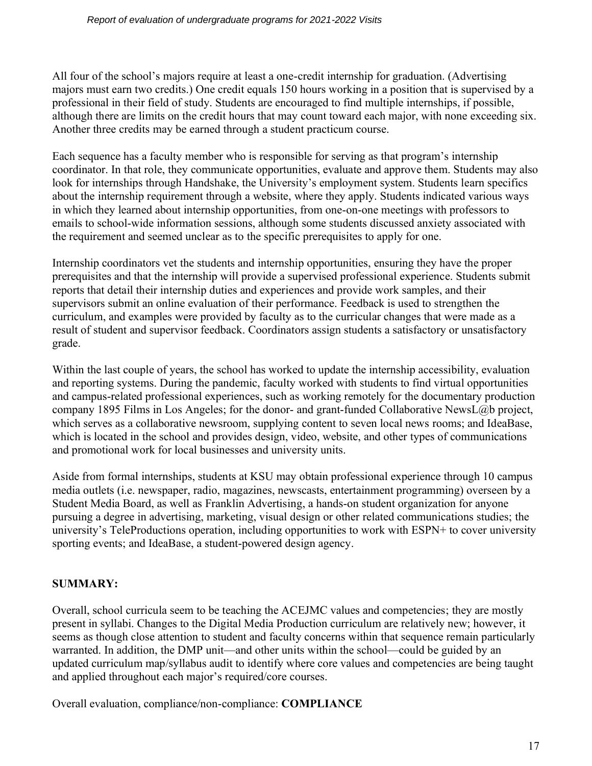All four of the school's majors require at least a one-credit internship for graduation. (Advertising majors must earn two credits.) One credit equals 150 hours working in a position that is supervised by a professional in their field of study. Students are encouraged to find multiple internships, if possible, although there are limits on the credit hours that may count toward each major, with none exceeding six. Another three credits may be earned through a student practicum course.

Each sequence has a faculty member who is responsible for serving as that program's internship coordinator. In that role, they communicate opportunities, evaluate and approve them. Students may also look for internships through Handshake, the University's employment system. Students learn specifics about the internship requirement through a website, where they apply. Students indicated various ways in which they learned about internship opportunities, from one-on-one meetings with professors to emails to school-wide information sessions, although some students discussed anxiety associated with the requirement and seemed unclear as to the specific prerequisites to apply for one.

Internship coordinators vet the students and internship opportunities, ensuring they have the proper prerequisites and that the internship will provide a supervised professional experience. Students submit reports that detail their internship duties and experiences and provide work samples, and their supervisors submit an online evaluation of their performance. Feedback is used to strengthen the curriculum, and examples were provided by faculty as to the curricular changes that were made as a result of student and supervisor feedback. Coordinators assign students a satisfactory or unsatisfactory grade.

Within the last couple of years, the school has worked to update the internship accessibility, evaluation and reporting systems. During the pandemic, faculty worked with students to find virtual opportunities and campus-related professional experiences, such as working remotely for the documentary production company 1895 Films in Los Angeles; for the donor- and grant-funded Collaborative NewsL@b project, which serves as a collaborative newsroom, supplying content to seven local news rooms; and IdeaBase, which is located in the school and provides design, video, website, and other types of communications and promotional work for local businesses and university units.

Aside from formal internships, students at KSU may obtain professional experience through 10 campus media outlets (i.e. newspaper, radio, magazines, newscasts, entertainment programming) overseen by a Student Media Board, as well as Franklin Advertising, a hands-on student organization for anyone pursuing a degree in advertising, marketing, visual design or other related communications studies; the university's TeleProductions operation, including opportunities to work with ESPN+ to cover university sporting events; and IdeaBase, a student-powered design agency.

**SUMMARY:**

Overall, school curricula seem to be teaching the ACEJMC values and competencies; they are mostly present in syllabi. Changes to the Digital Media Production curriculum are relatively new; however, it seems as though close attention to student and faculty concerns within that sequence remain particularly warranted. In addition, the DMP unit—and other units within the school—could be guided by an updated curriculum map/syllabus audit to identify where core values and competencies are being taught and applied throughout each major's required/core courses.

Overall evaluation, compliance/non-compliance: **COMPLIANCE**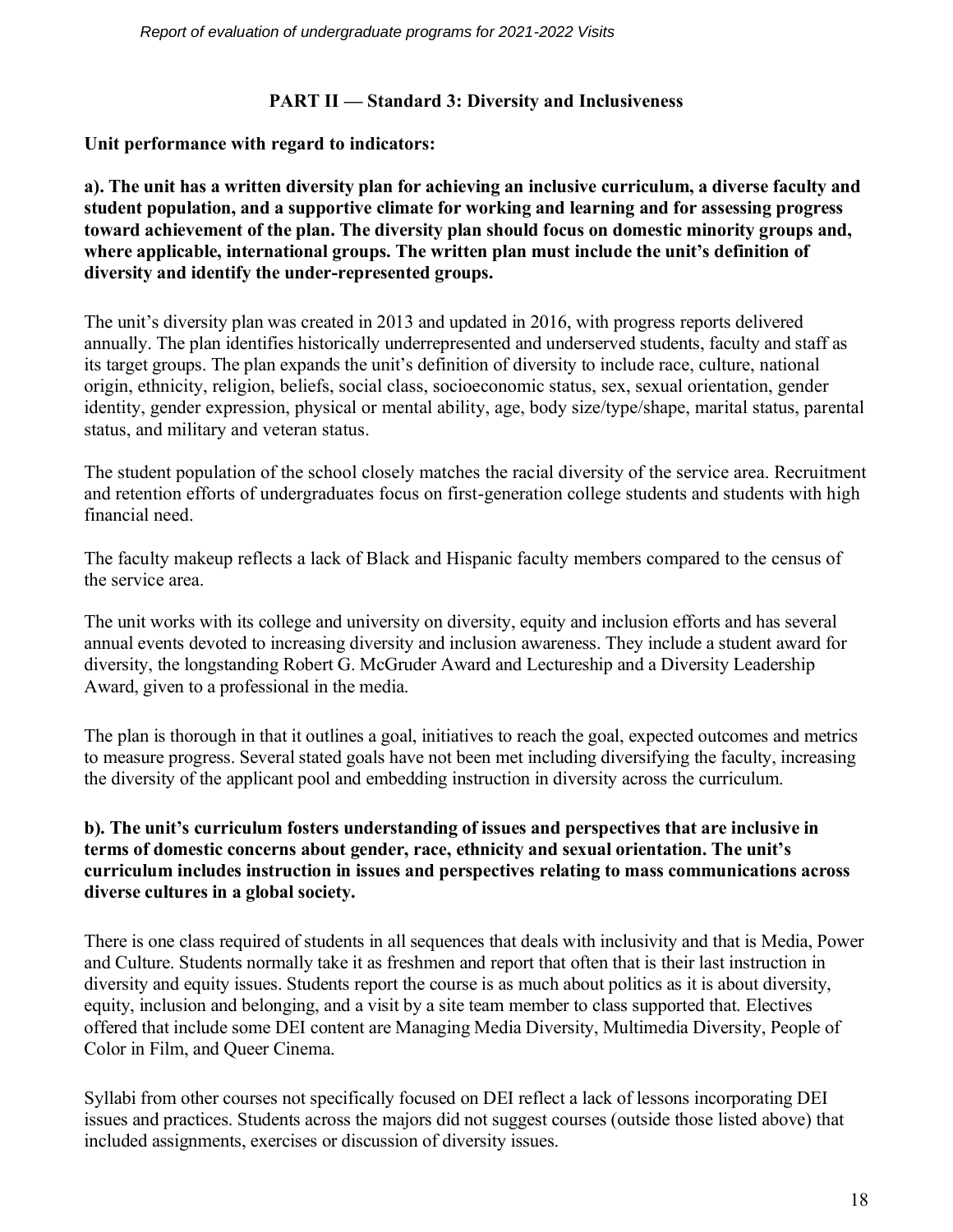## PART II — Standard 3: Diversity and Inclusiveness

**Unit performance with regard to indicators:**

**a). The unit has a written diversity plan for achieving an inclusive curriculum, a diverse faculty and student population, and a supportive climate for working and learning and for assessing progress toward achievement of the plan. The diversity plan should focus on domestic minority groups and, where applicable, international groups. The written plan must include the unit's definition of diversity and identify the under-represented groups.**

The unit's diversity plan was created in 2013 and updated in 2016, with progress reports delivered annually. The plan identifies historically underrepresented and underserved students, faculty and staff as its target groups. The plan expands the unit's definition of diversity to include race, culture, national origin, ethnicity, religion, beliefs, social class, socioeconomic status, sex, sexual orientation, gender identity, gender expression, physical or mental ability, age, body size/type/shape, marital status, parental status, and military and veteran status.

The student population of the school closely matches the racial diversity of the service area. Recruitment and retention efforts of undergraduates focus on first-generation college students and students with high financial need.

The faculty makeup reflects a lack of Black and Hispanic faculty members compared to the census of the service area.

The unit works with its college and university on diversity, equity and inclusion efforts and has several annual events devoted to increasing diversity and inclusion awareness. They include a student award for diversity, the longstanding Robert G. McGruder Award and Lectureship and a Diversity Leadership Award, given to a professional in the media.

The plan is thorough in that it outlines a goal, initiatives to reach the goal, expected outcomes and metrics to measure progress. Several stated goals have not been met including diversifying the faculty, increasing the diversity of the applicant pool and embedding instruction in diversity across the curriculum.

**b). The unit's curriculum fosters understanding of issues and perspectives that are inclusive in terms of domestic concerns about gender, race, ethnicity and sexual orientation. The unit's curriculum includes instruction in issues and perspectives relating to mass communications across diverse cultures in a global society.**

There is one class required of students in all sequences that deals with inclusivity and that is Media, Power and Culture. Students normally take it as freshmen and report that often that is their last instruction in diversity and equity issues. Students report the course is as much about politics as it is about diversity, equity, inclusion and belonging, and a visit by a site team member to class supported that. Electives offered that include some DEI content are Managing Media Diversity, Multimedia Diversity, People of Color in Film, and Queer Cinema.

Syllabi from other courses not specifically focused on DEI reflect a lack of lessons incorporating DEI issues and practices. Students across the majors did not suggest courses (outside those listed above) that included assignments, exercises or discussion of diversity issues.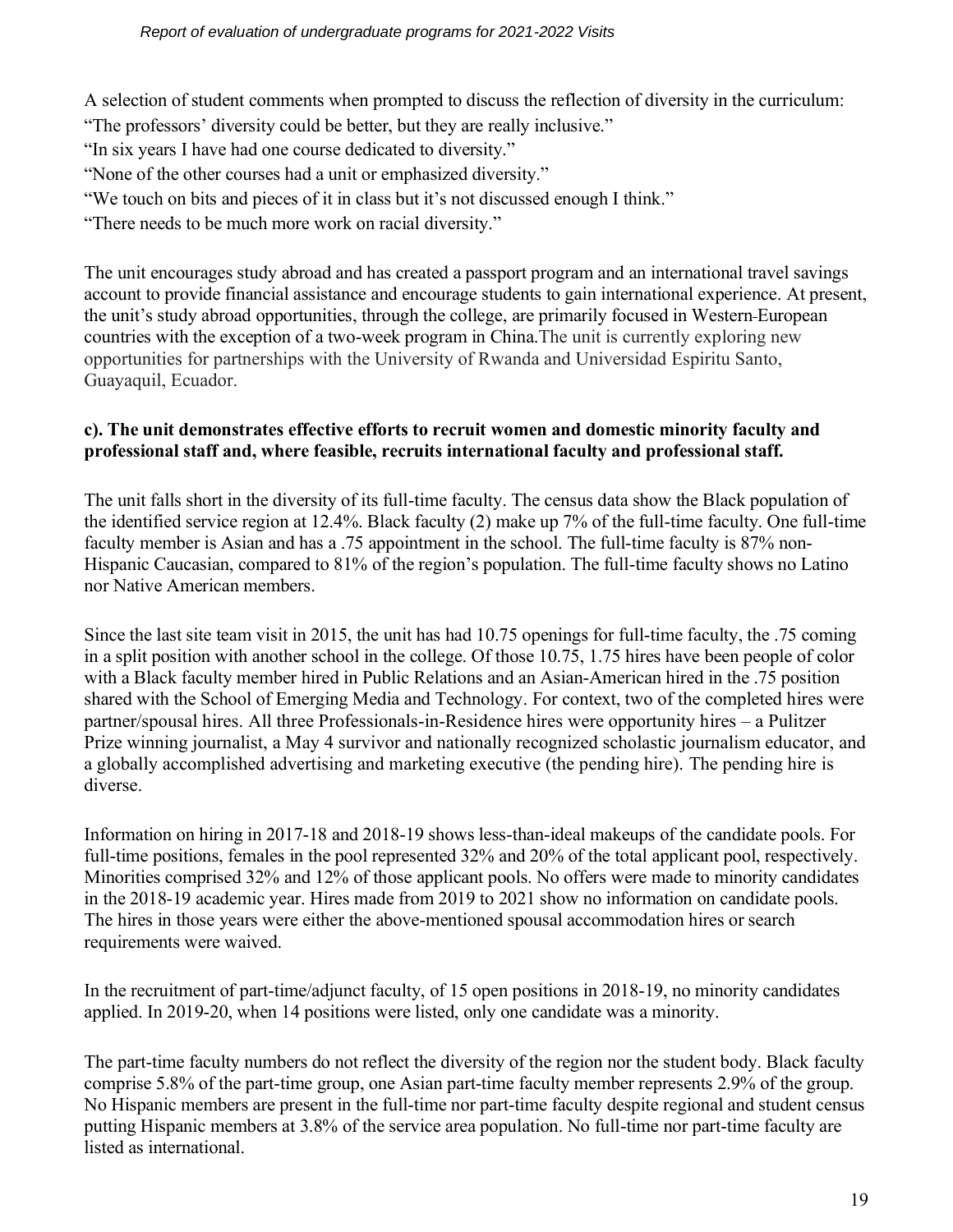A selection of student comments when prompted to discuss the reflection of diversity in the curriculum:

"The professors' diversity could be better, but they are really inclusive."

"In six years I have had one course dedicated to diversity."

"None of the other courses had a unit or emphasized diversity."

"We touch on bits and pieces of it in class but it's not discussed enough I think."

"There needs to be much more work on racial diversity."

The unit encourages study abroad and has created a passport program and an international travel savings account to provide financial assistance and encourage students to gain international experience. At present, the unit's study abroad opportunities, through the college, are primarily focused in Western-European countries with the exception of a two-week program in China.The unit is currently exploring new opportunities for partnerships with the University of Rwanda and Universidad Espiritu Santo, Guayaquil, Ecuador.

**c). The unit demonstrates effective efforts to recruit women and domestic minority faculty and professional staff and, where feasible, recruits international faculty and professional staff.**

The unit falls short in the diversity of its full-time faculty. The census data show the Black population of the identified service region at 12.4%. Black faculty (2) make up 7% of the full-time faculty. One full-time faculty member is Asian and has a .75 appointment in the school. The full-time faculty is 87% non-Hispanic Caucasian, compared to 81% of the region's population. The full-time faculty shows no Latino nor Native American members.

Since the last site team visit in 2015, the unit has had 10.75 openings for full-time faculty, the .75 coming in a split position with another school in the college. Of those 10.75, 1.75 hires have been people of color with a Black faculty member hired in Public Relations and an Asian-American hired in the .75 position shared with the School of Emerging Media and Technology. For context, two of the completed hires were partner/spousal hires. All three Professionals-in-Residence hires were opportunity hires – a Pulitzer Prize winning journalist, a May 4 survivor and nationally recognized scholastic journalism educator, and a globally accomplished advertising and marketing executive (the pending hire). The pending hire is diverse.

Information on hiring in 2017-18 and 2018-19 shows less-than-ideal makeups of the candidate pools. For full-time positions, females in the pool represented 32% and 20% of the total applicant pool, respectively. Minorities comprised 32% and 12% of those applicant pools. No offers were made to minority candidates in the 2018-19 academic year. Hires made from 2019 to 2021 show no information on candidate pools. The hires in those years were either the above-mentioned spousal accommodation hires or search requirements were waived.

In the recruitment of part-time/adjunct faculty, of 15 open positions in 2018-19, no minority candidates applied. In 2019-20, when 14 positions were listed, only one candidate was a minority.

The part-time faculty numbers do not reflect the diversity of the region nor the student body. Black faculty comprise 5.8% of the part-time group, one Asian part-time faculty member represents 2.9% of the group. No Hispanic members are present in the full-time nor part-time faculty despite regional and student census putting Hispanic members at 3.8% of the service area population. No full-time nor part-time faculty are listed as international.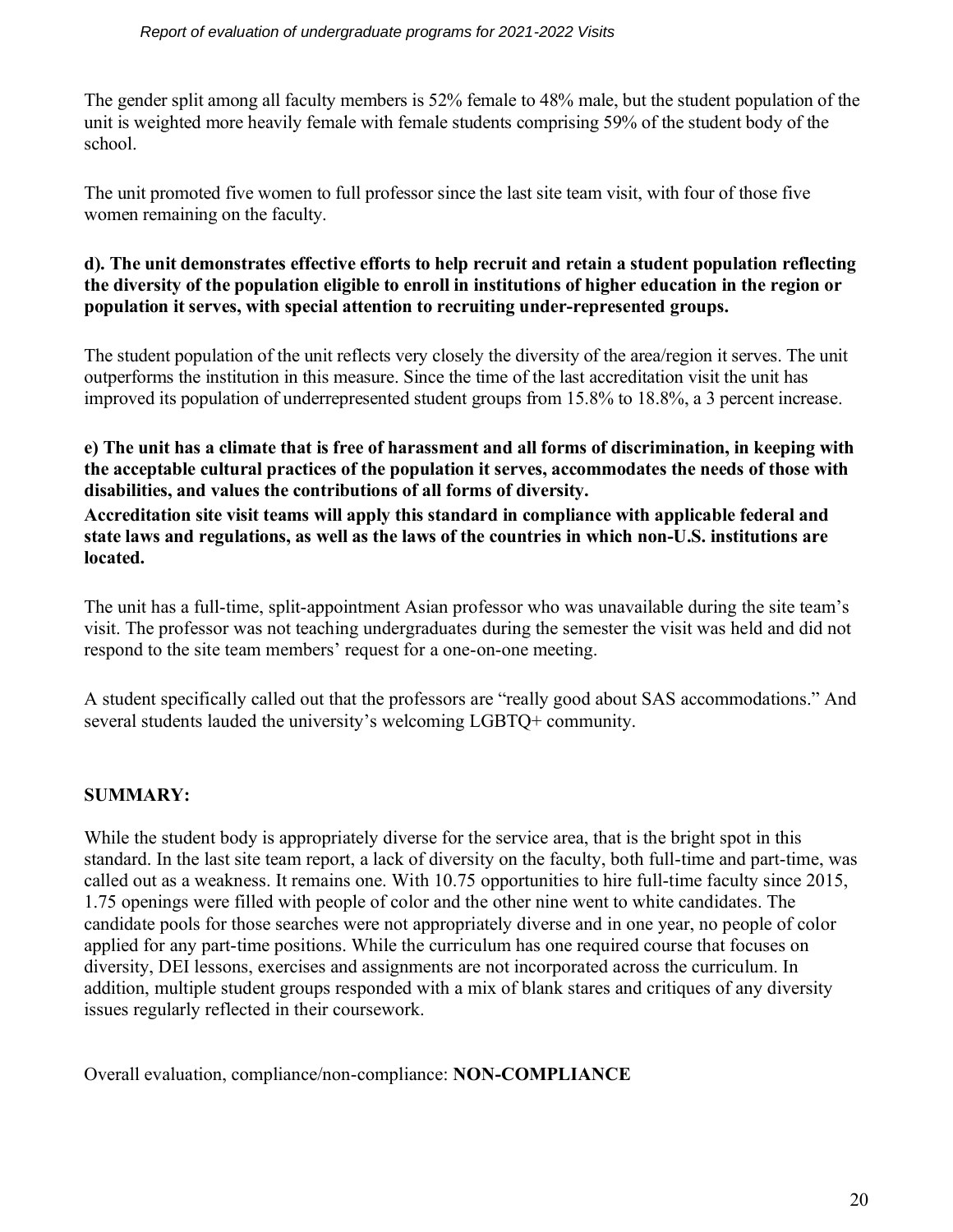The gender split among all faculty members is 52% female to 48% male, but the student population of the unit is weighted more heavily female with female students comprising 59% of the student body of the school.

The unit promoted five women to full professor since the last site team visit, with four of those five women remaining on the faculty.

**d). The unit demonstrates effective efforts to help recruit and retain a student population reflecting the diversity of the population eligible to enroll in institutions of higher education in the region or population it serves, with special attention to recruiting under-represented groups.**

The student population of the unit reflects very closely the diversity of the area/region it serves. The unit outperforms the institution in this measure. Since the time of the last accreditation visit the unit has improved its population of underrepresented student groups from 15.8% to 18.8%, a 3 percent increase.

**e) The unit has a climate that is free of harassment and all forms of discrimination, in keeping with the acceptable cultural practices of the population it serves, accommodates the needs of those with disabilities, and values the contributions of all forms of diversity.**
**Accreditation site visit teams will apply this standard in compliance with applicable federal and state laws and regulations, as well as the laws of the countries in which non-U.S. institutions are located.**

The unit has a full-time, split-appointment Asian professor who was unavailable during the site team's visit. The professor was not teaching undergraduates during the semester the visit was held and did not respond to the site team members' request for a one-on-one meeting.

A student specifically called out that the professors are "really good about SAS accommodations." And several students lauded the university's welcoming LGBTQ+ community.

**SUMMARY:**

While the student body is appropriately diverse for the service area, that is the bright spot in this standard. In the last site team report, a lack of diversity on the faculty, both full-time and part-time, was called out as a weakness. It remains one. With 10.75 opportunities to hire full-time faculty since 2015, 1.75 openings were filled with people of color and the other nine went to white candidates. The candidate pools for those searches were not appropriately diverse and in one year, no people of color applied for any part-time positions. While the curriculum has one required course that focuses on diversity, DEI lessons, exercises and assignments are not incorporated across the curriculum. In addition, multiple student groups responded with a mix of blank stares and critiques of any diversity issues regularly reflected in their coursework.

Overall evaluation, compliance/non-compliance: **NON-COMPLIANCE**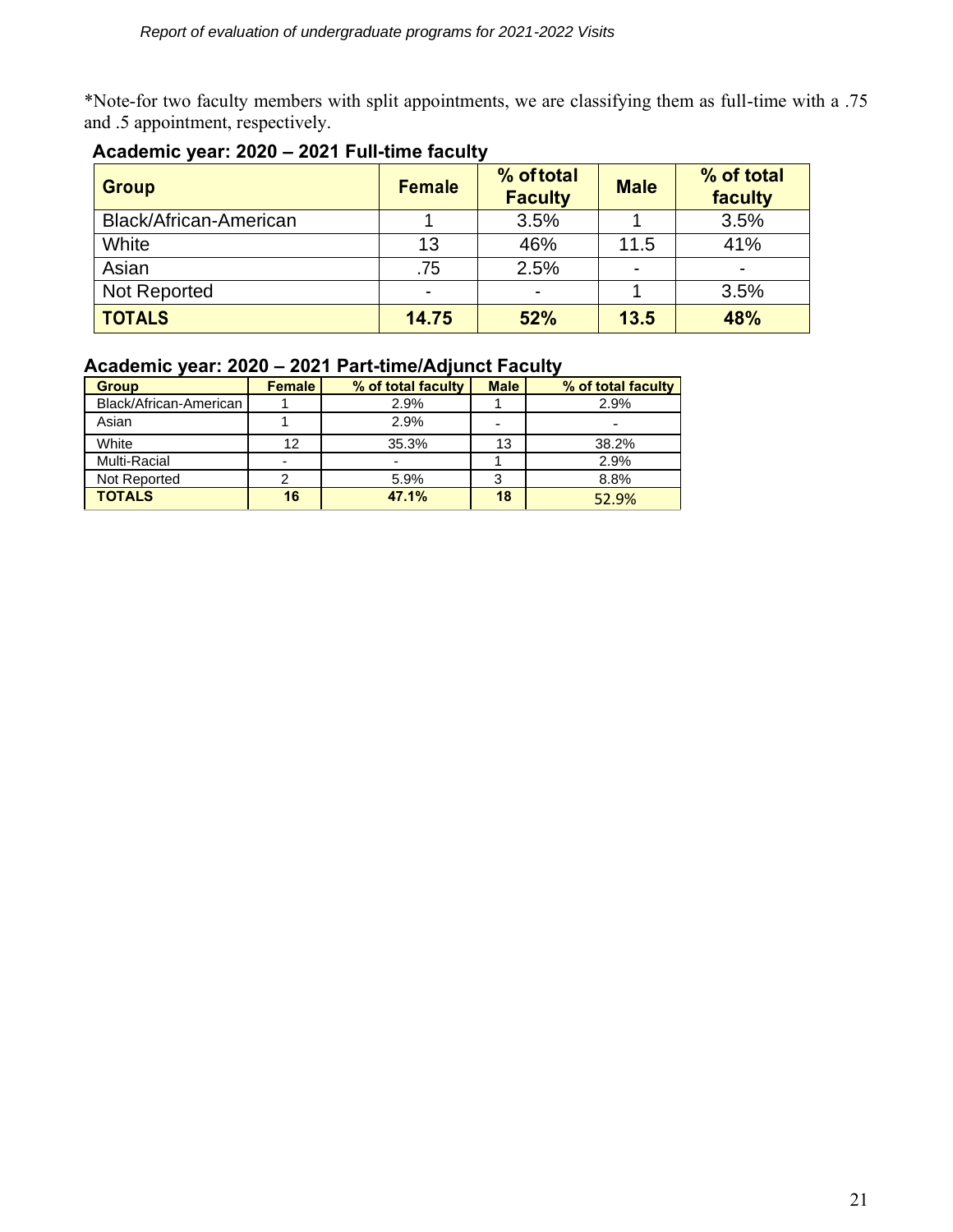*Note-for two faculty members with split appointments, we are classifying them as full-time with a .75 and .5 appointment, respectively.

**Academic year: 2020 – 2021 Full-time faculty**

| Group | Female | % of total Faculty | Male | % of total faculty |
|---|---|---|---|---|
| Black/African-American | 1 | 3.5% | 1 | 3.5% |
| White | 13 | 46% | 11.5 | 41% |
| Asian | .75 | 2.5% | - | - |
| Not Reported | - | - | 1 | 3.5% |
| **TOTALS** | **14.75** | **52%** | **13.5** | **48%** |

**Academic year: 2020 – 2021 Part-time/Adjunct Faculty**

| Group | Female | % of total faculty | Male | % of total faculty |
|---|---|---|---|---|
| Black/African-American | 1 | 2.9% | 1 | 2.9% |
| Asian | 1 | 2.9% | - | - |
| White | 12 | 35.3% | 13 | 38.2% |
| Multi-Racial | - | - | 1 | 2.9% |
| Not Reported | 2 | 5.9% | 3 | 8.8% |
| **TOTALS** | **16** | **47.1%** | **18** | 52.9% |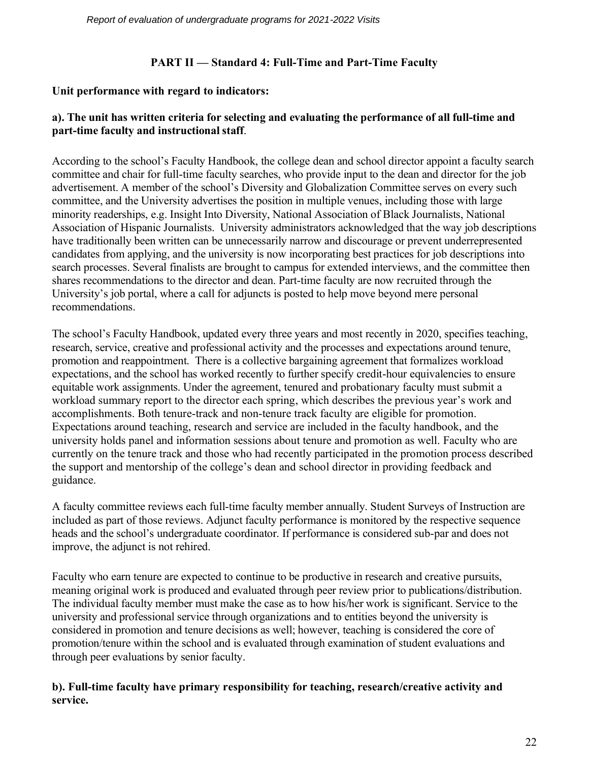## PART II — Standard 4: Full-Time and Part-Time Faculty

**Unit performance with regard to indicators:**

**a). The unit has written criteria for selecting and evaluating the performance of all full-time and part-time faculty and instructional staff**.

According to the school's Faculty Handbook, the college dean and school director appoint a faculty search committee and chair for full-time faculty searches, who provide input to the dean and director for the job advertisement. A member of the school's Diversity and Globalization Committee serves on every such committee, and the University advertises the position in multiple venues, including those with large minority readerships, e.g. Insight Into Diversity, National Association of Black Journalists, National Association of Hispanic Journalists. University administrators acknowledged that the way job descriptions have traditionally been written can be unnecessarily narrow and discourage or prevent underrepresented candidates from applying, and the university is now incorporating best practices for job descriptions into search processes. Several finalists are brought to campus for extended interviews, and the committee then shares recommendations to the director and dean. Part-time faculty are now recruited through the University's job portal, where a call for adjuncts is posted to help move beyond mere personal recommendations.

The school's Faculty Handbook, updated every three years and most recently in 2020, specifies teaching, research, service, creative and professional activity and the processes and expectations around tenure, promotion and reappointment. There is a collective bargaining agreement that formalizes workload expectations, and the school has worked recently to further specify credit-hour equivalencies to ensure equitable work assignments. Under the agreement, tenured and probationary faculty must submit a workload summary report to the director each spring, which describes the previous year's work and accomplishments. Both tenure-track and non-tenure track faculty are eligible for promotion. Expectations around teaching, research and service are included in the faculty handbook, and the university holds panel and information sessions about tenure and promotion as well. Faculty who are currently on the tenure track and those who had recently participated in the promotion process described the support and mentorship of the college's dean and school director in providing feedback and guidance.

A faculty committee reviews each full-time faculty member annually. Student Surveys of Instruction are included as part of those reviews. Adjunct faculty performance is monitored by the respective sequence heads and the school's undergraduate coordinator. If performance is considered sub-par and does not improve, the adjunct is not rehired.

Faculty who earn tenure are expected to continue to be productive in research and creative pursuits, meaning original work is produced and evaluated through peer review prior to publications/distribution. The individual faculty member must make the case as to how his/her work is significant. Service to the university and professional service through organizations and to entities beyond the university is considered in promotion and tenure decisions as well; however, teaching is considered the core of promotion/tenure within the school and is evaluated through examination of student evaluations and through peer evaluations by senior faculty.

**b). Full-time faculty have primary responsibility for teaching, research/creative activity and service.**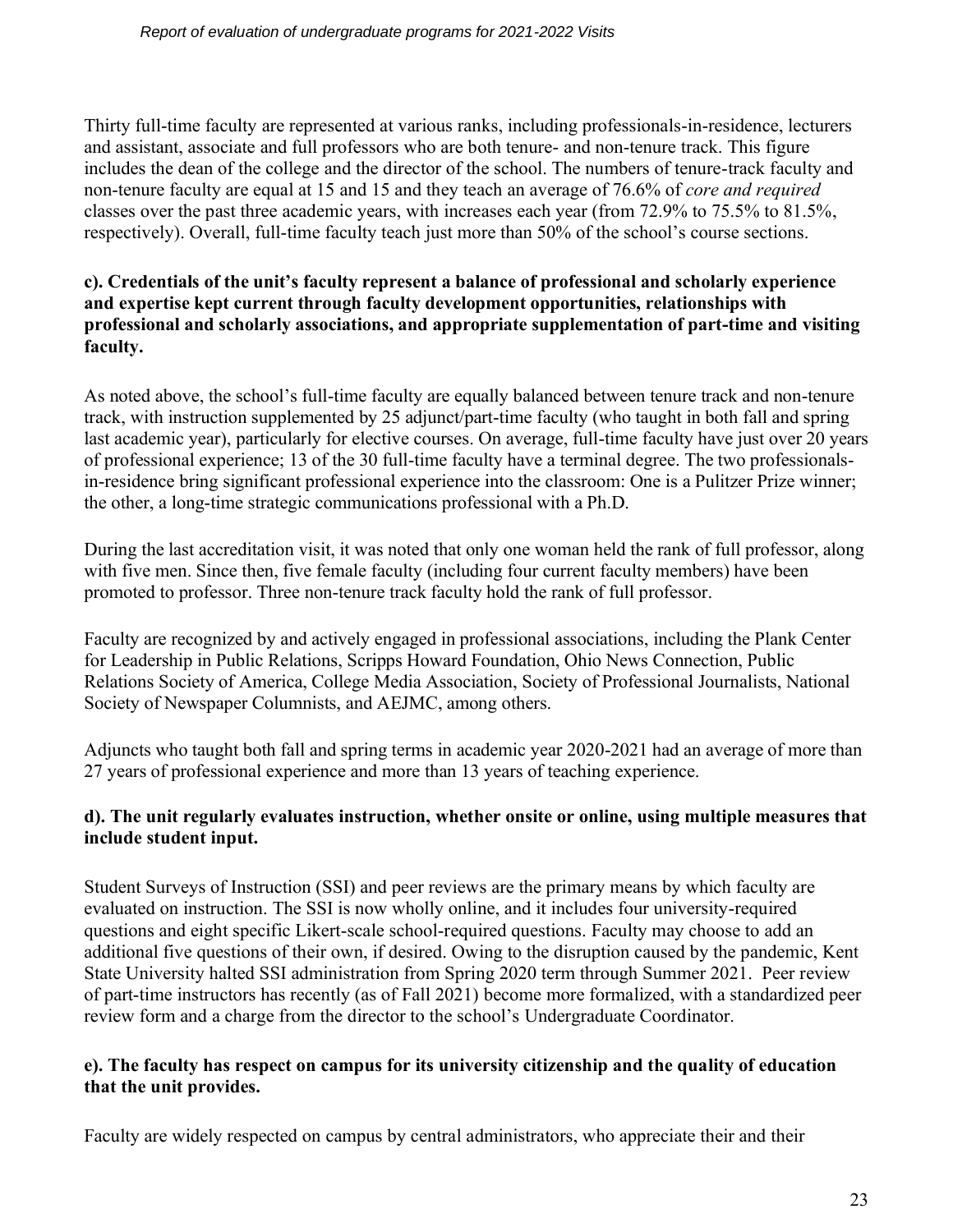Thirty full-time faculty are represented at various ranks, including professionals-in-residence, lecturers and assistant, associate and full professors who are both tenure- and non-tenure track. This figure includes the dean of the college and the director of the school. The numbers of tenure-track faculty and non-tenure faculty are equal at 15 and 15 and they teach an average of 76.6% of *core and required* classes over the past three academic years, with increases each year (from 72.9% to 75.5% to 81.5%, respectively). Overall, full-time faculty teach just more than 50% of the school's course sections.

**c). Credentials of the unit's faculty represent a balance of professional and scholarly experience and expertise kept current through faculty development opportunities, relationships with professional and scholarly associations, and appropriate supplementation of part-time and visiting faculty.**

As noted above, the school's full-time faculty are equally balanced between tenure track and non-tenure track, with instruction supplemented by 25 adjunct/part-time faculty (who taught in both fall and spring last academic year), particularly for elective courses. On average, full-time faculty have just over 20 years of professional experience; 13 of the 30 full-time faculty have a terminal degree. The two professionals-in-residence bring significant professional experience into the classroom: One is a Pulitzer Prize winner; the other, a long-time strategic communications professional with a Ph.D.

During the last accreditation visit, it was noted that only one woman held the rank of full professor, along with five men. Since then, five female faculty (including four current faculty members) have been promoted to professor. Three non-tenure track faculty hold the rank of full professor.

Faculty are recognized by and actively engaged in professional associations, including the Plank Center for Leadership in Public Relations, Scripps Howard Foundation, Ohio News Connection, Public Relations Society of America, College Media Association, Society of Professional Journalists, National Society of Newspaper Columnists, and AEJMC, among others.

Adjuncts who taught both fall and spring terms in academic year 2020-2021 had an average of more than 27 years of professional experience and more than 13 years of teaching experience.

**d). The unit regularly evaluates instruction, whether onsite or online, using multiple measures that include student input.**

Student Surveys of Instruction (SSI) and peer reviews are the primary means by which faculty are evaluated on instruction. The SSI is now wholly online, and it includes four university-required questions and eight specific Likert-scale school-required questions. Faculty may choose to add an additional five questions of their own, if desired. Owing to the disruption caused by the pandemic, Kent State University halted SSI administration from Spring 2020 term through Summer 2021. Peer review of part-time instructors has recently (as of Fall 2021) become more formalized, with a standardized peer review form and a charge from the director to the school's Undergraduate Coordinator.

**e). The faculty has respect on campus for its university citizenship and the quality of education that the unit provides.**

Faculty are widely respected on campus by central administrators, who appreciate their and their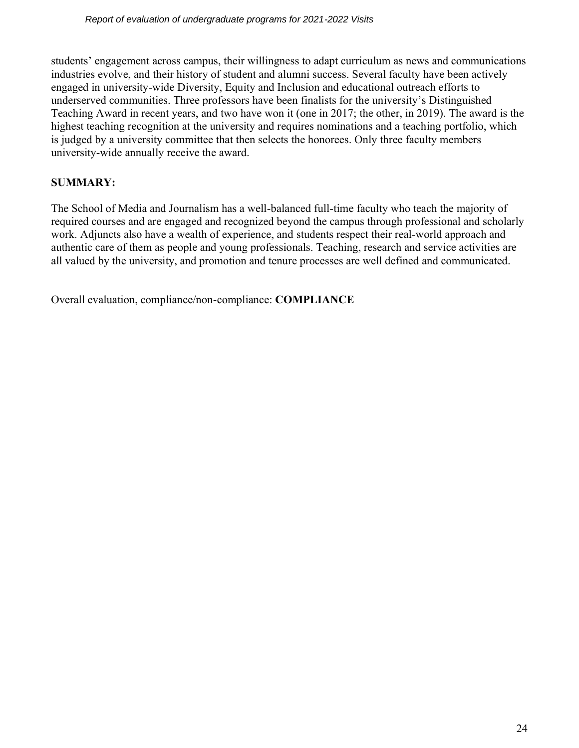students' engagement across campus, their willingness to adapt curriculum as news and communications industries evolve, and their history of student and alumni success. Several faculty have been actively engaged in university-wide Diversity, Equity and Inclusion and educational outreach efforts to underserved communities. Three professors have been finalists for the university's Distinguished Teaching Award in recent years, and two have won it (one in 2017; the other, in 2019). The award is the highest teaching recognition at the university and requires nominations and a teaching portfolio, which is judged by a university committee that then selects the honorees. Only three faculty members university-wide annually receive the award.

**SUMMARY:**

The School of Media and Journalism has a well-balanced full-time faculty who teach the majority of required courses and are engaged and recognized beyond the campus through professional and scholarly work. Adjuncts also have a wealth of experience, and students respect their real-world approach and authentic care of them as people and young professionals. Teaching, research and service activities are all valued by the university, and promotion and tenure processes are well defined and communicated.

Overall evaluation, compliance/non-compliance: **COMPLIANCE**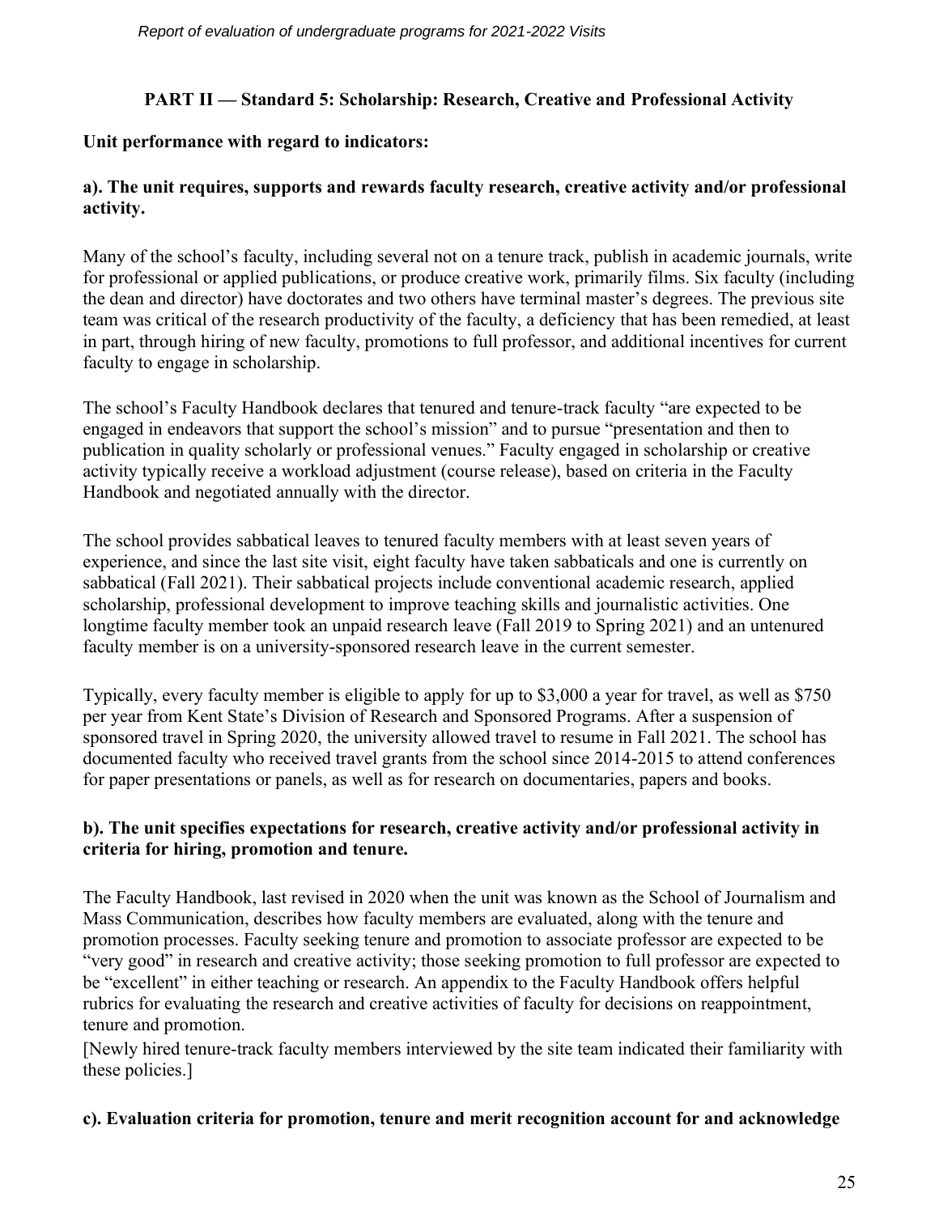## PART II — Standard 5: Scholarship: Research, Creative and Professional Activity

**Unit performance with regard to indicators:**

**a). The unit requires, supports and rewards faculty research, creative activity and/or professional activity.**

Many of the school's faculty, including several not on a tenure track, publish in academic journals, write for professional or applied publications, or produce creative work, primarily films. Six faculty (including the dean and director) have doctorates and two others have terminal master's degrees. The previous site team was critical of the research productivity of the faculty, a deficiency that has been remedied, at least in part, through hiring of new faculty, promotions to full professor, and additional incentives for current faculty to engage in scholarship.

The school's Faculty Handbook declares that tenured and tenure-track faculty "are expected to be engaged in endeavors that support the school's mission" and to pursue "presentation and then to publication in quality scholarly or professional venues." Faculty engaged in scholarship or creative activity typically receive a workload adjustment (course release), based on criteria in the Faculty Handbook and negotiated annually with the director.

The school provides sabbatical leaves to tenured faculty members with at least seven years of experience, and since the last site visit, eight faculty have taken sabbaticals and one is currently on sabbatical (Fall 2021). Their sabbatical projects include conventional academic research, applied scholarship, professional development to improve teaching skills and journalistic activities. One longtime faculty member took an unpaid research leave (Fall 2019 to Spring 2021) and an untenured faculty member is on a university-sponsored research leave in the current semester.

Typically, every faculty member is eligible to apply for up to $3,000 a year for travel, as well as $750 per year from Kent State's Division of Research and Sponsored Programs. After a suspension of sponsored travel in Spring 2020, the university allowed travel to resume in Fall 2021. The school has documented faculty who received travel grants from the school since 2014-2015 to attend conferences for paper presentations or panels, as well as for research on documentaries, papers and books.

**b). The unit specifies expectations for research, creative activity and/or professional activity in criteria for hiring, promotion and tenure.**

The Faculty Handbook, last revised in 2020 when the unit was known as the School of Journalism and Mass Communication, describes how faculty members are evaluated, along with the tenure and promotion processes. Faculty seeking tenure and promotion to associate professor are expected to be "very good" in research and creative activity; those seeking promotion to full professor are expected to be "excellent" in either teaching or research. An appendix to the Faculty Handbook offers helpful rubrics for evaluating the research and creative activities of faculty for decisions on reappointment, tenure and promotion.

[Newly hired tenure-track faculty members interviewed by the site team indicated their familiarity with these policies.]

**c). Evaluation criteria for promotion, tenure and merit recognition account for and acknowledge**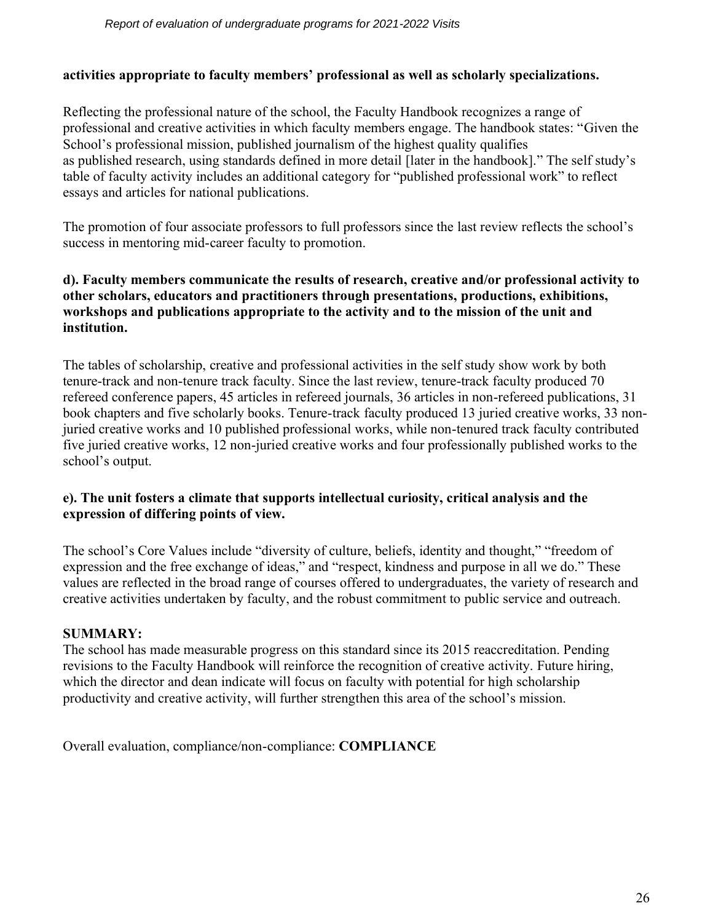**activities appropriate to faculty members' professional as well as scholarly specializations.**

Reflecting the professional nature of the school, the Faculty Handbook recognizes a range of professional and creative activities in which faculty members engage. The handbook states: "Given the School's professional mission, published journalism of the highest quality qualifies as published research, using standards defined in more detail [later in the handbook]." The self study's table of faculty activity includes an additional category for "published professional work" to reflect essays and articles for national publications.

The promotion of four associate professors to full professors since the last review reflects the school's success in mentoring mid-career faculty to promotion.

**d). Faculty members communicate the results of research, creative and/or professional activity to other scholars, educators and practitioners through presentations, productions, exhibitions, workshops and publications appropriate to the activity and to the mission of the unit and institution.**

The tables of scholarship, creative and professional activities in the self study show work by both tenure-track and non-tenure track faculty. Since the last review, tenure-track faculty produced 70 refereed conference papers, 45 articles in refereed journals, 36 articles in non-refereed publications, 31 book chapters and five scholarly books. Tenure-track faculty produced 13 juried creative works, 33 non-juried creative works and 10 published professional works, while non-tenured track faculty contributed five juried creative works, 12 non-juried creative works and four professionally published works to the school's output.

**e). The unit fosters a climate that supports intellectual curiosity, critical analysis and the expression of differing points of view.**

The school's Core Values include "diversity of culture, beliefs, identity and thought," "freedom of expression and the free exchange of ideas," and "respect, kindness and purpose in all we do." These values are reflected in the broad range of courses offered to undergraduates, the variety of research and creative activities undertaken by faculty, and the robust commitment to public service and outreach.

**SUMMARY:**

The school has made measurable progress on this standard since its 2015 reaccreditation. Pending revisions to the Faculty Handbook will reinforce the recognition of creative activity. Future hiring, which the director and dean indicate will focus on faculty with potential for high scholarship productivity and creative activity, will further strengthen this area of the school's mission.

Overall evaluation, compliance/non-compliance: **COMPLIANCE**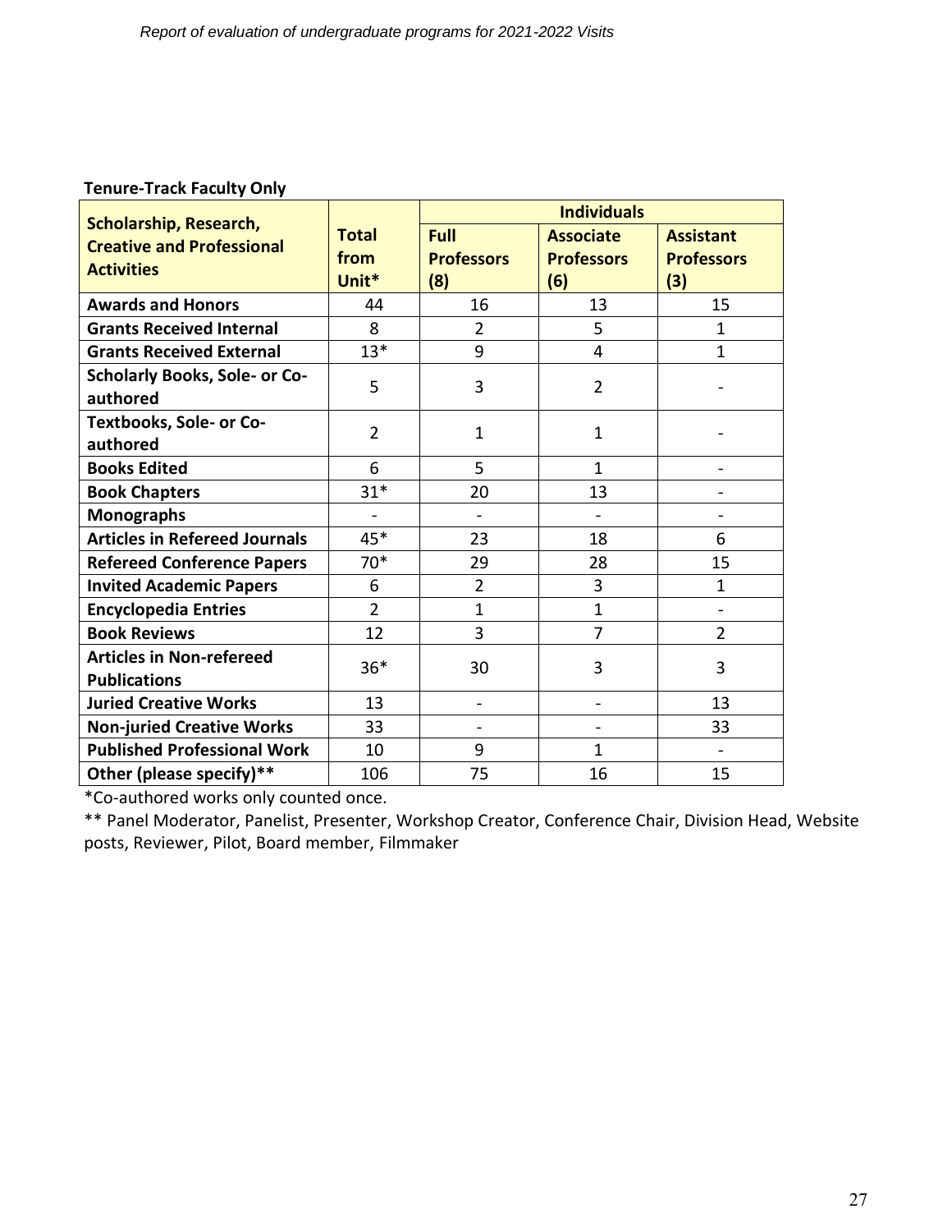**Tenure-Track Faculty Only**

| Scholarship, Research, Creative and Professional Activities | Total from Unit* | Individuals | | |
|---|---|---|---|---|
| | | Full Professors (8) | Associate Professors (6) | Assistant Professors (3) |
| **Awards and Honors** | 44 | 16 | 13 | 15 |
| **Grants Received Internal** | 8 | 2 | 5 | 1 |
| **Grants Received External** | 13* | 9 | 4 | 1 |
| **Scholarly Books, Sole- or Co-authored** | 5 | 3 | 2 | - |
| **Textbooks, Sole- or Co-authored** | 2 | 1 | 1 | - |
| **Books Edited** | 6 | 5 | 1 | - |
| **Book Chapters** | 31* | 20 | 13 | - |
| **Monographs** | - | - | - | - |
| **Articles in Refereed Journals** | 45* | 23 | 18 | 6 |
| **Refereed Conference Papers** | 70* | 29 | 28 | 15 |
| **Invited Academic Papers** | 6 | 2 | 3 | 1 |
| **Encyclopedia Entries** | 2 | 1 | 1 | - |
| **Book Reviews** | 12 | 3 | 7 | 2 |
| **Articles in Non-refereed Publications** | 36* | 30 | 3 | 3 |
| **Juried Creative Works** | 13 | - | - | 13 |
| **Non-juried Creative Works** | 33 | - | - | 33 |
| **Published Professional Work** | 10 | 9 | 1 | - |
| **Other (please specify)**** | 106 | 75 | 16 | 15 |

*Co-authored works only counted once.

** Panel Moderator, Panelist, Presenter, Workshop Creator, Conference Chair, Division Head, Website posts, Reviewer, Pilot, Board member, Filmmaker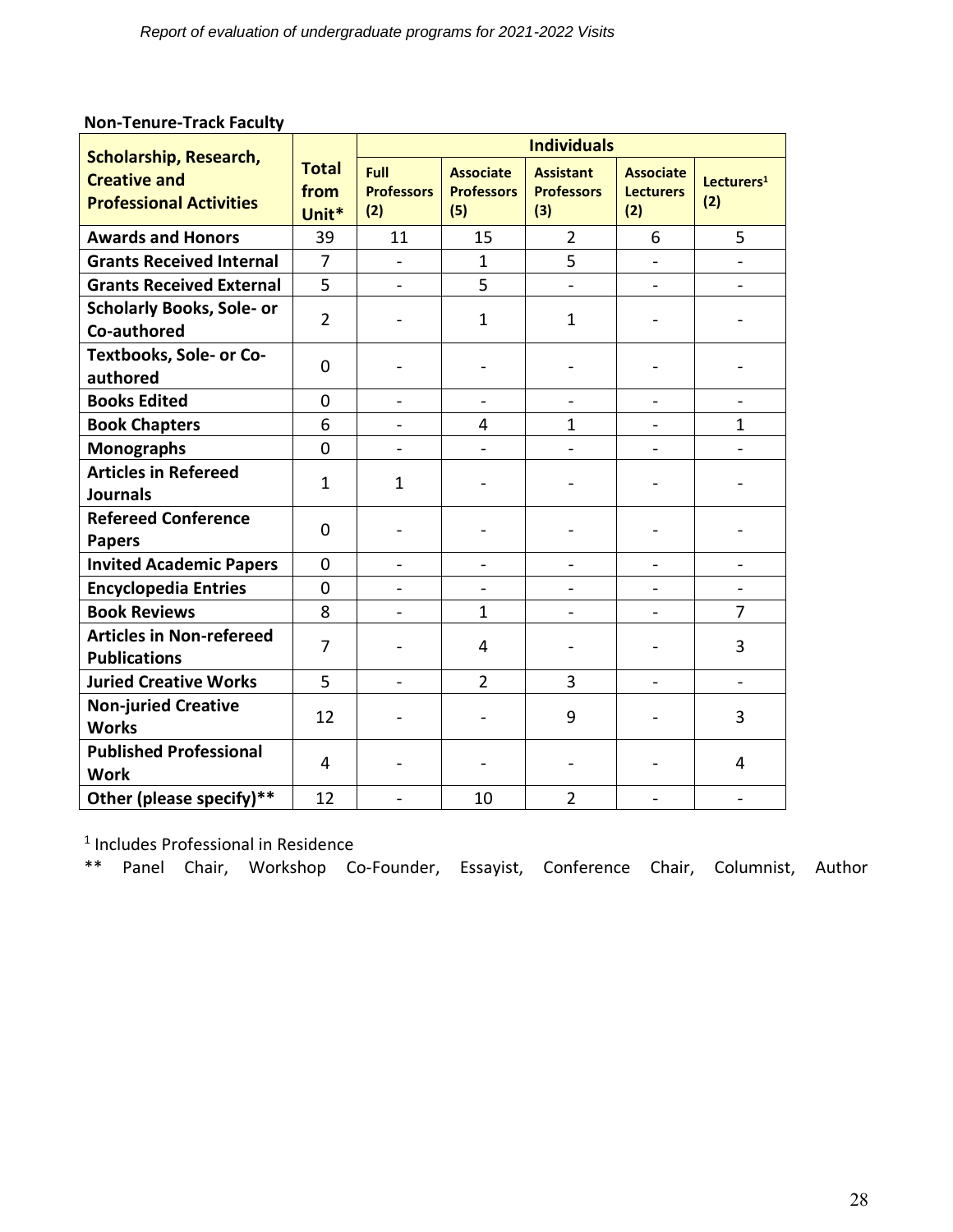**Non-Tenure-Track Faculty**

| Scholarship, Research, Creative and Professional Activities | Total from Unit* | Individuals | | | | |
|---|---|---|---|---|---|---|
| | | Full Professors (2) | Associate Professors (5) | Assistant Professors (3) | Associate Lecturers (2) | Lecturers[1] (2) |
| Awards and Honors | 39 | 11 | 15 | 2 | 6 | 5 |
| Grants Received Internal | 7 | - | 1 | 5 | - | - |
| Grants Received External | 5 | - | 5 | - | - | - |
| Scholarly Books, Sole- or Co-authored | 2 | - | 1 | 1 | - | - |
| Textbooks, Sole- or Co-authored | 0 | - | - | - | - | - |
| Books Edited | 0 | - | - | - | - | - |
| Book Chapters | 6 | - | 4 | 1 | - | 1 |
| Monographs | 0 | - | - | - | - | - |
| Articles in Refereed Journals | 1 | 1 | - | - | - | - |
| Refereed Conference Papers | 0 | - | - | - | - | - |
| Invited Academic Papers | 0 | - | - | - | - | - |
| Encyclopedia Entries | 0 | - | - | - | - | - |
| Book Reviews | 8 | - | 1 | - | - | 7 |
| Articles in Non-refereed Publications | 7 | - | 4 | - | - | 3 |
| Juried Creative Works | 5 | - | 2 | 3 | - | - |
| Non-juried Creative Works | 12 | - | - | 9 | - | 3 |
| Published Professional Work | 4 | - | - | - | - | 4 |
| Other (please specify)** | 12 | - | 10 | 2 | - | - |

[1] Includes Professional in Residence

** Panel Chair, Workshop Co-Founder, Essayist, Conference Chair, Columnist, Author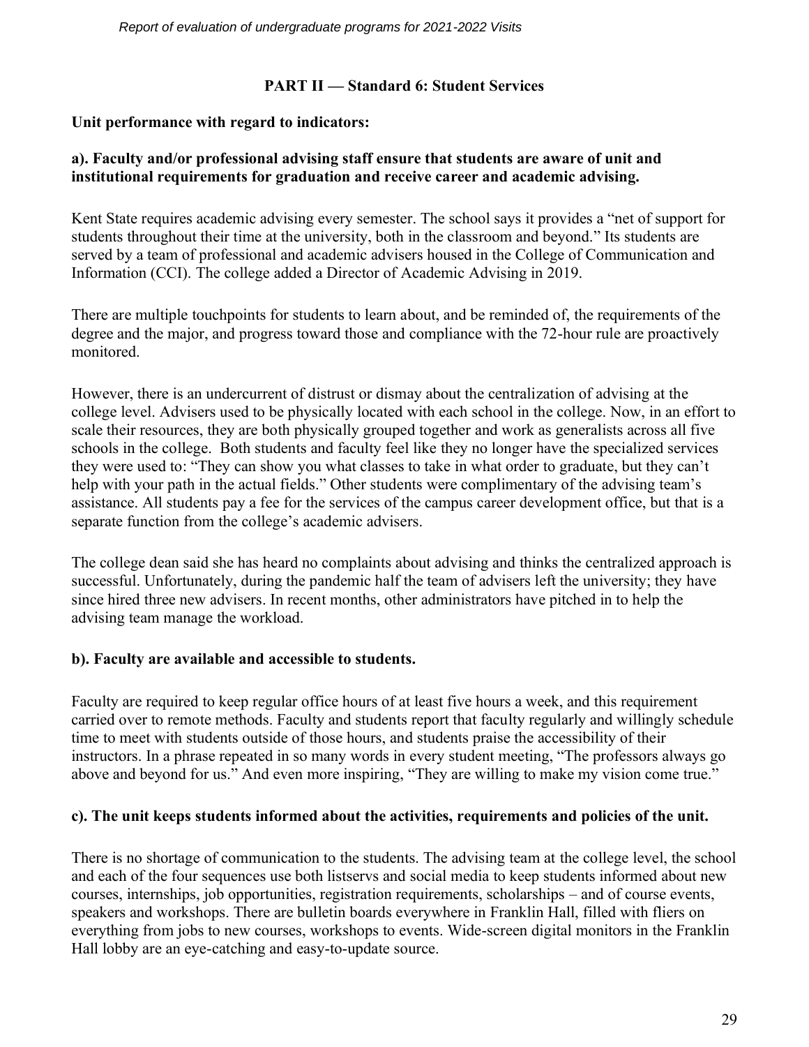## PART II — Standard 6: Student Services

**Unit performance with regard to indicators:**

**a). Faculty and/or professional advising staff ensure that students are aware of unit and institutional requirements for graduation and receive career and academic advising.**

Kent State requires academic advising every semester. The school says it provides a "net of support for students throughout their time at the university, both in the classroom and beyond." Its students are served by a team of professional and academic advisers housed in the College of Communication and Information (CCI). The college added a Director of Academic Advising in 2019.

There are multiple touchpoints for students to learn about, and be reminded of, the requirements of the degree and the major, and progress toward those and compliance with the 72-hour rule are proactively monitored.

However, there is an undercurrent of distrust or dismay about the centralization of advising at the college level. Advisers used to be physically located with each school in the college. Now, in an effort to scale their resources, they are both physically grouped together and work as generalists across all five schools in the college. Both students and faculty feel like they no longer have the specialized services they were used to: "They can show you what classes to take in what order to graduate, but they can't help with your path in the actual fields." Other students were complimentary of the advising team's assistance. All students pay a fee for the services of the campus career development office, but that is a separate function from the college's academic advisers.

The college dean said she has heard no complaints about advising and thinks the centralized approach is successful. Unfortunately, during the pandemic half the team of advisers left the university; they have since hired three new advisers. In recent months, other administrators have pitched in to help the advising team manage the workload.

**b). Faculty are available and accessible to students.**

Faculty are required to keep regular office hours of at least five hours a week, and this requirement carried over to remote methods. Faculty and students report that faculty regularly and willingly schedule time to meet with students outside of those hours, and students praise the accessibility of their instructors. In a phrase repeated in so many words in every student meeting, "The professors always go above and beyond for us." And even more inspiring, "They are willing to make my vision come true."

**c). The unit keeps students informed about the activities, requirements and policies of the unit.**

There is no shortage of communication to the students. The advising team at the college level, the school and each of the four sequences use both listservs and social media to keep students informed about new courses, internships, job opportunities, registration requirements, scholarships – and of course events, speakers and workshops. There are bulletin boards everywhere in Franklin Hall, filled with fliers on everything from jobs to new courses, workshops to events. Wide-screen digital monitors in the Franklin Hall lobby are an eye-catching and easy-to-update source.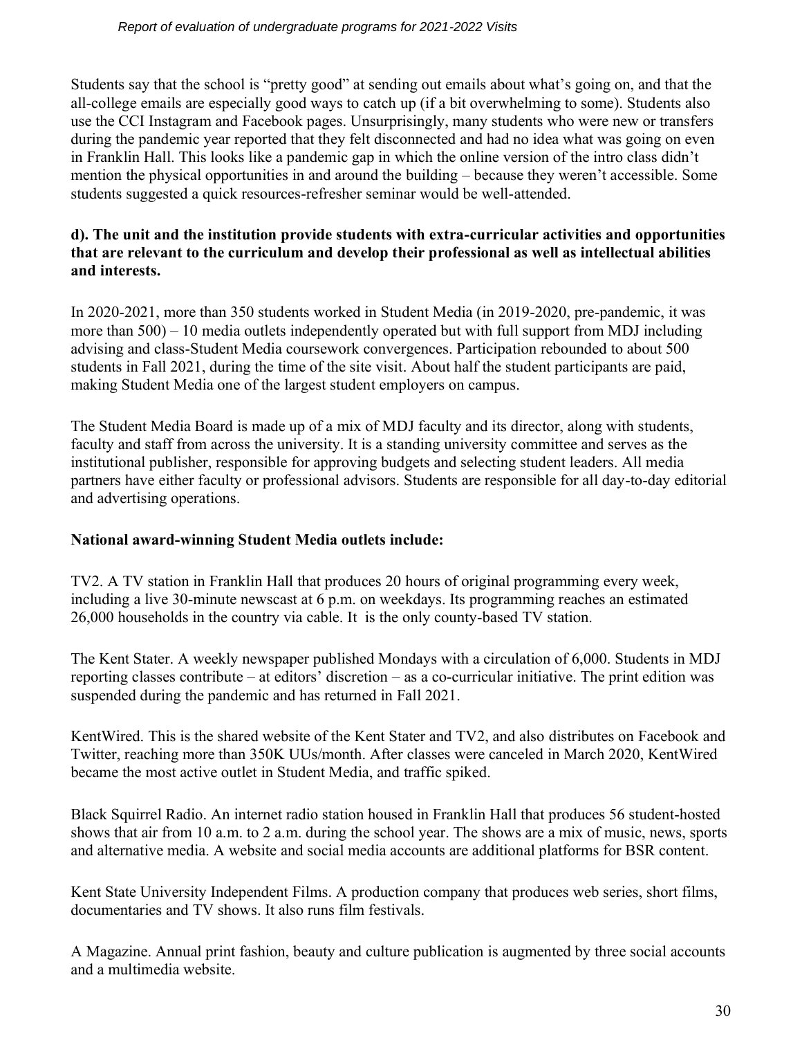Students say that the school is "pretty good" at sending out emails about what's going on, and that the all-college emails are especially good ways to catch up (if a bit overwhelming to some). Students also use the CCI Instagram and Facebook pages. Unsurprisingly, many students who were new or transfers during the pandemic year reported that they felt disconnected and had no idea what was going on even in Franklin Hall. This looks like a pandemic gap in which the online version of the intro class didn't mention the physical opportunities in and around the building – because they weren't accessible. Some students suggested a quick resources-refresher seminar would be well-attended.

**d). The unit and the institution provide students with extra-curricular activities and opportunities that are relevant to the curriculum and develop their professional as well as intellectual abilities and interests.**

In 2020-2021, more than 350 students worked in Student Media (in 2019-2020, pre-pandemic, it was more than 500) – 10 media outlets independently operated but with full support from MDJ including advising and class-Student Media coursework convergences. Participation rebounded to about 500 students in Fall 2021, during the time of the site visit. About half the student participants are paid, making Student Media one of the largest student employers on campus.

The Student Media Board is made up of a mix of MDJ faculty and its director, along with students, faculty and staff from across the university. It is a standing university committee and serves as the institutional publisher, responsible for approving budgets and selecting student leaders. All media partners have either faculty or professional advisors. Students are responsible for all day-to-day editorial and advertising operations.

**National award-winning Student Media outlets include:**

TV2. A TV station in Franklin Hall that produces 20 hours of original programming every week, including a live 30-minute newscast at 6 p.m. on weekdays. Its programming reaches an estimated 26,000 households in the country via cable. It is the only county-based TV station.

The Kent Stater. A weekly newspaper published Mondays with a circulation of 6,000. Students in MDJ reporting classes contribute – at editors' discretion – as a co-curricular initiative. The print edition was suspended during the pandemic and has returned in Fall 2021.

KentWired. This is the shared website of the Kent Stater and TV2, and also distributes on Facebook and Twitter, reaching more than 350K UUs/month. After classes were canceled in March 2020, KentWired became the most active outlet in Student Media, and traffic spiked.

Black Squirrel Radio. An internet radio station housed in Franklin Hall that produces 56 student-hosted shows that air from 10 a.m. to 2 a.m. during the school year. The shows are a mix of music, news, sports and alternative media. A website and social media accounts are additional platforms for BSR content.

Kent State University Independent Films. A production company that produces web series, short films, documentaries and TV shows. It also runs film festivals.

A Magazine. Annual print fashion, beauty and culture publication is augmented by three social accounts and a multimedia website.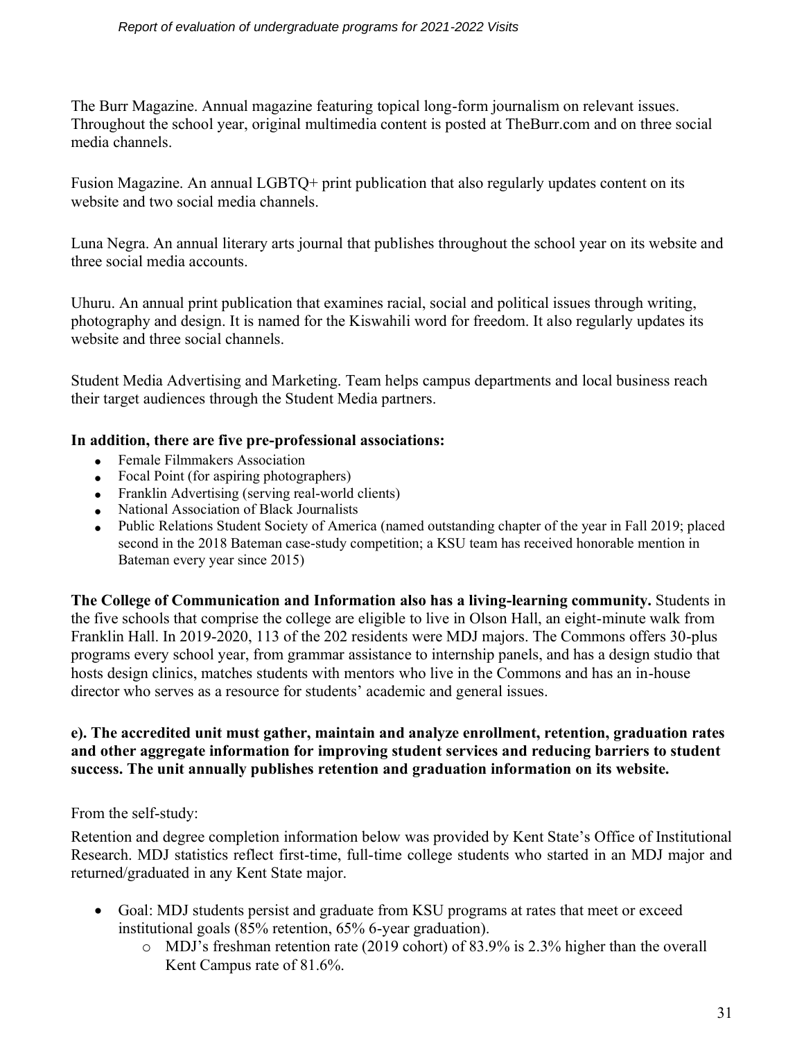The Burr Magazine. Annual magazine featuring topical long-form journalism on relevant issues. Throughout the school year, original multimedia content is posted at TheBurr.com and on three social media channels.

Fusion Magazine. An annual LGBTQ+ print publication that also regularly updates content on its website and two social media channels.

Luna Negra. An annual literary arts journal that publishes throughout the school year on its website and three social media accounts.

Uhuru. An annual print publication that examines racial, social and political issues through writing, photography and design. It is named for the Kiswahili word for freedom. It also regularly updates its website and three social channels.

Student Media Advertising and Marketing. Team helps campus departments and local business reach their target audiences through the Student Media partners.

**In addition, there are five pre-professional associations:**

- Female Filmmakers Association
- Focal Point (for aspiring photographers)
- Franklin Advertising (serving real-world clients)
- National Association of Black Journalists
- Public Relations Student Society of America (named outstanding chapter of the year in Fall 2019; placed second in the 2018 Bateman case-study competition; a KSU team has received honorable mention in Bateman every year since 2015)

**The College of Communication and Information also has a living-learning community.** Students in the five schools that comprise the college are eligible to live in Olson Hall, an eight-minute walk from Franklin Hall. In 2019-2020, 113 of the 202 residents were MDJ majors. The Commons offers 30-plus programs every school year, from grammar assistance to internship panels, and has a design studio that hosts design clinics, matches students with mentors who live in the Commons and has an in-house director who serves as a resource for students' academic and general issues.

**e). The accredited unit must gather, maintain and analyze enrollment, retention, graduation rates and other aggregate information for improving student services and reducing barriers to student success. The unit annually publishes retention and graduation information on its website.**

From the self-study:

Retention and degree completion information below was provided by Kent State's Office of Institutional Research. MDJ statistics reflect first-time, full-time college students who started in an MDJ major and returned/graduated in any Kent State major.

- Goal: MDJ students persist and graduate from KSU programs at rates that meet or exceed institutional goals (85% retention, 65% 6-year graduation).
    - MDJ's freshman retention rate (2019 cohort) of 83.9% is 2.3% higher than the overall Kent Campus rate of 81.6%.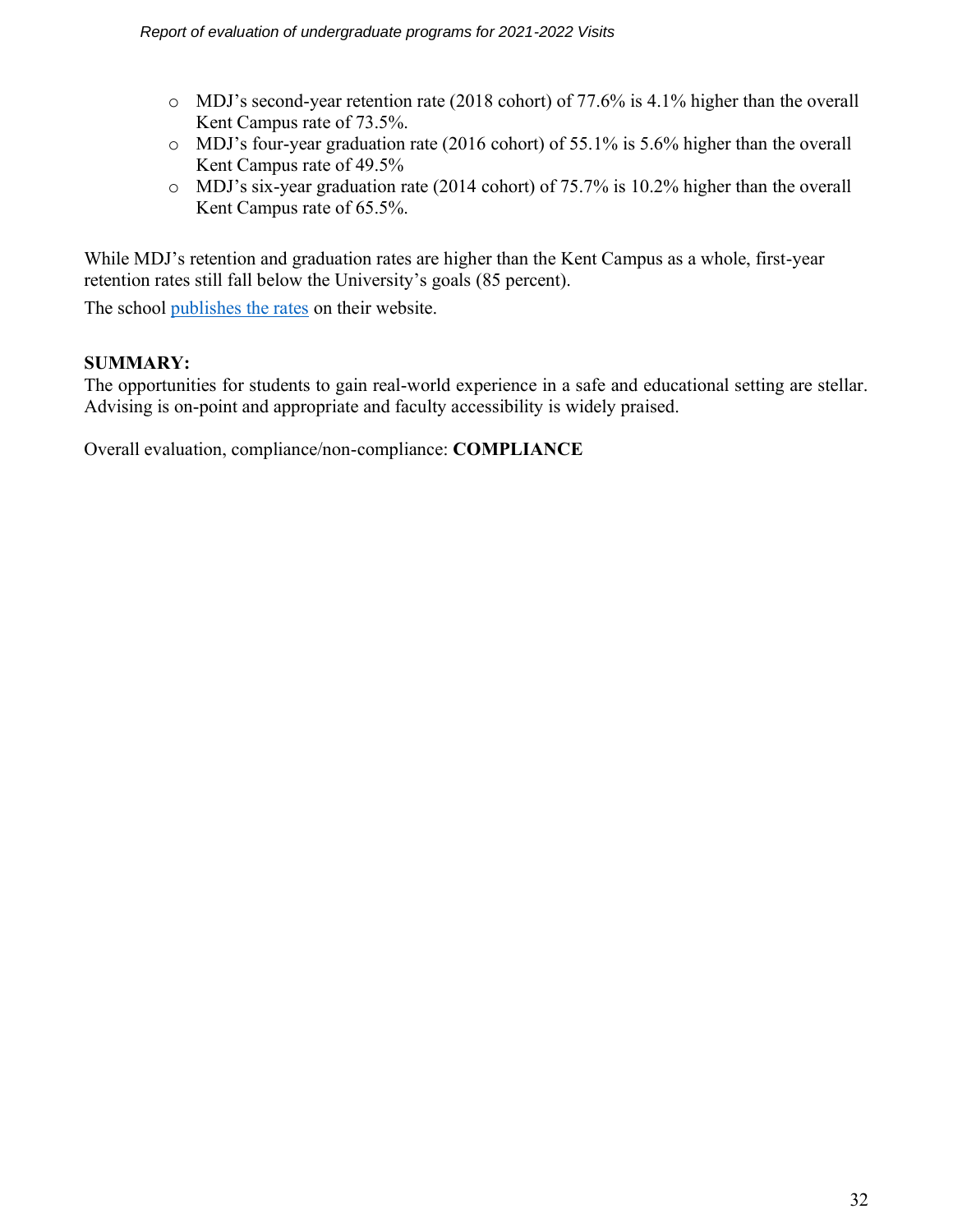- MDJ's second-year retention rate (2018 cohort) of 77.6% is 4.1% higher than the overall Kent Campus rate of 73.5%.
- MDJ's four-year graduation rate (2016 cohort) of 55.1% is 5.6% higher than the overall Kent Campus rate of 49.5%
- MDJ's six-year graduation rate (2014 cohort) of 75.7% is 10.2% higher than the overall Kent Campus rate of 65.5%.

While MDJ's retention and graduation rates are higher than the Kent Campus as a whole, first-year retention rates still fall below the University's goals (85 percent).

The school publishes the rates on their website.

**SUMMARY:**
The opportunities for students to gain real-world experience in a safe and educational setting are stellar. Advising is on-point and appropriate and faculty accessibility is widely praised.

Overall evaluation, compliance/non-compliance: **COMPLIANCE**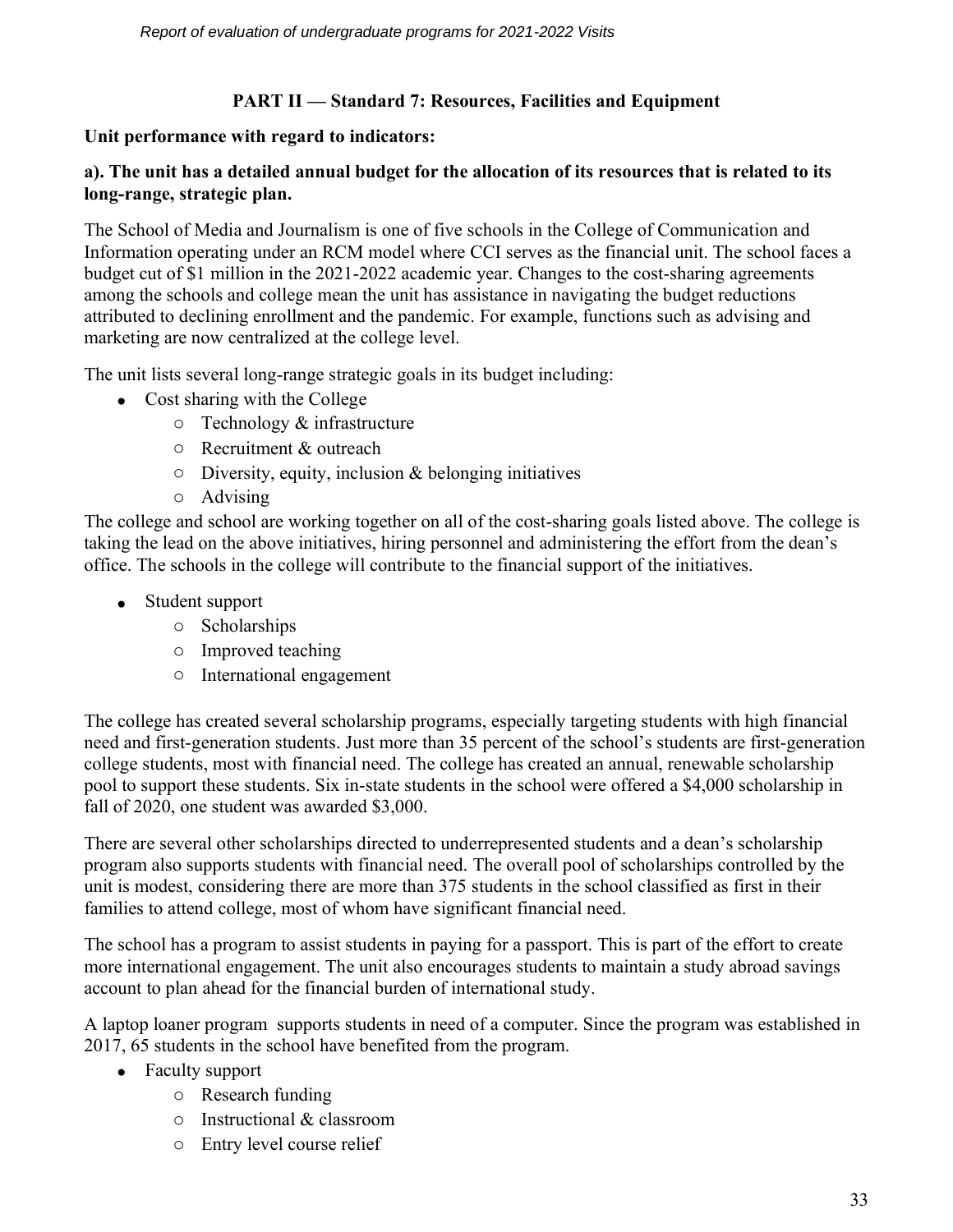## PART II — Standard 7: Resources, Facilities and Equipment

**Unit performance with regard to indicators:**

**a). The unit has a detailed annual budget for the allocation of its resources that is related to its long-range, strategic plan.**

The School of Media and Journalism is one of five schools in the College of Communication and Information operating under an RCM model where CCI serves as the financial unit. The school faces a budget cut of $1 million in the 2021-2022 academic year. Changes to the cost-sharing agreements among the schools and college mean the unit has assistance in navigating the budget reductions attributed to declining enrollment and the pandemic. For example, functions such as advising and marketing are now centralized at the college level.

The unit lists several long-range strategic goals in its budget including:

- Cost sharing with the College
  - Technology & infrastructure
  - Recruitment & outreach
  - Diversity, equity, inclusion & belonging initiatives
  - Advising

The college and school are working together on all of the cost-sharing goals listed above. The college is taking the lead on the above initiatives, hiring personnel and administering the effort from the dean's office. The schools in the college will contribute to the financial support of the initiatives.

- Student support
  - Scholarships
  - Improved teaching
  - International engagement

The college has created several scholarship programs, especially targeting students with high financial need and first-generation students. Just more than 35 percent of the school's students are first-generation college students, most with financial need. The college has created an annual, renewable scholarship pool to support these students. Six in-state students in the school were offered a $4,000 scholarship in fall of 2020, one student was awarded $3,000.

There are several other scholarships directed to underrepresented students and a dean's scholarship program also supports students with financial need. The overall pool of scholarships controlled by the unit is modest, considering there are more than 375 students in the school classified as first in their families to attend college, most of whom have significant financial need.

The school has a program to assist students in paying for a passport. This is part of the effort to create more international engagement. The unit also encourages students to maintain a study abroad savings account to plan ahead for the financial burden of international study.

A laptop loaner program supports students in need of a computer. Since the program was established in 2017, 65 students in the school have benefited from the program.

- Faculty support
  - Research funding
  - Instructional & classroom
  - Entry level course relief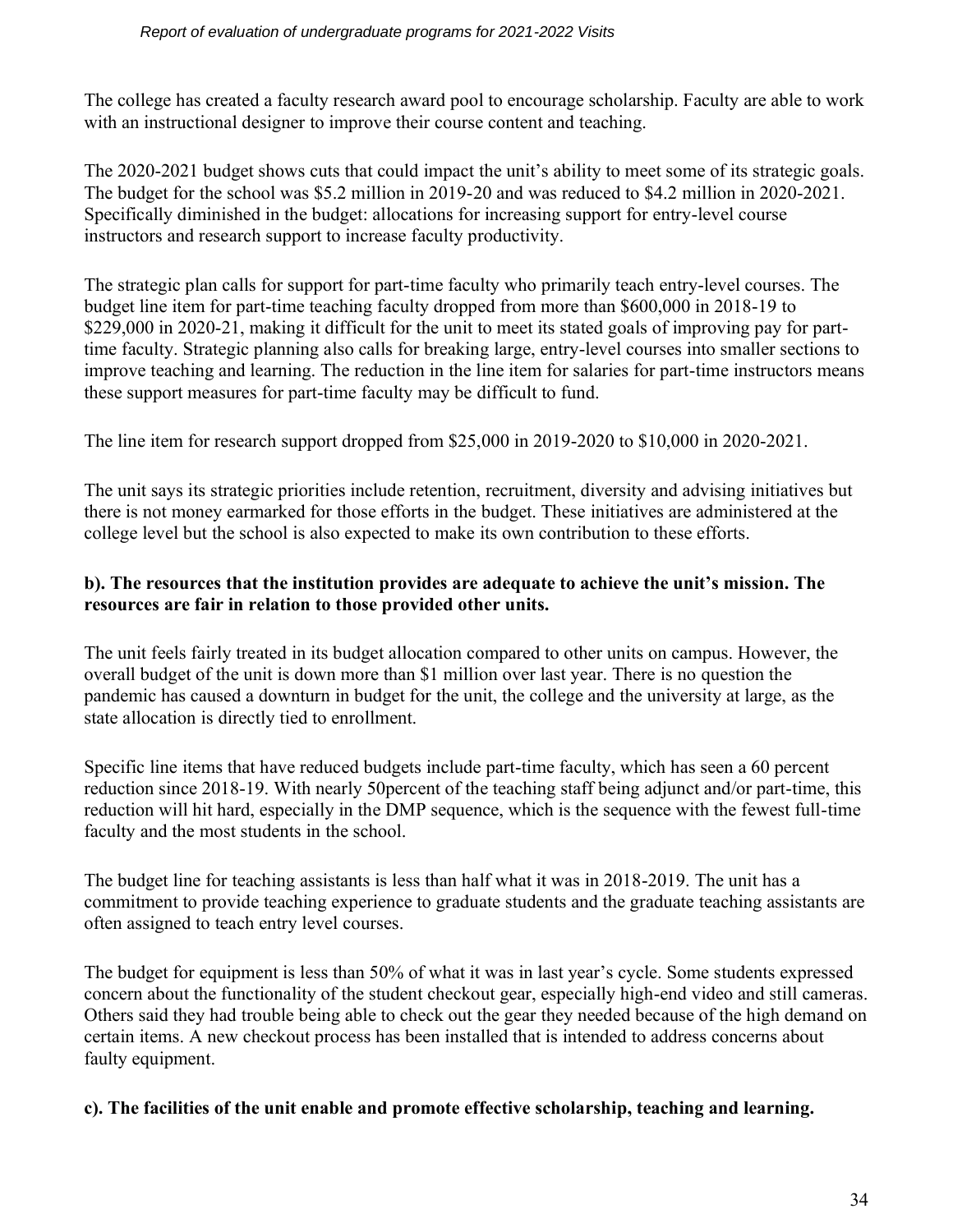The college has created a faculty research award pool to encourage scholarship. Faculty are able to work with an instructional designer to improve their course content and teaching.

The 2020-2021 budget shows cuts that could impact the unit's ability to meet some of its strategic goals. The budget for the school was $5.2 million in 2019-20 and was reduced to $4.2 million in 2020-2021. Specifically diminished in the budget: allocations for increasing support for entry-level course instructors and research support to increase faculty productivity.

The strategic plan calls for support for part-time faculty who primarily teach entry-level courses. The budget line item for part-time teaching faculty dropped from more than $600,000 in 2018-19 to $229,000 in 2020-21, making it difficult for the unit to meet its stated goals of improving pay for part-time faculty. Strategic planning also calls for breaking large, entry-level courses into smaller sections to improve teaching and learning. The reduction in the line item for salaries for part-time instructors means these support measures for part-time faculty may be difficult to fund.

The line item for research support dropped from $25,000 in 2019-2020 to $10,000 in 2020-2021.

The unit says its strategic priorities include retention, recruitment, diversity and advising initiatives but there is not money earmarked for those efforts in the budget. These initiatives are administered at the college level but the school is also expected to make its own contribution to these efforts.

**b). The resources that the institution provides are adequate to achieve the unit's mission. The resources are fair in relation to those provided other units.**

The unit feels fairly treated in its budget allocation compared to other units on campus. However, the overall budget of the unit is down more than $1 million over last year. There is no question the pandemic has caused a downturn in budget for the unit, the college and the university at large, as the state allocation is directly tied to enrollment.

Specific line items that have reduced budgets include part-time faculty, which has seen a 60 percent reduction since 2018-19. With nearly 50percent of the teaching staff being adjunct and/or part-time, this reduction will hit hard, especially in the DMP sequence, which is the sequence with the fewest full-time faculty and the most students in the school.

The budget line for teaching assistants is less than half what it was in 2018-2019. The unit has a commitment to provide teaching experience to graduate students and the graduate teaching assistants are often assigned to teach entry level courses.

The budget for equipment is less than 50% of what it was in last year's cycle. Some students expressed concern about the functionality of the student checkout gear, especially high-end video and still cameras. Others said they had trouble being able to check out the gear they needed because of the high demand on certain items. A new checkout process has been installed that is intended to address concerns about faulty equipment.

**c). The facilities of the unit enable and promote effective scholarship, teaching and learning.**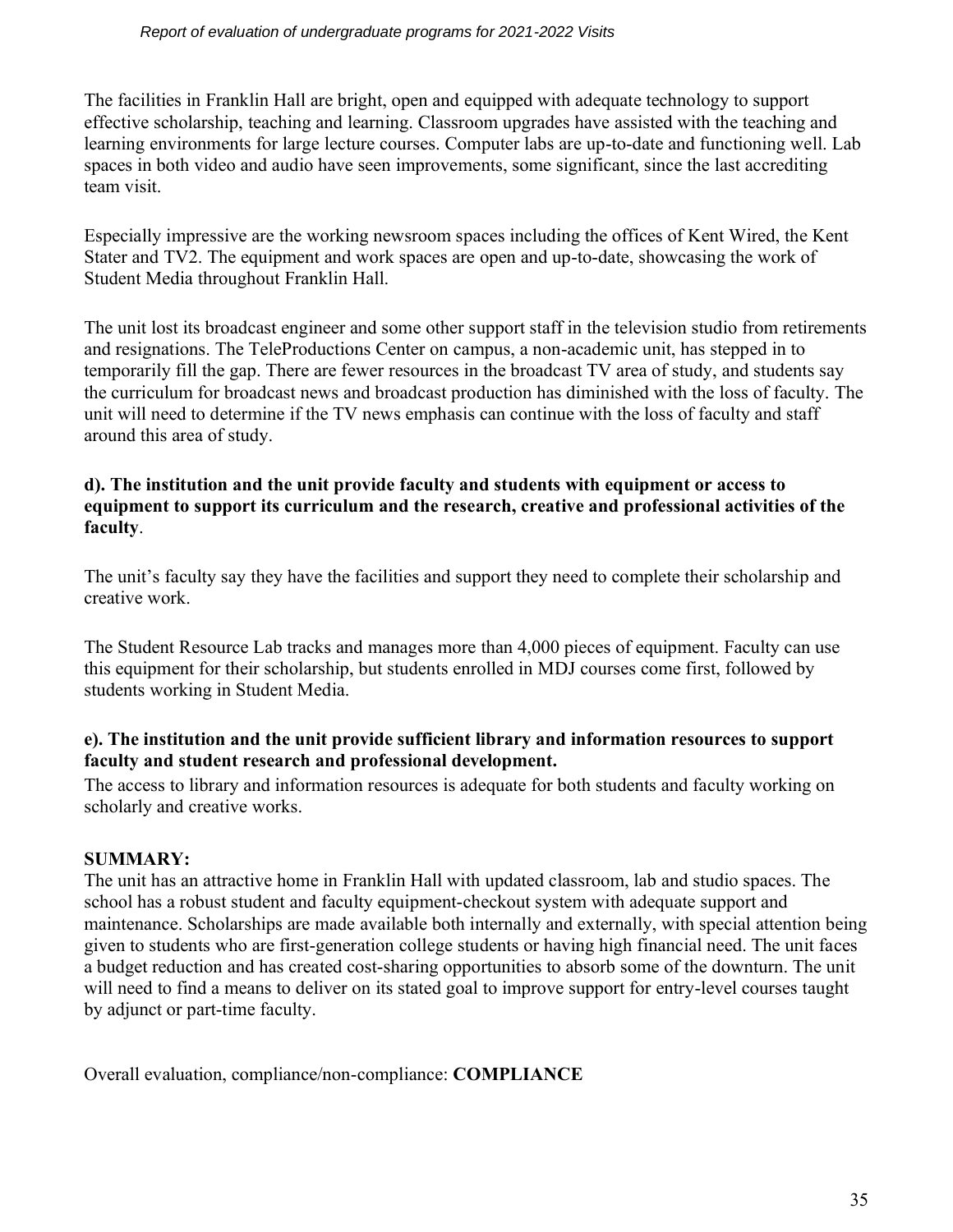The facilities in Franklin Hall are bright, open and equipped with adequate technology to support effective scholarship, teaching and learning. Classroom upgrades have assisted with the teaching and learning environments for large lecture courses. Computer labs are up-to-date and functioning well. Lab spaces in both video and audio have seen improvements, some significant, since the last accrediting team visit.

Especially impressive are the working newsroom spaces including the offices of Kent Wired, the Kent Stater and TV2. The equipment and work spaces are open and up-to-date, showcasing the work of Student Media throughout Franklin Hall.

The unit lost its broadcast engineer and some other support staff in the television studio from retirements and resignations. The TeleProductions Center on campus, a non-academic unit, has stepped in to temporarily fill the gap. There are fewer resources in the broadcast TV area of study, and students say the curriculum for broadcast news and broadcast production has diminished with the loss of faculty. The unit will need to determine if the TV news emphasis can continue with the loss of faculty and staff around this area of study.

**d). The institution and the unit provide faculty and students with equipment or access to equipment to support its curriculum and the research, creative and professional activities of the faculty**.

The unit's faculty say they have the facilities and support they need to complete their scholarship and creative work.

The Student Resource Lab tracks and manages more than 4,000 pieces of equipment. Faculty can use this equipment for their scholarship, but students enrolled in MDJ courses come first, followed by students working in Student Media.

**e). The institution and the unit provide sufficient library and information resources to support faculty and student research and professional development.**

The access to library and information resources is adequate for both students and faculty working on scholarly and creative works.

**SUMMARY:**

The unit has an attractive home in Franklin Hall with updated classroom, lab and studio spaces. The school has a robust student and faculty equipment-checkout system with adequate support and maintenance. Scholarships are made available both internally and externally, with special attention being given to students who are first-generation college students or having high financial need. The unit faces a budget reduction and has created cost-sharing opportunities to absorb some of the downturn. The unit will need to find a means to deliver on its stated goal to improve support for entry-level courses taught by adjunct or part-time faculty.

Overall evaluation, compliance/non-compliance: **COMPLIANCE**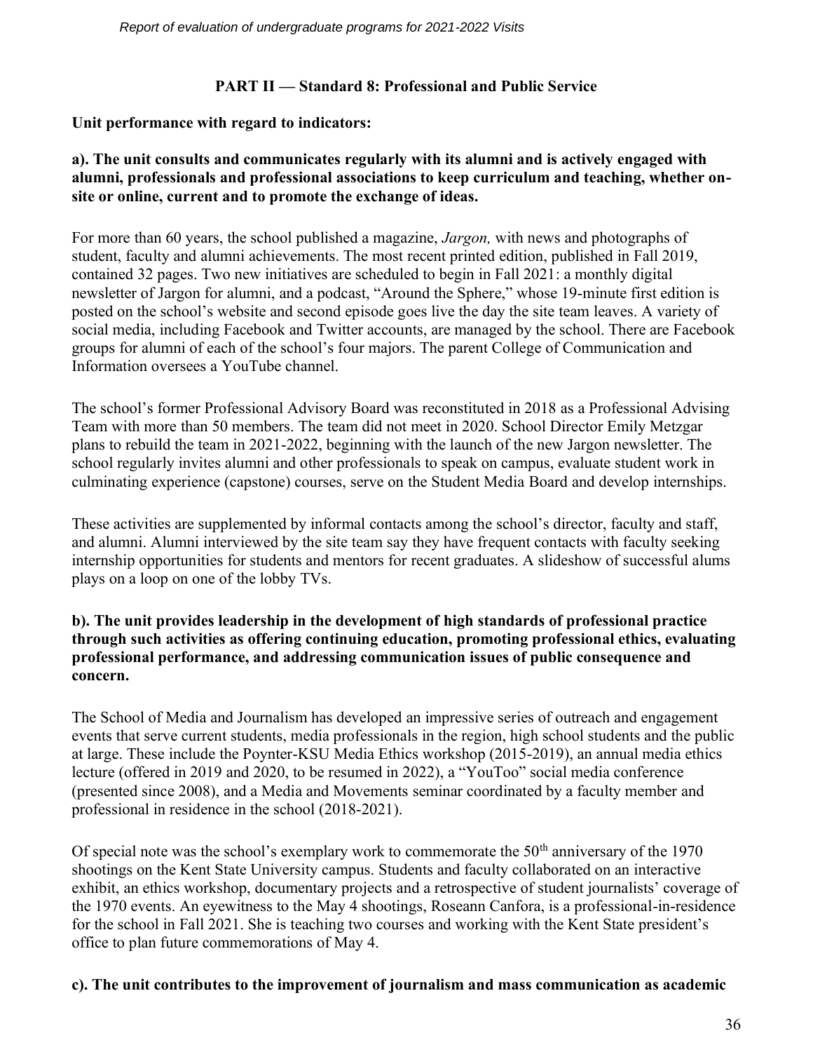## PART II — Standard 8: Professional and Public Service

**Unit performance with regard to indicators:**

**a). The unit consults and communicates regularly with its alumni and is actively engaged with alumni, professionals and professional associations to keep curriculum and teaching, whether on-site or online, current and to promote the exchange of ideas.**

For more than 60 years, the school published a magazine, *Jargon,* with news and photographs of student, faculty and alumni achievements. The most recent printed edition, published in Fall 2019, contained 32 pages. Two new initiatives are scheduled to begin in Fall 2021: a monthly digital newsletter of Jargon for alumni, and a podcast, "Around the Sphere," whose 19-minute first edition is posted on the school's website and second episode goes live the day the site team leaves. A variety of social media, including Facebook and Twitter accounts, are managed by the school. There are Facebook groups for alumni of each of the school's four majors. The parent College of Communication and Information oversees a YouTube channel.

The school's former Professional Advisory Board was reconstituted in 2018 as a Professional Advising Team with more than 50 members. The team did not meet in 2020. School Director Emily Metzgar plans to rebuild the team in 2021-2022, beginning with the launch of the new Jargon newsletter. The school regularly invites alumni and other professionals to speak on campus, evaluate student work in culminating experience (capstone) courses, serve on the Student Media Board and develop internships.

These activities are supplemented by informal contacts among the school's director, faculty and staff, and alumni. Alumni interviewed by the site team say they have frequent contacts with faculty seeking internship opportunities for students and mentors for recent graduates. A slideshow of successful alums plays on a loop on one of the lobby TVs.

**b). The unit provides leadership in the development of high standards of professional practice through such activities as offering continuing education, promoting professional ethics, evaluating professional performance, and addressing communication issues of public consequence and concern.**

The School of Media and Journalism has developed an impressive series of outreach and engagement events that serve current students, media professionals in the region, high school students and the public at large. These include the Poynter-KSU Media Ethics workshop (2015-2019), an annual media ethics lecture (offered in 2019 and 2020, to be resumed in 2022), a "YouToo" social media conference (presented since 2008), and a Media and Movements seminar coordinated by a faculty member and professional in residence in the school (2018-2021).

Of special note was the school's exemplary work to commemorate the 50th anniversary of the 1970 shootings on the Kent State University campus. Students and faculty collaborated on an interactive exhibit, an ethics workshop, documentary projects and a retrospective of student journalists' coverage of the 1970 events. An eyewitness to the May 4 shootings, Roseann Canfora, is a professional-in-residence for the school in Fall 2021. She is teaching two courses and working with the Kent State president's office to plan future commemorations of May 4.

**c). The unit contributes to the improvement of journalism and mass communication as academic**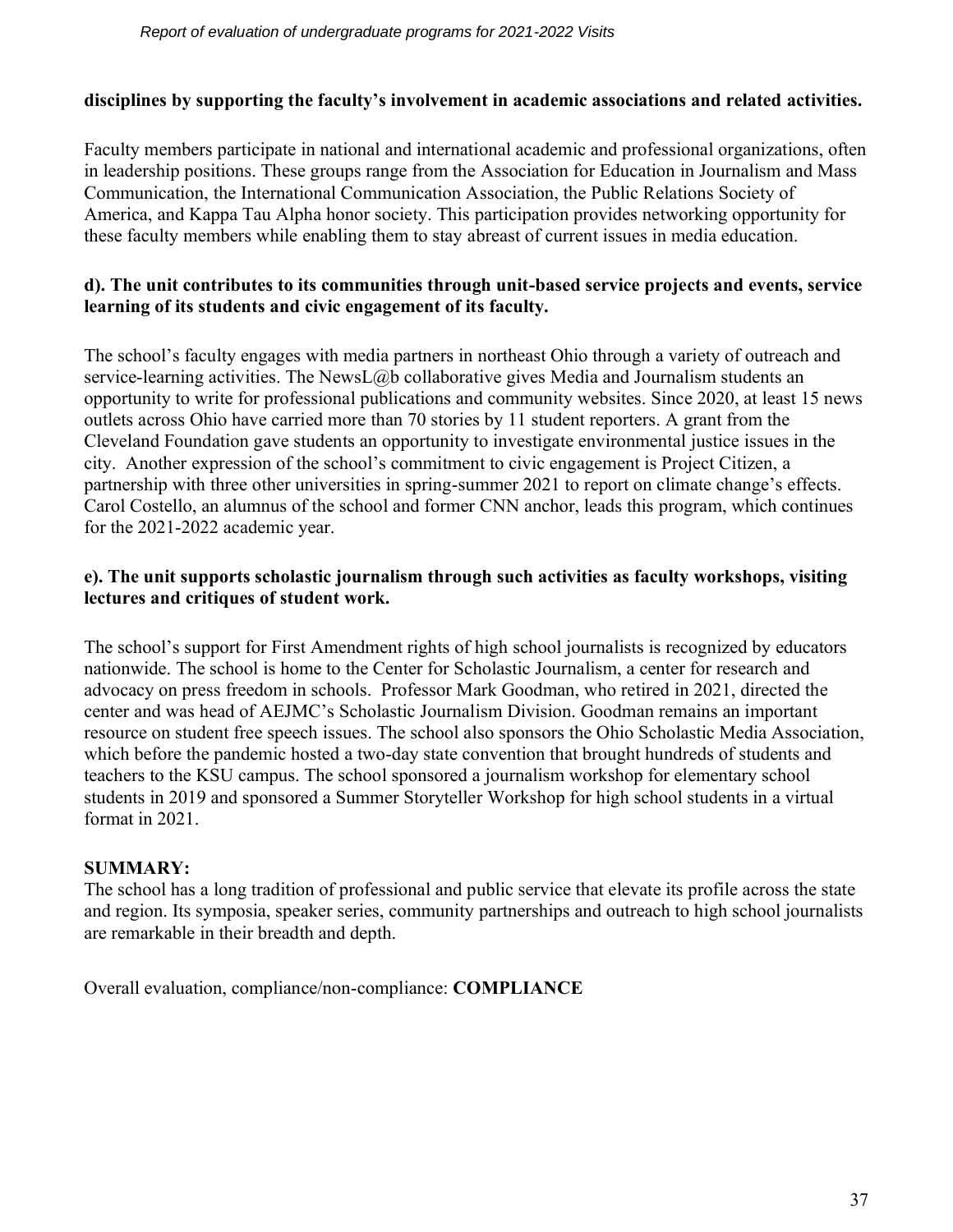**disciplines by supporting the faculty's involvement in academic associations and related activities.**

Faculty members participate in national and international academic and professional organizations, often in leadership positions. These groups range from the Association for Education in Journalism and Mass Communication, the International Communication Association, the Public Relations Society of America, and Kappa Tau Alpha honor society. This participation provides networking opportunity for these faculty members while enabling them to stay abreast of current issues in media education.

**d). The unit contributes to its communities through unit-based service projects and events, service learning of its students and civic engagement of its faculty.**

The school's faculty engages with media partners in northeast Ohio through a variety of outreach and service-learning activities. The NewsL@b collaborative gives Media and Journalism students an opportunity to write for professional publications and community websites. Since 2020, at least 15 news outlets across Ohio have carried more than 70 stories by 11 student reporters. A grant from the Cleveland Foundation gave students an opportunity to investigate environmental justice issues in the city. Another expression of the school's commitment to civic engagement is Project Citizen, a partnership with three other universities in spring-summer 2021 to report on climate change's effects. Carol Costello, an alumnus of the school and former CNN anchor, leads this program, which continues for the 2021-2022 academic year.

**e). The unit supports scholastic journalism through such activities as faculty workshops, visiting lectures and critiques of student work.**

The school's support for First Amendment rights of high school journalists is recognized by educators nationwide. The school is home to the Center for Scholastic Journalism, a center for research and advocacy on press freedom in schools. Professor Mark Goodman, who retired in 2021, directed the center and was head of AEJMC's Scholastic Journalism Division. Goodman remains an important resource on student free speech issues. The school also sponsors the Ohio Scholastic Media Association, which before the pandemic hosted a two-day state convention that brought hundreds of students and teachers to the KSU campus. The school sponsored a journalism workshop for elementary school students in 2019 and sponsored a Summer Storyteller Workshop for high school students in a virtual format in 2021.

**SUMMARY:**

The school has a long tradition of professional and public service that elevate its profile across the state and region. Its symposia, speaker series, community partnerships and outreach to high school journalists are remarkable in their breadth and depth.

Overall evaluation, compliance/non-compliance: **COMPLIANCE**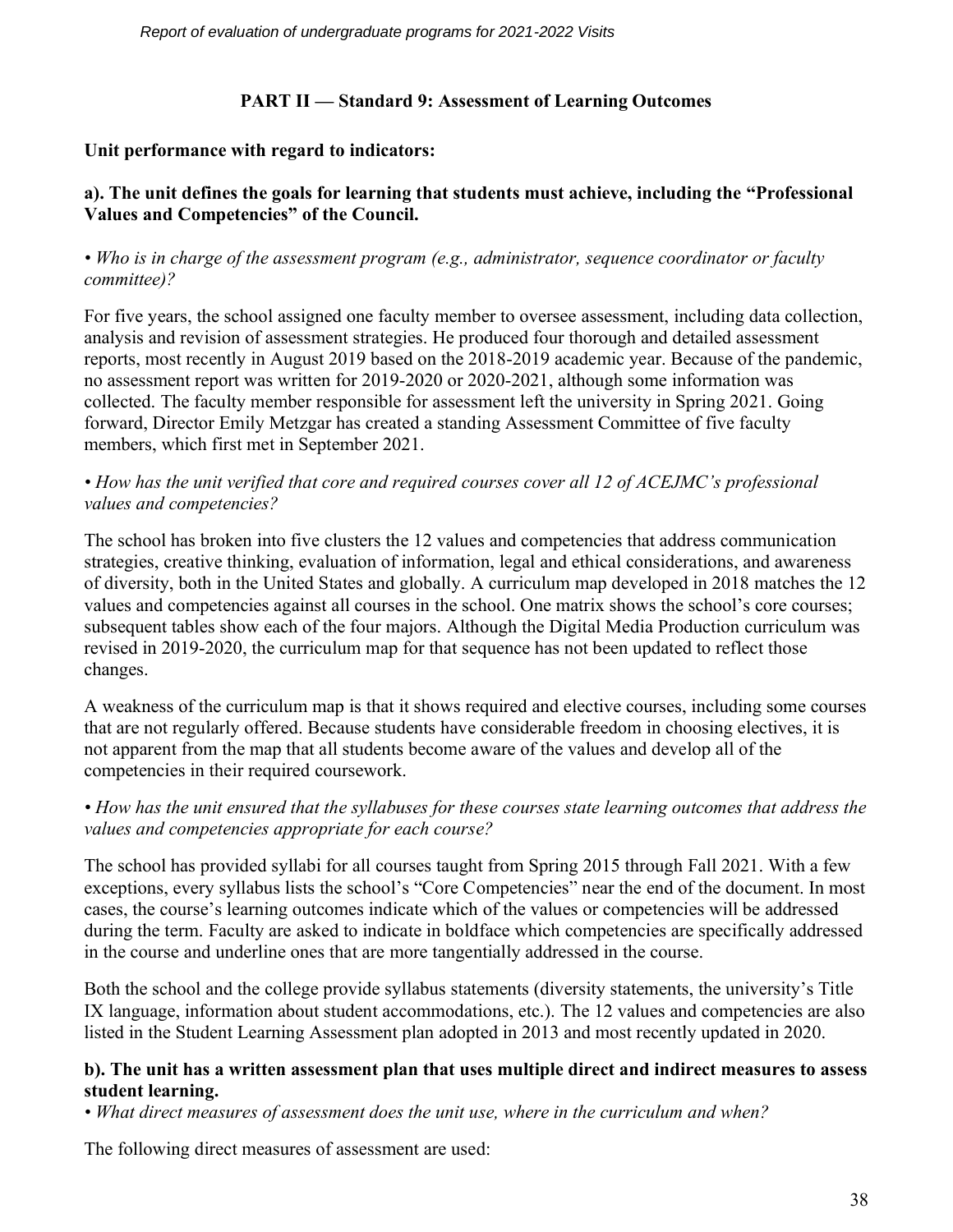## PART II — Standard 9: Assessment of Learning Outcomes

**Unit performance with regard to indicators:**

**a). The unit defines the goals for learning that students must achieve, including the "Professional Values and Competencies" of the Council.**

*• Who is in charge of the assessment program (e.g., administrator, sequence coordinator or faculty committee)?*

For five years, the school assigned one faculty member to oversee assessment, including data collection, analysis and revision of assessment strategies. He produced four thorough and detailed assessment reports, most recently in August 2019 based on the 2018-2019 academic year. Because of the pandemic, no assessment report was written for 2019-2020 or 2020-2021, although some information was collected. The faculty member responsible for assessment left the university in Spring 2021. Going forward, Director Emily Metzgar has created a standing Assessment Committee of five faculty members, which first met in September 2021.

*• How has the unit verified that core and required courses cover all 12 of ACEJMC's professional values and competencies?*

The school has broken into five clusters the 12 values and competencies that address communication strategies, creative thinking, evaluation of information, legal and ethical considerations, and awareness of diversity, both in the United States and globally. A curriculum map developed in 2018 matches the 12 values and competencies against all courses in the school. One matrix shows the school's core courses; subsequent tables show each of the four majors. Although the Digital Media Production curriculum was revised in 2019-2020, the curriculum map for that sequence has not been updated to reflect those changes.

A weakness of the curriculum map is that it shows required and elective courses, including some courses that are not regularly offered. Because students have considerable freedom in choosing electives, it is not apparent from the map that all students become aware of the values and develop all of the competencies in their required coursework.

*• How has the unit ensured that the syllabuses for these courses state learning outcomes that address the values and competencies appropriate for each course?*

The school has provided syllabi for all courses taught from Spring 2015 through Fall 2021. With a few exceptions, every syllabus lists the school's "Core Competencies" near the end of the document. In most cases, the course's learning outcomes indicate which of the values or competencies will be addressed during the term. Faculty are asked to indicate in boldface which competencies are specifically addressed in the course and underline ones that are more tangentially addressed in the course.

Both the school and the college provide syllabus statements (diversity statements, the university's Title IX language, information about student accommodations, etc.). The 12 values and competencies are also listed in the Student Learning Assessment plan adopted in 2013 and most recently updated in 2020.

**b). The unit has a written assessment plan that uses multiple direct and indirect measures to assess student learning.**

*• What direct measures of assessment does the unit use, where in the curriculum and when?*

The following direct measures of assessment are used: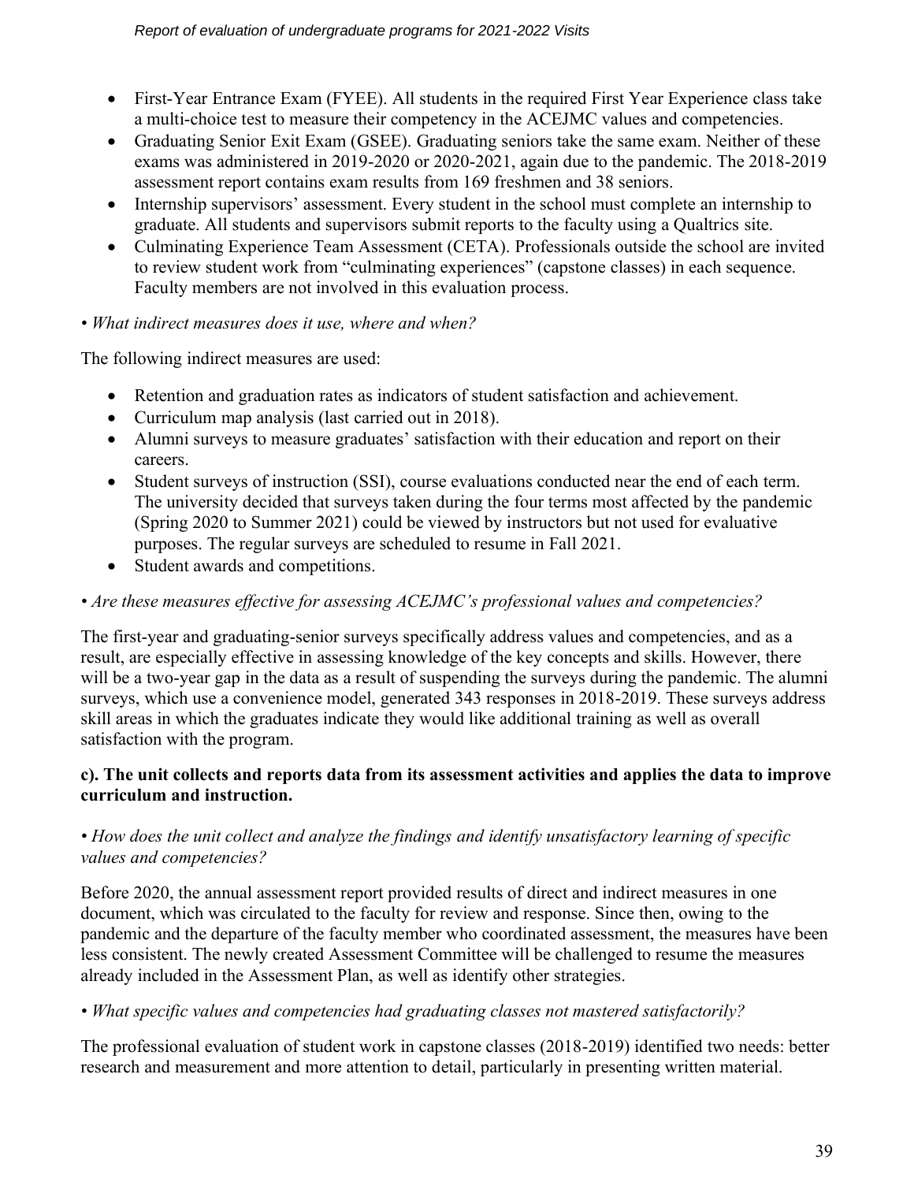- First-Year Entrance Exam (FYEE). All students in the required First Year Experience class take a multi-choice test to measure their competency in the ACEJMC values and competencies.
- Graduating Senior Exit Exam (GSEE). Graduating seniors take the same exam. Neither of these exams was administered in 2019-2020 or 2020-2021, again due to the pandemic. The 2018-2019 assessment report contains exam results from 169 freshmen and 38 seniors.
- Internship supervisors' assessment. Every student in the school must complete an internship to graduate. All students and supervisors submit reports to the faculty using a Qualtrics site.
- Culminating Experience Team Assessment (CETA). Professionals outside the school are invited to review student work from "culminating experiences" (capstone classes) in each sequence. Faculty members are not involved in this evaluation process.

*• What indirect measures does it use, where and when?*

The following indirect measures are used:

- Retention and graduation rates as indicators of student satisfaction and achievement.
- Curriculum map analysis (last carried out in 2018).
- Alumni surveys to measure graduates' satisfaction with their education and report on their careers.
- Student surveys of instruction (SSI), course evaluations conducted near the end of each term. The university decided that surveys taken during the four terms most affected by the pandemic (Spring 2020 to Summer 2021) could be viewed by instructors but not used for evaluative purposes. The regular surveys are scheduled to resume in Fall 2021.
- Student awards and competitions.

*• Are these measures effective for assessing ACEJMC's professional values and competencies?*

The first-year and graduating-senior surveys specifically address values and competencies, and as a result, are especially effective in assessing knowledge of the key concepts and skills. However, there will be a two-year gap in the data as a result of suspending the surveys during the pandemic. The alumni surveys, which use a convenience model, generated 343 responses in 2018-2019. These surveys address skill areas in which the graduates indicate they would like additional training as well as overall satisfaction with the program.

**c). The unit collects and reports data from its assessment activities and applies the data to improve curriculum and instruction.**

*• How does the unit collect and analyze the findings and identify unsatisfactory learning of specific values and competencies?*

Before 2020, the annual assessment report provided results of direct and indirect measures in one document, which was circulated to the faculty for review and response. Since then, owing to the pandemic and the departure of the faculty member who coordinated assessment, the measures have been less consistent. The newly created Assessment Committee will be challenged to resume the measures already included in the Assessment Plan, as well as identify other strategies.

*• What specific values and competencies had graduating classes not mastered satisfactorily?*

The professional evaluation of student work in capstone classes (2018-2019) identified two needs: better research and measurement and more attention to detail, particularly in presenting written material.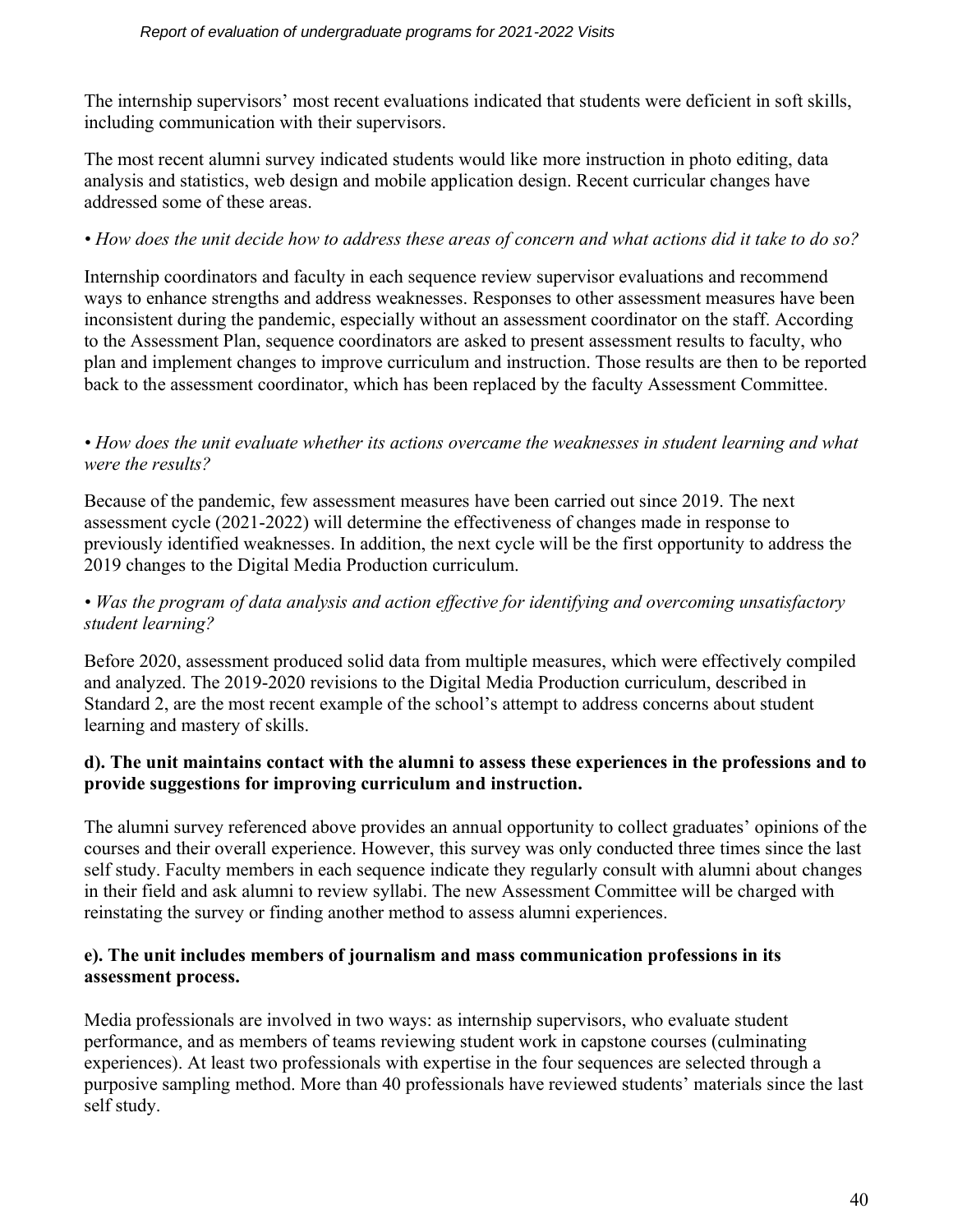The internship supervisors' most recent evaluations indicated that students were deficient in soft skills, including communication with their supervisors.

The most recent alumni survey indicated students would like more instruction in photo editing, data analysis and statistics, web design and mobile application design. Recent curricular changes have addressed some of these areas.

*• How does the unit decide how to address these areas of concern and what actions did it take to do so?*

Internship coordinators and faculty in each sequence review supervisor evaluations and recommend ways to enhance strengths and address weaknesses. Responses to other assessment measures have been inconsistent during the pandemic, especially without an assessment coordinator on the staff. According to the Assessment Plan, sequence coordinators are asked to present assessment results to faculty, who plan and implement changes to improve curriculum and instruction. Those results are then to be reported back to the assessment coordinator, which has been replaced by the faculty Assessment Committee.

*• How does the unit evaluate whether its actions overcame the weaknesses in student learning and what were the results?*

Because of the pandemic, few assessment measures have been carried out since 2019. The next assessment cycle (2021-2022) will determine the effectiveness of changes made in response to previously identified weaknesses. In addition, the next cycle will be the first opportunity to address the 2019 changes to the Digital Media Production curriculum.

*• Was the program of data analysis and action effective for identifying and overcoming unsatisfactory student learning?*

Before 2020, assessment produced solid data from multiple measures, which were effectively compiled and analyzed. The 2019-2020 revisions to the Digital Media Production curriculum, described in Standard 2, are the most recent example of the school's attempt to address concerns about student learning and mastery of skills.

**d). The unit maintains contact with the alumni to assess these experiences in the professions and to provide suggestions for improving curriculum and instruction.**

The alumni survey referenced above provides an annual opportunity to collect graduates' opinions of the courses and their overall experience. However, this survey was only conducted three times since the last self study. Faculty members in each sequence indicate they regularly consult with alumni about changes in their field and ask alumni to review syllabi. The new Assessment Committee will be charged with reinstating the survey or finding another method to assess alumni experiences.

**e). The unit includes members of journalism and mass communication professions in its assessment process.**

Media professionals are involved in two ways: as internship supervisors, who evaluate student performance, and as members of teams reviewing student work in capstone courses (culminating experiences). At least two professionals with expertise in the four sequences are selected through a purposive sampling method. More than 40 professionals have reviewed students' materials since the last self study.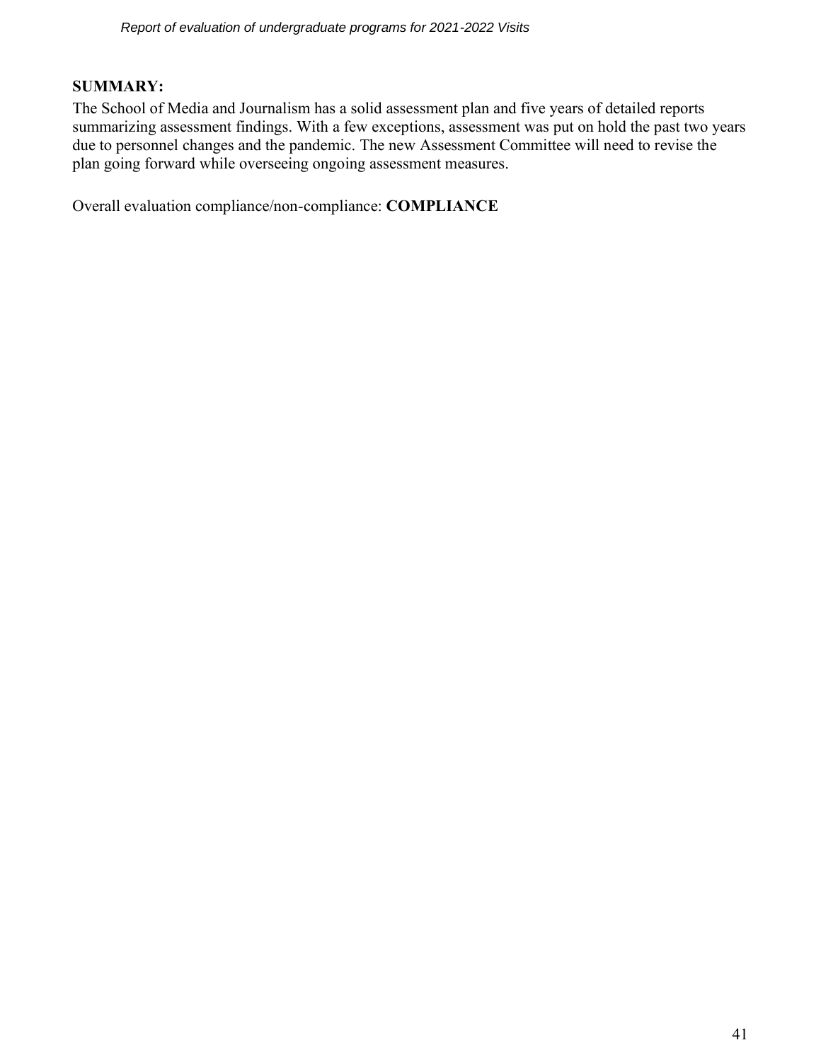**SUMMARY:**

The School of Media and Journalism has a solid assessment plan and five years of detailed reports summarizing assessment findings. With a few exceptions, assessment was put on hold the past two years due to personnel changes and the pandemic. The new Assessment Committee will need to revise the plan going forward while overseeing ongoing assessment measures.

Overall evaluation compliance/non-compliance: **COMPLIANCE**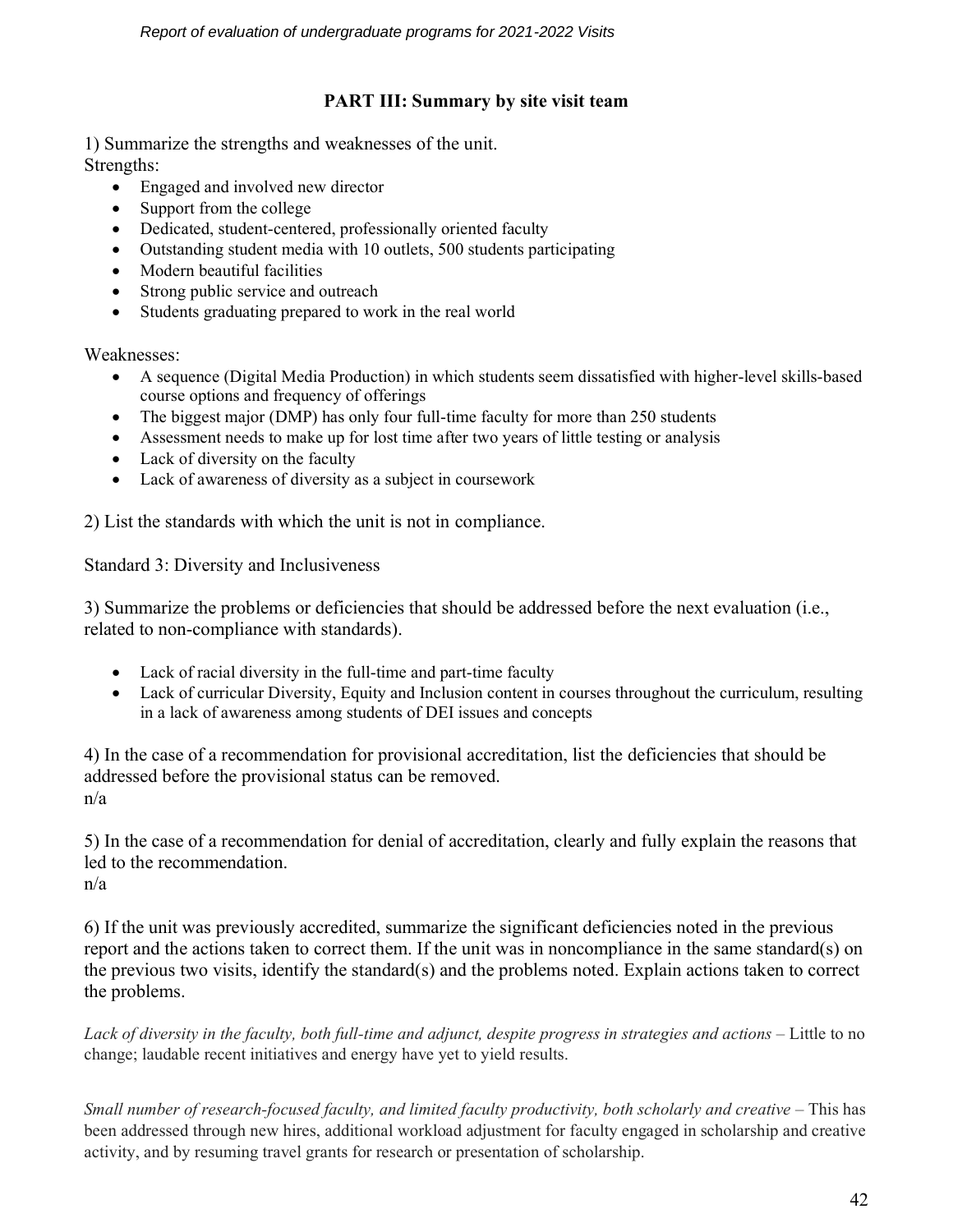## PART III: Summary by site visit team

1) Summarize the strengths and weaknesses of the unit.
Strengths:

- Engaged and involved new director
- Support from the college
- Dedicated, student-centered, professionally oriented faculty
- Outstanding student media with 10 outlets, 500 students participating
- Modern beautiful facilities
- Strong public service and outreach
- Students graduating prepared to work in the real world

Weaknesses:

- A sequence (Digital Media Production) in which students seem dissatisfied with higher-level skills-based course options and frequency of offerings
- The biggest major (DMP) has only four full-time faculty for more than 250 students
- Assessment needs to make up for lost time after two years of little testing or analysis
- Lack of diversity on the faculty
- Lack of awareness of diversity as a subject in coursework

2) List the standards with which the unit is not in compliance.

Standard 3: Diversity and Inclusiveness

3) Summarize the problems or deficiencies that should be addressed before the next evaluation (i.e., related to non-compliance with standards).

- Lack of racial diversity in the full-time and part-time faculty
- Lack of curricular Diversity, Equity and Inclusion content in courses throughout the curriculum, resulting in a lack of awareness among students of DEI issues and concepts

4) In the case of a recommendation for provisional accreditation, list the deficiencies that should be addressed before the provisional status can be removed.
n/a

5) In the case of a recommendation for denial of accreditation, clearly and fully explain the reasons that led to the recommendation.
n/a

6) If the unit was previously accredited, summarize the significant deficiencies noted in the previous report and the actions taken to correct them. If the unit was in noncompliance in the same standard(s) on the previous two visits, identify the standard(s) and the problems noted. Explain actions taken to correct the problems.

*Lack of diversity in the faculty, both full-time and adjunct, despite progress in strategies and actions* – Little to no change; laudable recent initiatives and energy have yet to yield results.

*Small number of research-focused faculty, and limited faculty productivity, both scholarly and creative* – This has been addressed through new hires, additional workload adjustment for faculty engaged in scholarship and creative activity, and by resuming travel grants for research or presentation of scholarship.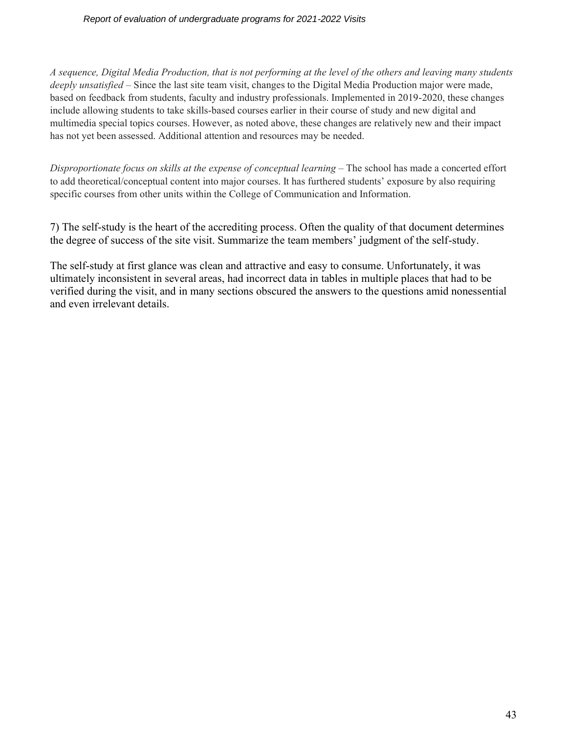*A sequence, Digital Media Production, that is not performing at the level of the others and leaving many students deeply unsatisfied* – Since the last site team visit, changes to the Digital Media Production major were made, based on feedback from students, faculty and industry professionals. Implemented in 2019-2020, these changes include allowing students to take skills-based courses earlier in their course of study and new digital and multimedia special topics courses. However, as noted above, these changes are relatively new and their impact has not yet been assessed. Additional attention and resources may be needed.

*Disproportionate focus on skills at the expense of conceptual learning* – The school has made a concerted effort to add theoretical/conceptual content into major courses. It has furthered students' exposure by also requiring specific courses from other units within the College of Communication and Information.

7) The self-study is the heart of the accrediting process. Often the quality of that document determines the degree of success of the site visit. Summarize the team members' judgment of the self-study.

The self-study at first glance was clean and attractive and easy to consume. Unfortunately, it was ultimately inconsistent in several areas, had incorrect data in tables in multiple places that had to be verified during the visit, and in many sections obscured the answers to the questions amid nonessential and even irrelevant details.